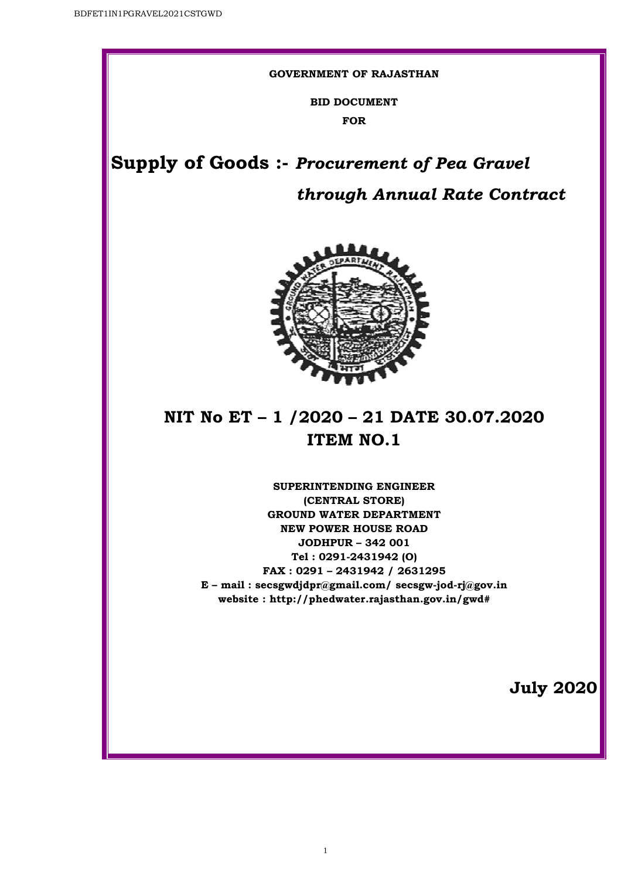**GOVERNMENT OF RAJASTHAN**

**BID DOCUMENT**

**FOR**

# Supply of Goods :- *Procurement of Pea Gravel through Annual Rate Contract*

## NIT No ET – 1 /2020 – 21 DATE 30.07.2020
## ITEM NO.1

**SUPERINTENDING ENGINEER**
**(CENTRAL STORE)**
**GROUND WATER DEPARTMENT**
**NEW POWER HOUSE ROAD**
**JODHPUR – 342 001**
**Tel : 0291-2431942 (O)**
**FAX : 0291 – 2431942 / 2631295**
**E – mail : secsgwdjdpr@gmail.com/ secsgw-jod-rj@gov.in**
**website : http://phedwater.rajasthan.gov.in/gwd#**

**July 2020**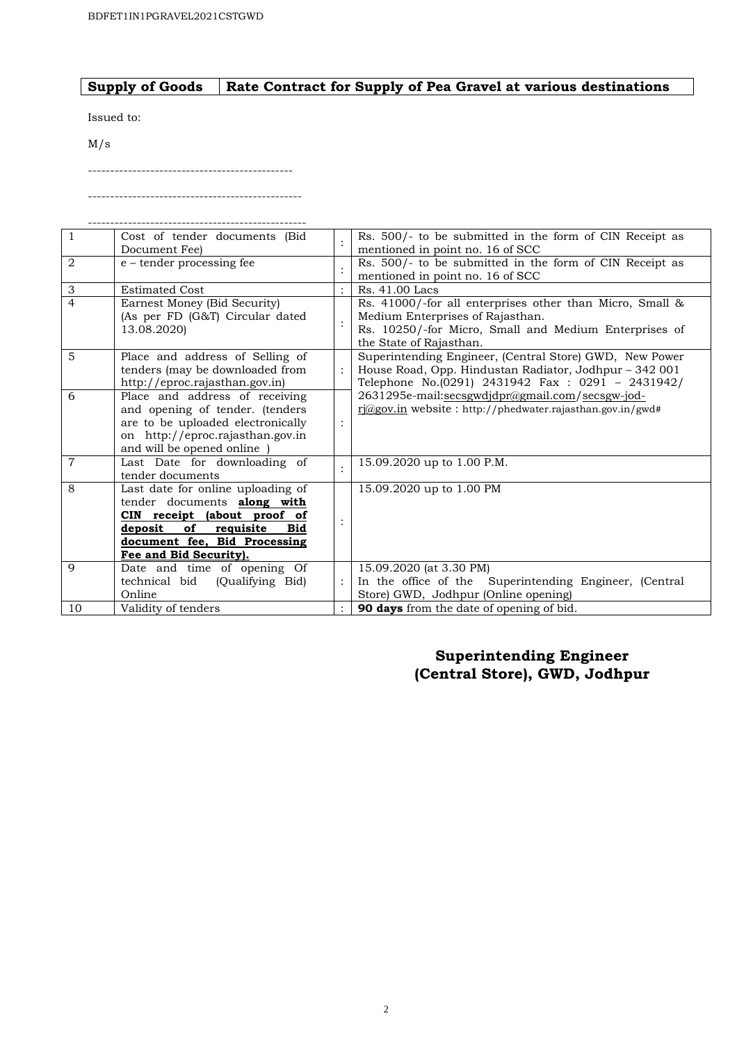| Supply of Goods | Rate Contract for Supply of Pea Gravel at various destinations |
|---|---|

Issued to:

M/s

----------------------------------------------

-------------------------------------------------

-------------------------------------------------

| 1 | Cost of tender documents (Bid Document Fee) | : | Rs. 500/- to be submitted in the form of CIN Receipt as mentioned in point no. 16 of SCC |
|---|---|---|---|
| 2 | e – tender processing fee | : | Rs. 500/- to be submitted in the form of CIN Receipt as mentioned in point no. 16 of SCC |
| 3 | Estimated Cost | : | Rs. 41.00 Lacs |
| 4 | Earnest Money (Bid Security) (As per FD (G&T) Circular dated 13.08.2020) | : | Rs. 41000/-for all enterprises other than Micro, Small & Medium Enterprises of Rajasthan. Rs. 10250/-for Micro, Small and Medium Enterprises of the State of Rajasthan. |
| 5 | Place and address of Selling of tenders (may be downloaded from http://eproc.rajasthan.gov.in) | : | Superintending Engineer, (Central Store) GWD, New Power House Road, Opp. Hindustan Radiator, Jodhpur – 342 001 Telephone No.(0291) 2431942 Fax : 0291 – 2431942/ 2631295e-mail:secsgwdjdpr@gmail.com/secsgw-jod-rj@gov.in website : http://phedwater.rajasthan.gov.in/gwd# |
| 6 | Place and address of receiving and opening of tender. (tenders are to be uploaded electronically on http://eproc.rajasthan.gov.in and will be opened online ) | : | |
| 7 | Last Date for downloading of tender documents | : | 15.09.2020 up to 1.00 P.M. |
| 8 | Last date for online uploading of tender documents **along with CIN receipt (about proof of deposit of requisite Bid document fee, Bid Processing Fee and Bid Security).** | : | 15.09.2020 up to 1.00 PM |
| 9 | Date and time of opening Of technical bid (Qualifying Bid) Online | : | 15.09.2020 (at 3.30 PM) In the office of the Superintending Engineer, (Central Store) GWD, Jodhpur (Online opening) |
| 10 | Validity of tenders | : | **90 days** from the date of opening of bid. |

**Superintending Engineer**
**(Central Store), GWD, Jodhpur**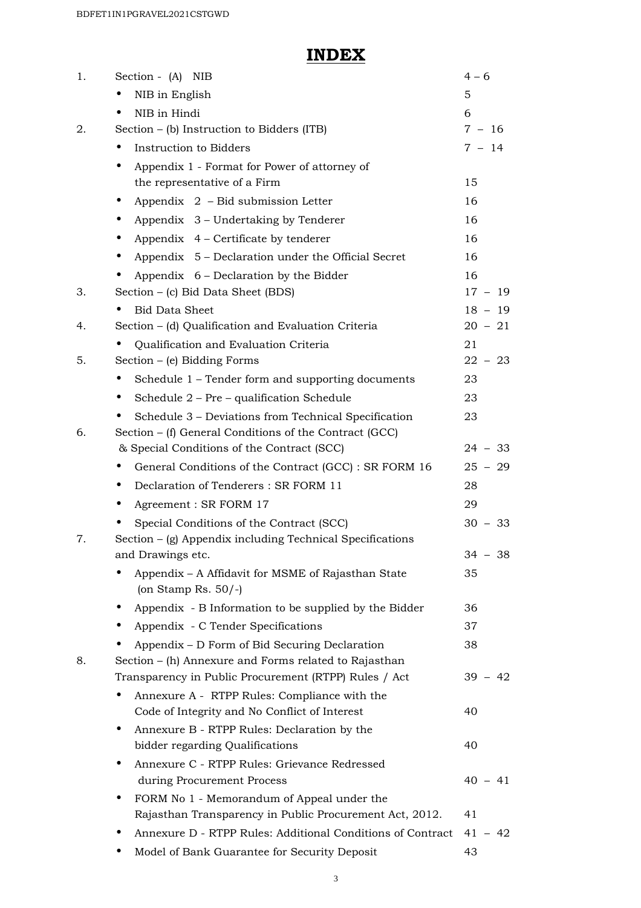# INDEX

| | | |
|---|---|---|
| 1. | Section - (A) NIB | 4 – 6 |
| | • NIB in English | 5 |
| | • NIB in Hindi | 6 |
| 2. | Section – (b) Instruction to Bidders (ITB) | 7 – 16 |
| | • Instruction to Bidders | 7 – 14 |
| | • Appendix 1 - Format for Power of attorney of the representative of a Firm | 15 |
| | • Appendix 2 – Bid submission Letter | 16 |
| | • Appendix 3 – Undertaking by Tenderer | 16 |
| | • Appendix 4 – Certificate by tenderer | 16 |
| | • Appendix 5 – Declaration under the Official Secret | 16 |
| | • Appendix 6 – Declaration by the Bidder | 16 |
| 3. | Section – (c) Bid Data Sheet (BDS) | 17 – 19 |
| | • Bid Data Sheet | 18 – 19 |
| 4. | Section – (d) Qualification and Evaluation Criteria | 20 – 21 |
| | • Qualification and Evaluation Criteria | 21 |
| 5. | Section – (e) Bidding Forms | 22 – 23 |
| | • Schedule 1 – Tender form and supporting documents | 23 |
| | • Schedule 2 – Pre – qualification Schedule | 23 |
| | • Schedule 3 – Deviations from Technical Specification | 23 |
| 6. | Section – (f) General Conditions of the Contract (GCC) & Special Conditions of the Contract (SCC) | 24 – 33 |
| | • General Conditions of the Contract (GCC) : SR FORM 16 | 25 – 29 |
| | • Declaration of Tenderers : SR FORM 11 | 28 |
| | • Agreement : SR FORM 17 | 29 |
| | • Special Conditions of the Contract (SCC) | 30 – 33 |
| 7. | Section – (g) Appendix including Technical Specifications and Drawings etc. | 34 – 38 |
| | • Appendix – A Affidavit for MSME of Rajasthan State (on Stamp Rs. 50/-) | 35 |
| | • Appendix - B Information to be supplied by the Bidder | 36 |
| | • Appendix - C Tender Specifications | 37 |
| | • Appendix – D Form of Bid Securing Declaration | 38 |
| 8. | Section – (h) Annexure and Forms related to Rajasthan Transparency in Public Procurement (RTPP) Rules / Act | 39 – 42 |
| | • Annexure A - RTPP Rules: Compliance with the Code of Integrity and No Conflict of Interest | 40 |
| | • Annexure B - RTPP Rules: Declaration by the bidder regarding Qualifications | 40 |
| | • Annexure C - RTPP Rules: Grievance Redressed during Procurement Process | 40 – 41 |
| | • FORM No 1 - Memorandum of Appeal under the Rajasthan Transparency in Public Procurement Act, 2012. | 41 |
| | • Annexure D - RTPP Rules: Additional Conditions of Contract | 41 – 42 |
| | • Model of Bank Guarantee for Security Deposit | 43 |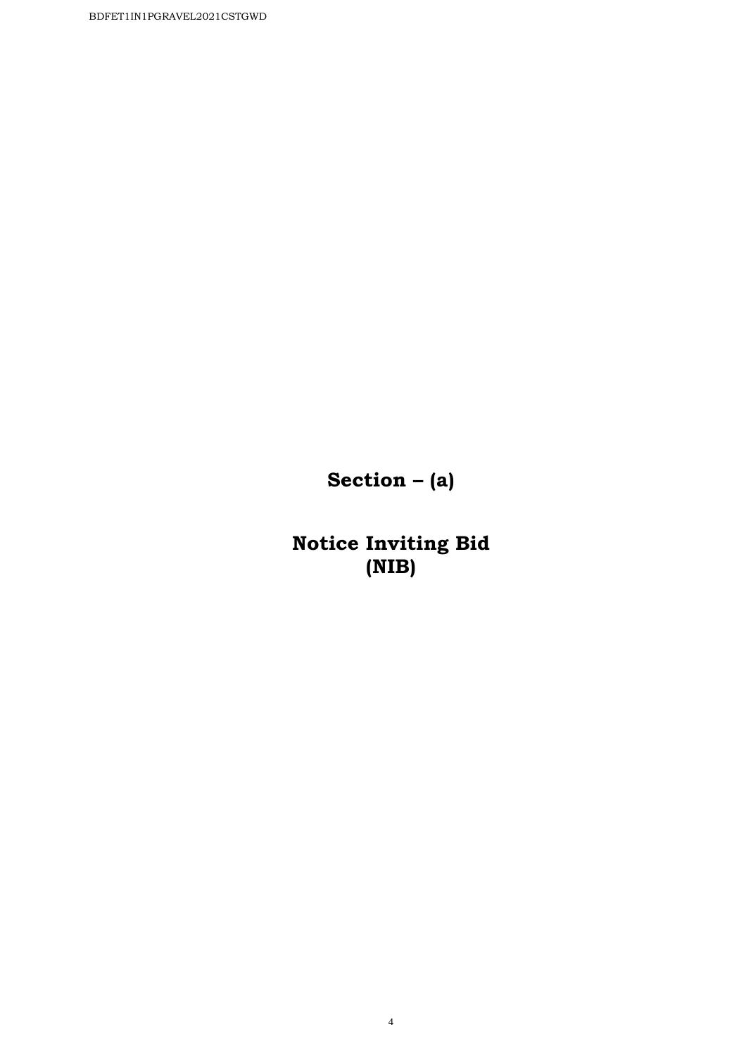# Section – (a)

# Notice Inviting Bid (NIB)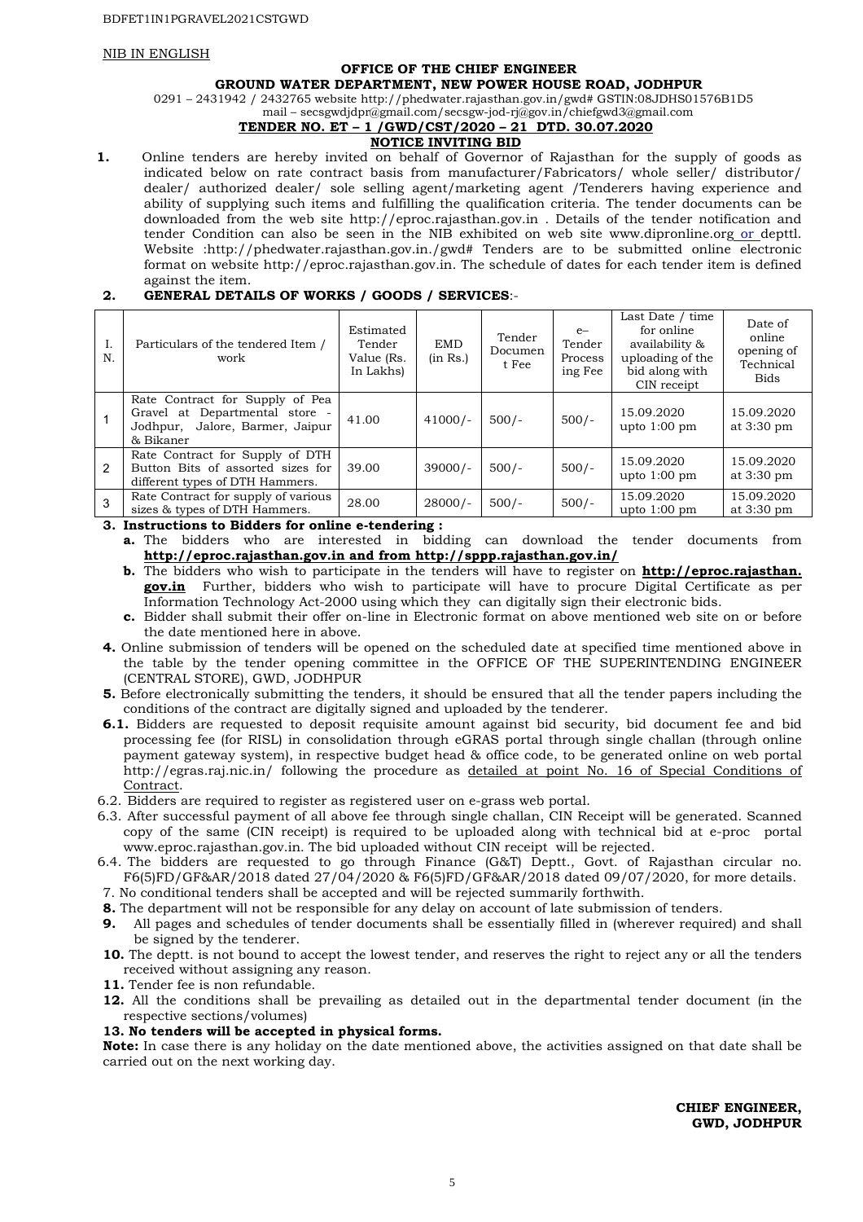BDFET1IN1PGRAVEL2021CSTGWD

NIB IN ENGLISH

**OFFICE OF THE CHIEF ENGINEER**

**GROUND WATER DEPARTMENT, NEW POWER HOUSE ROAD, JODHPUR**

0291 – 2431942 / 2432765 website http://phedwater.rajasthan.gov.in/gwd# GSTIN:08JDHS01576B1D5

mail – secsgwdjdpr@gmail.com/secsgw-jod-rj@gov.in/chiefgwd3@gmail.com

**TENDER NO. ET – 1 /GWD/CST/2020 – 21 DTD. 30.07.2020**

**NOTICE INVITING BID**

**1.** Online tenders are hereby invited on behalf of Governor of Rajasthan for the supply of goods as indicated below on rate contract basis from manufacturer/Fabricators/ whole seller/ distributor/ dealer/ authorized dealer/ sole selling agent/marketing agent /Tenderers having experience and ability of supplying such items and fulfilling the qualification criteria. The tender documents can be downloaded from the web site http://eproc.rajasthan.gov.in . Details of the tender notification and tender Condition can also be seen in the NIB exhibited on web site www.dipronline.org or depttl. Website :http://phedwater.rajasthan.gov.in./gwd# Tenders are to be submitted online electronic format on website http://eproc.rajasthan.gov.in. The schedule of dates for each tender item is defined against the item.

**2. GENERAL DETAILS OF WORKS / GOODS / SERVICES**:-

| I. N. | Particulars of the tendered Item / work | Estimated Tender Value (Rs. In Lakhs) | EMD (in Rs.) | Tender Document Fee | e– Tender Processing Fee | Last Date / time for online availability & uploading of the bid along with CIN receipt | Date of online opening of Technical Bids |
|---|---|---|---|---|---|---|---|
| 1 | Rate Contract for Supply of Pea Gravel at Departmental store - Jodhpur, Jalore, Barmer, Jaipur & Bikaner | 41.00 | 41000/- | 500/- | 500/- | 15.09.2020 upto 1:00 pm | 15.09.2020 at 3:30 pm |
| 2 | Rate Contract for Supply of DTH Button Bits of assorted sizes for different types of DTH Hammers. | 39.00 | 39000/- | 500/- | 500/- | 15.09.2020 upto 1:00 pm | 15.09.2020 at 3:30 pm |
| 3 | Rate Contract for supply of various sizes & types of DTH Hammers. | 28.00 | 28000/- | 500/- | 500/- | 15.09.2020 upto 1:00 pm | 15.09.2020 at 3:30 pm |

**3. Instructions to Bidders for online e-tendering :**

- **a.** The bidders who are interested in bidding can download the tender documents from **http://eproc.rajasthan.gov.in and from http://sppp.rajasthan.gov.in/**
- **b.** The bidders who wish to participate in the tenders will have to register on **http://eproc.rajasthan.gov.in** Further, bidders who wish to participate will have to procure Digital Certificate as per Information Technology Act-2000 using which they can digitally sign their electronic bids.
- **c.** Bidder shall submit their offer on-line in Electronic format on above mentioned web site on or before the date mentioned here in above.

**4.** Online submission of tenders will be opened on the scheduled date at specified time mentioned above in the table by the tender opening committee in the OFFICE OF THE SUPERINTENDING ENGINEER (CENTRAL STORE), GWD, JODHPUR

**5.** Before electronically submitting the tenders, it should be ensured that all the tender papers including the conditions of the contract are digitally signed and uploaded by the tenderer.

**6.1.** Bidders are requested to deposit requisite amount against bid security, bid document fee and bid processing fee (for RISL) in consolidation through eGRAS portal through single challan (through online payment gateway system), in respective budget head & office code, to be generated online on web portal http://egras.raj.nic.in/ following the procedure as detailed at point No. 16 of Special Conditions of Contract.

6.2. Bidders are required to register as registered user on e-grass web portal.

6.3. After successful payment of all above fee through single challan, CIN Receipt will be generated. Scanned copy of the same (CIN receipt) is required to be uploaded along with technical bid at e-proc portal www.eproc.rajasthan.gov.in. The bid uploaded without CIN receipt will be rejected.

6.4. The bidders are requested to go through Finance (G&T) Deptt., Govt. of Rajasthan circular no. F6(5)FD/GF&AR/2018 dated 27/04/2020 & F6(5)FD/GF&AR/2018 dated 09/07/2020, for more details.

7. No conditional tenders shall be accepted and will be rejected summarily forthwith.

**8.** The department will not be responsible for any delay on account of late submission of tenders.

**9.** All pages and schedules of tender documents shall be essentially filled in (wherever required) and shall be signed by the tenderer.

**10.** The deptt. is not bound to accept the lowest tender, and reserves the right to reject any or all the tenders received without assigning any reason.

**11.** Tender fee is non refundable.

**12.** All the conditions shall be prevailing as detailed out in the departmental tender document (in the respective sections/volumes)

**13. No tenders will be accepted in physical forms.**

**Note:** In case there is any holiday on the date mentioned above, the activities assigned on that date shall be carried out on the next working day.

**CHIEF ENGINEER,**
**GWD, JODHPUR**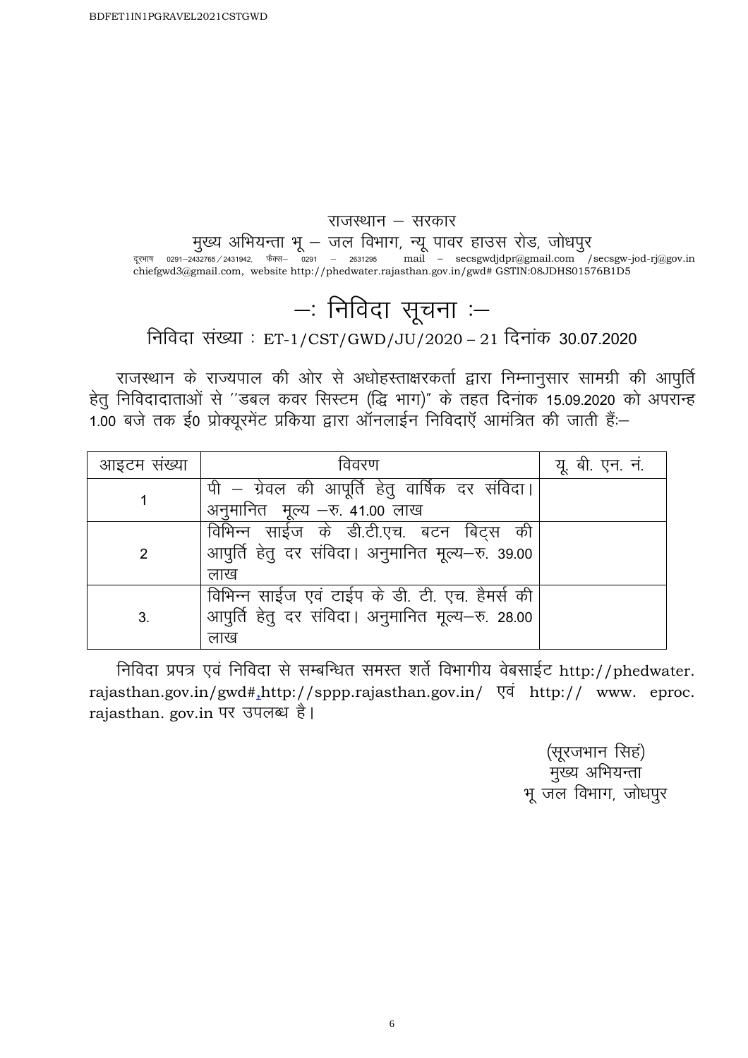राजस्थान – सरकार

मुख्य अभियन्ता भू – जल विभाग, न्यू पावर हाउस रोड, जोधपुर

दूरभाष 0291–2432765 / 2431942, फैक्स– 0291 – 2631295 mail – secsgwdjdpr@gmail.com /secsgw-jod-rj@gov.in chiefgwd3@gmail.com, website http://phedwater.rajasthan.gov.in/gwd# GSTIN:08JDHS01576B1D5

# –: निविदा सूचना :–

## निविदा संख्या : ET-1/CST/GWD/JU/2020 – 21 दिनांक 30.07.2020

राजस्थान के राज्यपाल की ओर से अधोहस्ताक्षरकर्ता द्वारा निम्नानुसार सामग्री की आपुर्ति हेतु निविदादाताओं से ''डबल कवर सिस्टम (द्वि भाग)'' के तहत दिनांक 15.09.2020 को अपरान्ह 1.00 बजे तक ई0 प्रोक्यूरमेंट प्रकिया द्वारा ऑनलाईन निविदाएँ आमंत्रित की जाती हैं:–

| आइटम संख्या | विवरण | यू. बी. एन. नं. |
|---|---|---|
| 1 | पी – ग्रेवल की आपूर्ति हेतु वार्षिक दर संविदा। अनुमानित मूल्य –रु. 41.00 लाख | |
| 2 | विभिन्न साईज के डी.टी.एच. बटन बिट्स की आपुर्ति हेतु दर संविदा। अनुमानित मूल्य–रु. 39.00 लाख | |
| 3. | विभिन्न साईज एवं टाईप के डी. टी. एच. हैमर्स की आपुर्ति हेतु दर संविदा। अनुमानित मूल्य–रु. 28.00 लाख | |

निविदा प्रपत्र एवं निविदा से सम्बन्धित समस्त शर्ते विभागीय वेबसाईट http://phedwater.rajasthan.gov.in/gwd#,http://sppp.rajasthan.gov.in/ एवं http:// www. eproc. rajasthan. gov.in पर उपलब्ध है।

(सूरजभान सिहं)
मुख्य अभियन्ता
भू जल विभाग, जोधपुर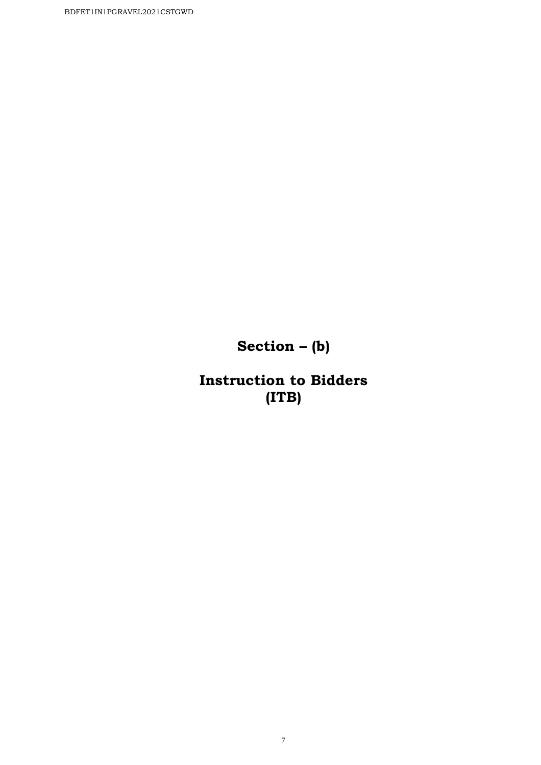# Section – (b)

# Instruction to Bidders (ITB)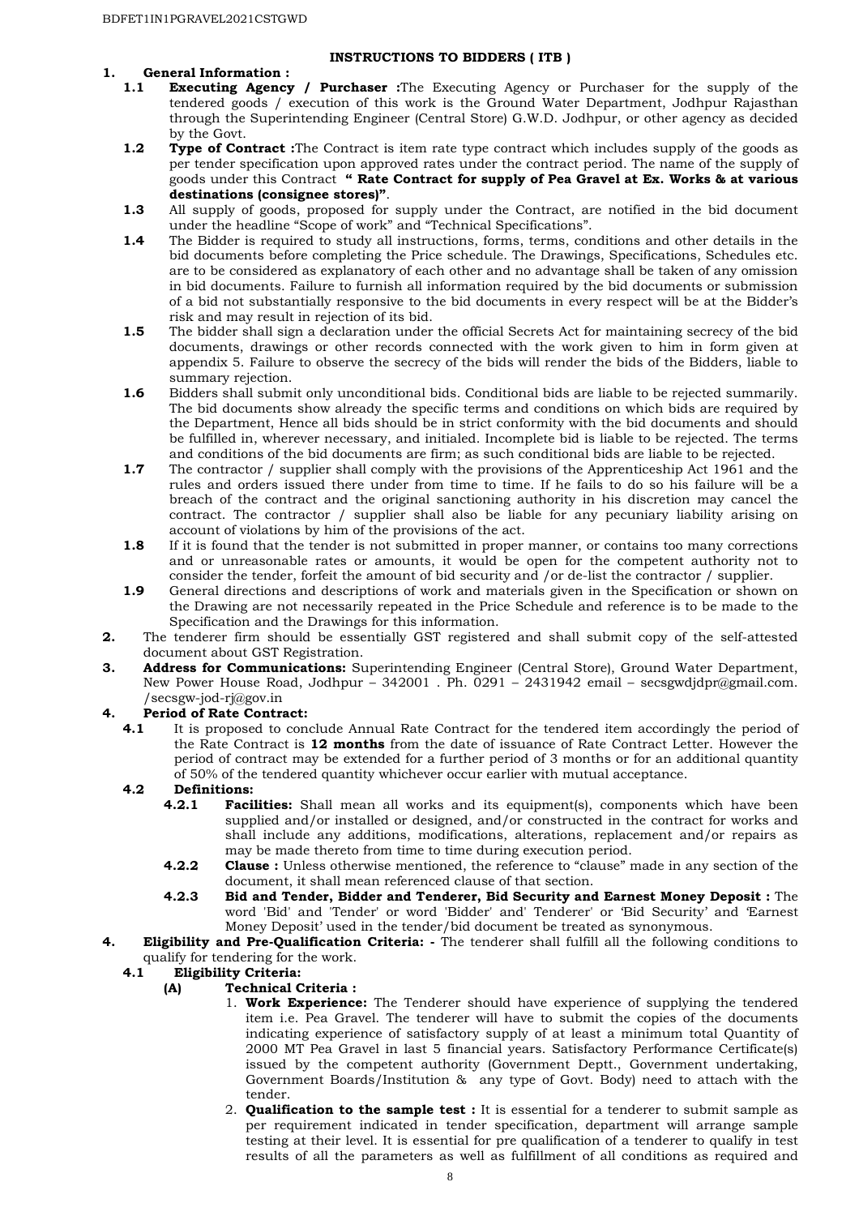## INSTRUCTIONS TO BIDDERS ( ITB )

**1. General Information :**

**1.1 Executing Agency / Purchaser :** The Executing Agency or Purchaser for the supply of the tendered goods / execution of this work is the Ground Water Department, Jodhpur Rajasthan through the Superintending Engineer (Central Store) G.W.D. Jodhpur, or other agency as decided by the Govt.

**1.2 Type of Contract :** The Contract is item rate type contract which includes supply of the goods as per tender specification upon approved rates under the contract period. The name of the supply of goods under this Contract **" Rate Contract for supply of Pea Gravel at Ex. Works & at various destinations (consignee stores)"**.

**1.3** All supply of goods, proposed for supply under the Contract, are notified in the bid document under the headline "Scope of work" and "Technical Specifications".

**1.4** The Bidder is required to study all instructions, forms, terms, conditions and other details in the bid documents before completing the Price schedule. The Drawings, Specifications, Schedules etc. are to be considered as explanatory of each other and no advantage shall be taken of any omission in bid documents. Failure to furnish all information required by the bid documents or submission of a bid not substantially responsive to the bid documents in every respect will be at the Bidder's risk and may result in rejection of its bid.

**1.5** The bidder shall sign a declaration under the official Secrets Act for maintaining secrecy of the bid documents, drawings or other records connected with the work given to him in form given at appendix 5. Failure to observe the secrecy of the bids will render the bids of the Bidders, liable to summary rejection.

**1.6** Bidders shall submit only unconditional bids. Conditional bids are liable to be rejected summarily. The bid documents show already the specific terms and conditions on which bids are required by the Department, Hence all bids should be in strict conformity with the bid documents and should be fulfilled in, wherever necessary, and initialed. Incomplete bid is liable to be rejected. The terms and conditions of the bid documents are firm; as such conditional bids are liable to be rejected.

**1.7** The contractor / supplier shall comply with the provisions of the Apprenticeship Act 1961 and the rules and orders issued there under from time to time. If he fails to do so his failure will be a breach of the contract and the original sanctioning authority in his discretion may cancel the contract. The contractor / supplier shall also be liable for any pecuniary liability arising on account of violations by him of the provisions of the act.

**1.8** If it is found that the tender is not submitted in proper manner, or contains too many corrections and or unreasonable rates or amounts, it would be open for the competent authority not to consider the tender, forfeit the amount of bid security and /or de-list the contractor / supplier.

**1.9** General directions and descriptions of work and materials given in the Specification or shown on the Drawing are not necessarily repeated in the Price Schedule and reference is to be made to the Specification and the Drawings for this information.

**2.** The tenderer firm should be essentially GST registered and shall submit copy of the self-attested document about GST Registration.

**3. Address for Communications:** Superintending Engineer (Central Store), Ground Water Department, New Power House Road, Jodhpur – 342001 . Ph. 0291 – 2431942 email – secsgwdjdpr@gmail.com. /secsgw-jod-rj@gov.in

**4. Period of Rate Contract:**

**4.1** It is proposed to conclude Annual Rate Contract for the tendered item accordingly the period of the Rate Contract is **12 months** from the date of issuance of Rate Contract Letter. However the period of contract may be extended for a further period of 3 months or for an additional quantity of 50% of the tendered quantity whichever occur earlier with mutual acceptance.

**4.2 Definitions:**

**4.2.1 Facilities:** Shall mean all works and its equipment(s), components which have been supplied and/or installed or designed, and/or constructed in the contract for works and shall include any additions, modifications, alterations, replacement and/or repairs as may be made thereto from time to time during execution period.

**4.2.2 Clause :** Unless otherwise mentioned, the reference to "clause" made in any section of the document, it shall mean referenced clause of that section.

**4.2.3 Bid and Tender, Bidder and Tenderer, Bid Security and Earnest Money Deposit :** The word 'Bid' and 'Tender' or word 'Bidder' and' Tenderer' or 'Bid Security' and 'Earnest Money Deposit' used in the tender/bid document be treated as synonymous.

**4. Eligibility and Pre-Qualification Criteria: -** The tenderer shall fulfill all the following conditions to qualify for tendering for the work.

**4.1 Eligibility Criteria:**

**(A) Technical Criteria :**

1. **Work Experience:** The Tenderer should have experience of supplying the tendered item i.e. Pea Gravel. The tenderer will have to submit the copies of the documents indicating experience of satisfactory supply of at least a minimum total Quantity of 2000 MT Pea Gravel in last 5 financial years. Satisfactory Performance Certificate(s) issued by the competent authority (Government Deptt., Government undertaking, Government Boards/Institution & any type of Govt. Body) need to attach with the tender.
2. **Qualification to the sample test :** It is essential for a tenderer to submit sample as per requirement indicated in tender specification, department will arrange sample testing at their level. It is essential for pre qualification of a tenderer to qualify in test results of all the parameters as well as fulfillment of all conditions as required and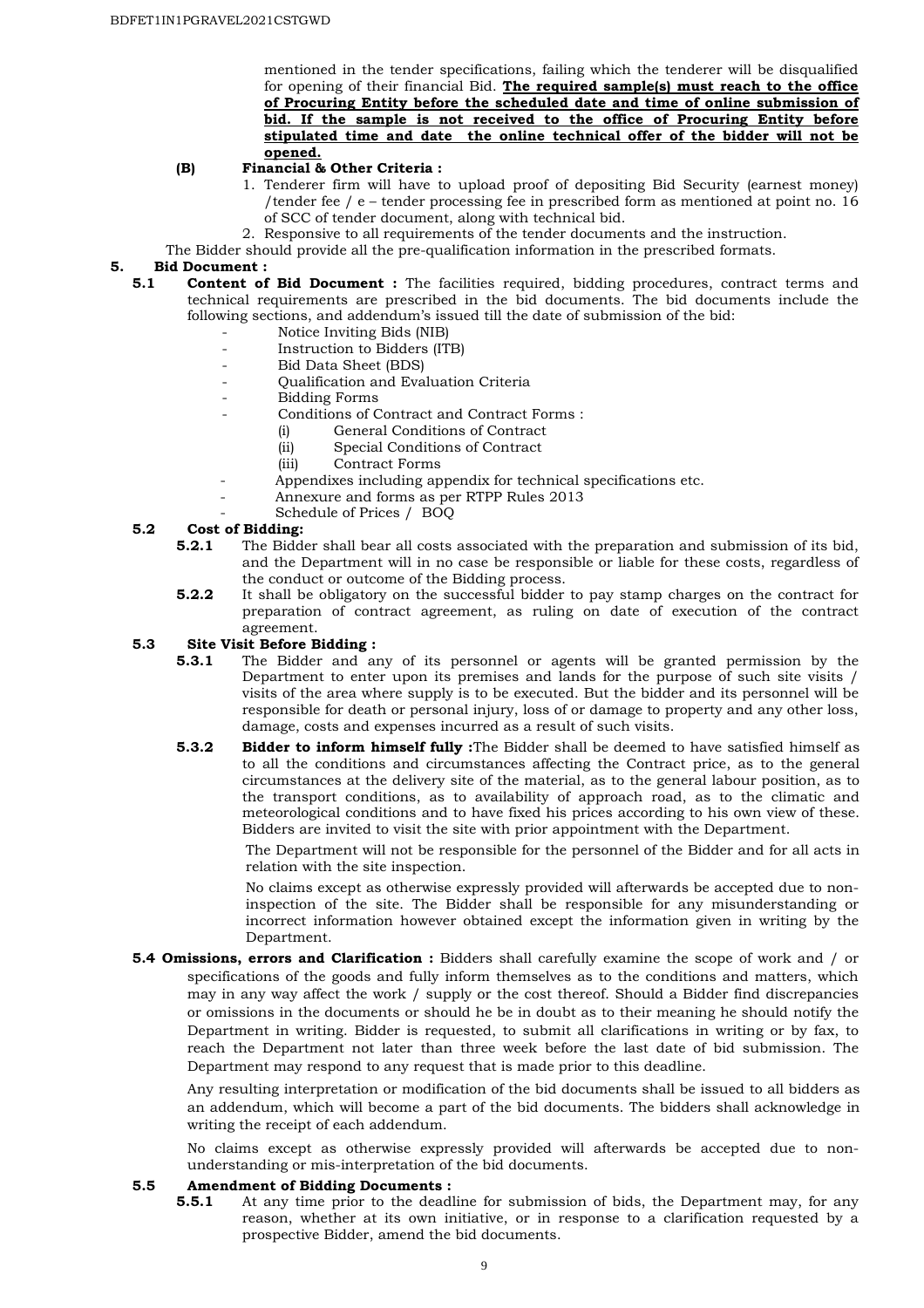mentioned in the tender specifications, failing which the tenderer will be disqualified for opening of their financial Bid. **The required sample(s) must reach to the office of Procuring Entity before the scheduled date and time of online submission of bid. If the sample is not received to the office of Procuring Entity before stipulated time and date the online technical offer of the bidder will not be opened.**

**(B) Financial & Other Criteria :**

1. Tenderer firm will have to upload proof of depositing Bid Security (earnest money) /tender fee / e – tender processing fee in prescribed form as mentioned at point no. 16 of SCC of tender document, along with technical bid.
2. Responsive to all requirements of the tender documents and the instruction.

The Bidder should provide all the pre-qualification information in the prescribed formats.

## 5. Bid Document :

**5.1 Content of Bid Document :** The facilities required, bidding procedures, contract terms and technical requirements are prescribed in the bid documents. The bid documents include the following sections, and addendum's issued till the date of submission of the bid:

- Notice Inviting Bids (NIB)
- Instruction to Bidders (ITB)
- Bid Data Sheet (BDS)
- Qualification and Evaluation Criteria
- Bidding Forms
- Conditions of Contract and Contract Forms :
  - (i) General Conditions of Contract
  - (ii) Special Conditions of Contract
  - (iii) Contract Forms
- Appendixes including appendix for technical specifications etc.
- Annexure and forms as per RTPP Rules 2013
- Schedule of Prices / BOQ

**5.2 Cost of Bidding:**

**5.2.1** The Bidder shall bear all costs associated with the preparation and submission of its bid, and the Department will in no case be responsible or liable for these costs, regardless of the conduct or outcome of the Bidding process.

**5.2.2** It shall be obligatory on the successful bidder to pay stamp charges on the contract for preparation of contract agreement, as ruling on date of execution of the contract agreement.

**5.3 Site Visit Before Bidding :**

**5.3.1** The Bidder and any of its personnel or agents will be granted permission by the Department to enter upon its premises and lands for the purpose of such site visits / visits of the area where supply is to be executed. But the bidder and its personnel will be responsible for death or personal injury, loss of or damage to property and any other loss, damage, costs and expenses incurred as a result of such visits.

**5.3.2 Bidder to inform himself fully :**The Bidder shall be deemed to have satisfied himself as to all the conditions and circumstances affecting the Contract price, as to the general circumstances at the delivery site of the material, as to the general labour position, as to the transport conditions, as to availability of approach road, as to the climatic and meteorological conditions and to have fixed his prices according to his own view of these. Bidders are invited to visit the site with prior appointment with the Department.

The Department will not be responsible for the personnel of the Bidder and for all acts in relation with the site inspection.

No claims except as otherwise expressly provided will afterwards be accepted due to non-inspection of the site. The Bidder shall be responsible for any misunderstanding or incorrect information however obtained except the information given in writing by the Department.

**5.4 Omissions, errors and Clarification :** Bidders shall carefully examine the scope of work and / or specifications of the goods and fully inform themselves as to the conditions and matters, which may in any way affect the work / supply or the cost thereof. Should a Bidder find discrepancies or omissions in the documents or should he be in doubt as to their meaning he should notify the Department in writing. Bidder is requested, to submit all clarifications in writing or by fax, to reach the Department not later than three week before the last date of bid submission. The Department may respond to any request that is made prior to this deadline.

Any resulting interpretation or modification of the bid documents shall be issued to all bidders as an addendum, which will become a part of the bid documents. The bidders shall acknowledge in writing the receipt of each addendum.

No claims except as otherwise expressly provided will afterwards be accepted due to non-understanding or mis-interpretation of the bid documents.

**5.5 Amendment of Bidding Documents :**

**5.5.1** At any time prior to the deadline for submission of bids, the Department may, for any reason, whether at its own initiative, or in response to a clarification requested by a prospective Bidder, amend the bid documents.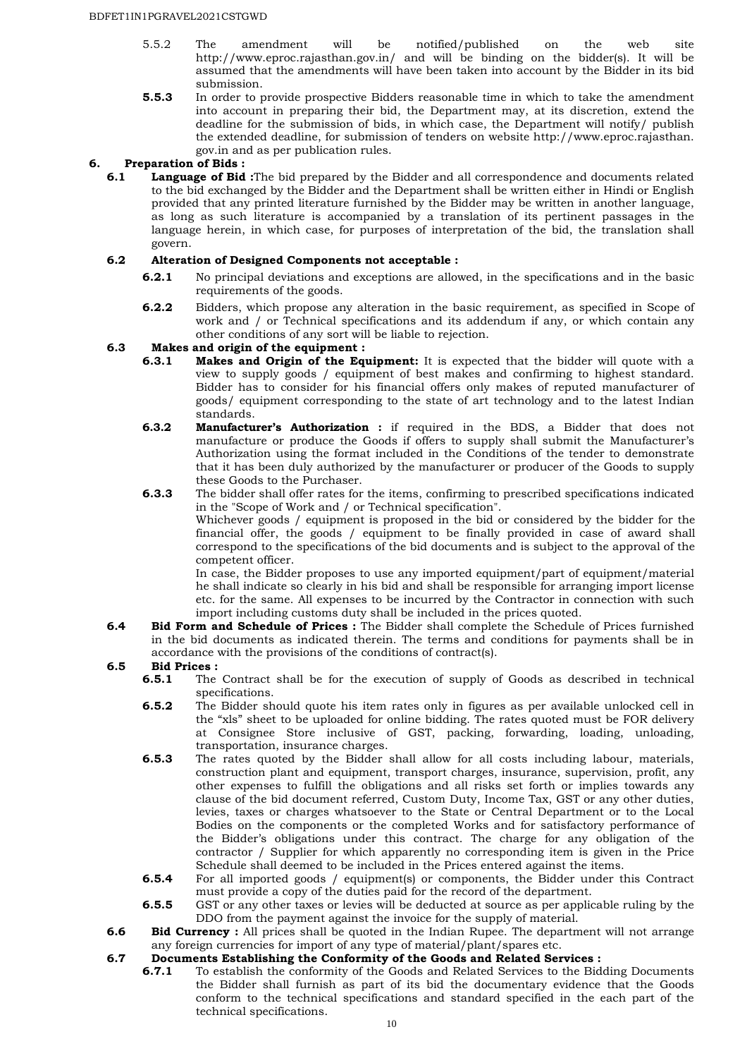5.5.2 The amendment will be notified/published on the web site http://www.eproc.rajasthan.gov.in/ and will be binding on the bidder(s). It will be assumed that the amendments will have been taken into account by the Bidder in its bid submission.

**5.5.3** In order to provide prospective Bidders reasonable time in which to take the amendment into account in preparing their bid, the Department may, at its discretion, extend the deadline for the submission of bids, in which case, the Department will notify/ publish the extended deadline, for submission of tenders on website http://www.eproc.rajasthan.gov.in and as per publication rules.

## 6. Preparation of Bids :

**6.1 Language of Bid :**The bid prepared by the Bidder and all correspondence and documents related to the bid exchanged by the Bidder and the Department shall be written either in Hindi or English provided that any printed literature furnished by the Bidder may be written in another language, as long as such literature is accompanied by a translation of its pertinent passages in the language herein, in which case, for purposes of interpretation of the bid, the translation shall govern.

### 6.2 Alteration of Designed Components not acceptable :

**6.2.1** No principal deviations and exceptions are allowed, in the specifications and in the basic requirements of the goods.

**6.2.2** Bidders, which propose any alteration in the basic requirement, as specified in Scope of work and / or Technical specifications and its addendum if any, or which contain any other conditions of any sort will be liable to rejection.

### 6.3 Makes and origin of the equipment :

**6.3.1 Makes and Origin of the Equipment:** It is expected that the bidder will quote with a view to supply goods / equipment of best makes and confirming to highest standard. Bidder has to consider for his financial offers only makes of reputed manufacturer of goods/ equipment corresponding to the state of art technology and to the latest Indian standards.

**6.3.2 Manufacturer's Authorization :** if required in the BDS, a Bidder that does not manufacture or produce the Goods if offers to supply shall submit the Manufacturer's Authorization using the format included in the Conditions of the tender to demonstrate that it has been duly authorized by the manufacturer or producer of the Goods to supply these Goods to the Purchaser.

**6.3.3** The bidder shall offer rates for the items, confirming to prescribed specifications indicated in the "Scope of Work and / or Technical specification".

Whichever goods / equipment is proposed in the bid or considered by the bidder for the financial offer, the goods / equipment to be finally provided in case of award shall correspond to the specifications of the bid documents and is subject to the approval of the competent officer.

In case, the Bidder proposes to use any imported equipment/part of equipment/material he shall indicate so clearly in his bid and shall be responsible for arranging import license etc. for the same. All expenses to be incurred by the Contractor in connection with such import including customs duty shall be included in the prices quoted.

**6.4 Bid Form and Schedule of Prices :** The Bidder shall complete the Schedule of Prices furnished in the bid documents as indicated therein. The terms and conditions for payments shall be in accordance with the provisions of the conditions of contract(s).

### 6.5 Bid Prices :

**6.5.1** The Contract shall be for the execution of supply of Goods as described in technical specifications.

**6.5.2** The Bidder should quote his item rates only in figures as per available unlocked cell in the "xls" sheet to be uploaded for online bidding. The rates quoted must be FOR delivery at Consignee Store inclusive of GST, packing, forwarding, loading, unloading, transportation, insurance charges.

**6.5.3** The rates quoted by the Bidder shall allow for all costs including labour, materials, construction plant and equipment, transport charges, insurance, supervision, profit, any other expenses to fulfill the obligations and all risks set forth or implies towards any clause of the bid document referred, Custom Duty, Income Tax, GST or any other duties, levies, taxes or charges whatsoever to the State or Central Department or to the Local Bodies on the components or the completed Works and for satisfactory performance of the Bidder's obligations under this contract. The charge for any obligation of the contractor / Supplier for which apparently no corresponding item is given in the Price Schedule shall deemed to be included in the Prices entered against the items.

**6.5.4** For all imported goods / equipment(s) or components, the Bidder under this Contract must provide a copy of the duties paid for the record of the department.

**6.5.5** GST or any other taxes or levies will be deducted at source as per applicable ruling by the DDO from the payment against the invoice for the supply of material.

**6.6 Bid Currency :** All prices shall be quoted in the Indian Rupee. The department will not arrange any foreign currencies for import of any type of material/plant/spares etc.

### 6.7 Documents Establishing the Conformity of the Goods and Related Services :

**6.7.1** To establish the conformity of the Goods and Related Services to the Bidding Documents the Bidder shall furnish as part of its bid the documentary evidence that the Goods conform to the technical specifications and standard specified in the each part of the technical specifications.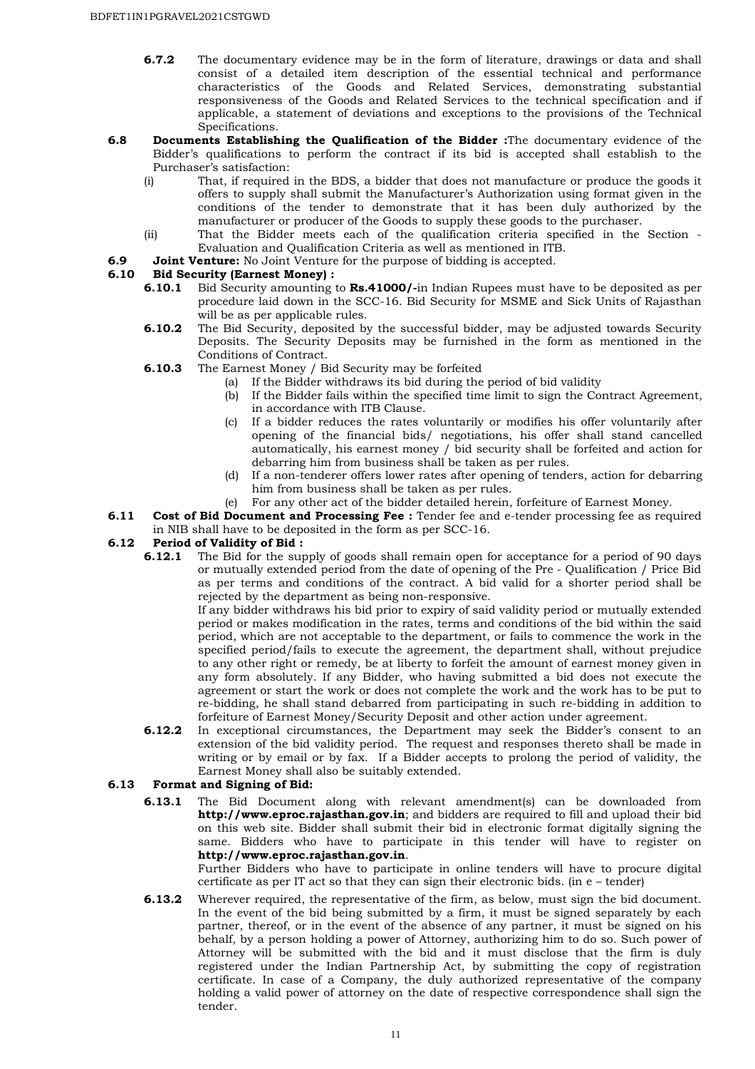**6.7.2** The documentary evidence may be in the form of literature, drawings or data and shall consist of a detailed item description of the essential technical and performance characteristics of the Goods and Related Services, demonstrating substantial responsiveness of the Goods and Related Services to the technical specification and if applicable, a statement of deviations and exceptions to the provisions of the Technical Specifications.

**6.8 Documents Establishing the Qualification of the Bidder :** The documentary evidence of the Bidder's qualifications to perform the contract if its bid is accepted shall establish to the Purchaser's satisfaction:

(i) That, if required in the BDS, a bidder that does not manufacture or produce the goods it offers to supply shall submit the Manufacturer's Authorization using format given in the conditions of the tender to demonstrate that it has been duly authorized by the manufacturer or producer of the Goods to supply these goods to the purchaser.

(ii) That the Bidder meets each of the qualification criteria specified in the Section - Evaluation and Qualification Criteria as well as mentioned in ITB.

**6.9 Joint Venture:** No Joint Venture for the purpose of bidding is accepted.

**6.10 Bid Security (Earnest Money) :**

**6.10.1** Bid Security amounting to **Rs.41000/-** in Indian Rupees must have to be deposited as per procedure laid down in the SCC-16. Bid Security for MSME and Sick Units of Rajasthan will be as per applicable rules.

**6.10.2** The Bid Security, deposited by the successful bidder, may be adjusted towards Security Deposits. The Security Deposits may be furnished in the form as mentioned in the Conditions of Contract.

**6.10.3** The Earnest Money / Bid Security may be forfeited

(a) If the Bidder withdraws its bid during the period of bid validity

(b) If the Bidder fails within the specified time limit to sign the Contract Agreement, in accordance with ITB Clause.

(c) If a bidder reduces the rates voluntarily or modifies his offer voluntarily after opening of the financial bids/ negotiations, his offer shall stand cancelled automatically, his earnest money / bid security shall be forfeited and action for debarring him from business shall be taken as per rules.

(d) If a non-tenderer offers lower rates after opening of tenders, action for debarring him from business shall be taken as per rules.

(e) For any other act of the bidder detailed herein, forfeiture of Earnest Money.

**6.11 Cost of Bid Document and Processing Fee :** Tender fee and e-tender processing fee as required in NIB shall have to be deposited in the form as per SCC-16.

**6.12 Period of Validity of Bid :**

**6.12.1** The Bid for the supply of goods shall remain open for acceptance for a period of 90 days or mutually extended period from the date of opening of the Pre - Qualification / Price Bid as per terms and conditions of the contract. A bid valid for a shorter period shall be rejected by the department as being non-responsive.

If any bidder withdraws his bid prior to expiry of said validity period or mutually extended period or makes modification in the rates, terms and conditions of the bid within the said period, which are not acceptable to the department, or fails to commence the work in the specified period/fails to execute the agreement, the department shall, without prejudice to any other right or remedy, be at liberty to forfeit the amount of earnest money given in any form absolutely. If any Bidder, who having submitted a bid does not execute the agreement or start the work or does not complete the work and the work has to be put to re-bidding, he shall stand debarred from participating in such re-bidding in addition to forfeiture of Earnest Money/Security Deposit and other action under agreement.

**6.12.2** In exceptional circumstances, the Department may seek the Bidder's consent to an extension of the bid validity period. The request and responses thereto shall be made in writing or by email or by fax. If a Bidder accepts to prolong the period of validity, the Earnest Money shall also be suitably extended.

**6.13 Format and Signing of Bid:**

**6.13.1** The Bid Document along with relevant amendment(s) can be downloaded from **http://www.eproc.rajasthan.gov.in**; and bidders are required to fill and upload their bid on this web site. Bidder shall submit their bid in electronic format digitally signing the same. Bidders who have to participate in this tender will have to register on **http://www.eproc.rajasthan.gov.in**.

Further Bidders who have to participate in online tenders will have to procure digital certificate as per IT act so that they can sign their electronic bids. (in e – tender)

**6.13.2** Wherever required, the representative of the firm, as below, must sign the bid document. In the event of the bid being submitted by a firm, it must be signed separately by each partner, thereof, or in the event of the absence of any partner, it must be signed on his behalf, by a person holding a power of Attorney, authorizing him to do so. Such power of Attorney will be submitted with the bid and it must disclose that the firm is duly registered under the Indian Partnership Act, by submitting the copy of registration certificate. In case of a Company, the duly authorized representative of the company holding a valid power of attorney on the date of respective correspondence shall sign the tender.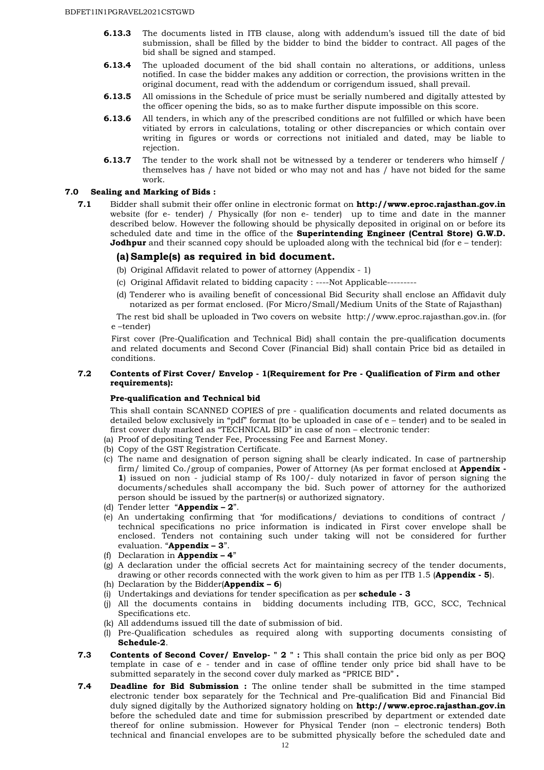**6.13.3** The documents listed in ITB clause, along with addendum's issued till the date of bid submission, shall be filled by the bidder to bind the bidder to contract. All pages of the bid shall be signed and stamped.

**6.13.4** The uploaded document of the bid shall contain no alterations, or additions, unless notified. In case the bidder makes any addition or correction, the provisions written in the original document, read with the addendum or corrigendum issued, shall prevail.

**6.13.5** All omissions in the Schedule of price must be serially numbered and digitally attested by the officer opening the bids, so as to make further dispute impossible on this score.

**6.13.6** All tenders, in which any of the prescribed conditions are not fulfilled or which have been vitiated by errors in calculations, totaling or other discrepancies or which contain over writing in figures or words or corrections not initialed and dated, may be liable to rejection.

**6.13.7** The tender to the work shall not be witnessed by a tenderer or tenderers who himself / themselves has / have not bided or who may not and has / have not bided for the same work.

## 7.0 Sealing and Marking of Bids :

**7.1** Bidder shall submit their offer online in electronic format on **http://www.eproc.rajasthan.gov.in** website (for e- tender) / Physically (for non e- tender) up to time and date in the manner described below. However the following should be physically deposited in original on or before its scheduled date and time in the office of the **Superintending Engineer (Central Store) G.W.D. Jodhpur** and their scanned copy should be uploaded along with the technical bid (for e – tender):

### (a) Sample(s) as required in bid document.

(b) Original Affidavit related to power of attorney (Appendix - 1)

(c) Original Affidavit related to bidding capacity : ----Not Applicable---------

(d) Tenderer who is availing benefit of concessional Bid Security shall enclose an Affidavit duly notarized as per format enclosed. (For Micro/Small/Medium Units of the State of Rajasthan)

The rest bid shall be uploaded in Two covers on website http://www.eproc.rajasthan.gov.in. (for e –tender)

First cover (Pre-Qualification and Technical Bid) shall contain the pre-qualification documents and related documents and Second Cover (Financial Bid) shall contain Price bid as detailed in conditions.

**7.2 Contents of First Cover/ Envelop - 1(Requirement for Pre - Qualification of Firm and other requirements):**

**Pre-qualification and Technical bid**

This shall contain SCANNED COPIES of pre - qualification documents and related documents as detailed below exclusively in "pdf" format (to be uploaded in case of e – tender) and to be sealed in first cover duly marked as "TECHNICAL BID" in case of non – electronic tender:

(a) Proof of depositing Tender Fee, Processing Fee and Earnest Money.

(b) Copy of the GST Registration Certificate.

(c) The name and designation of person signing shall be clearly indicated. In case of partnership firm/ limited Co./group of companies, Power of Attorney (As per format enclosed at **Appendix - 1**) issued on non - judicial stamp of Rs 100/- duly notarized in favor of person signing the documents/schedules shall accompany the bid. Such power of attorney for the authorized person should be issued by the partner(s) or authorized signatory.

(d) Tender letter "**Appendix – 2**".

(e) An undertaking confirming that 'for modifications/ deviations to conditions of contract / technical specifications no price information is indicated in First cover envelope shall be enclosed. Tenders not containing such under taking will not be considered for further evaluation. "**Appendix – 3**".

(f) Declaration in **Appendix – 4**"

(g) A declaration under the official secrets Act for maintaining secrecy of the tender documents, drawing or other records connected with the work given to him as per ITB 1.5 (**Appendix - 5**).

(h) Declaration by the Bidder(**Appendix – 6**)

(i) Undertakings and deviations for tender specification as per **schedule - 3**

(j) All the documents contains in bidding documents including ITB, GCC, SCC, Technical Specifications etc.

(k) All addendums issued till the date of submission of bid.

(l) Pre-Qualification schedules as required along with supporting documents consisting of **Schedule-2**.

**7.3 Contents of Second Cover/ Envelop- " 2 " :** This shall contain the price bid only as per BOQ template in case of e - tender and in case of offline tender only price bid shall have to be submitted separately in the second cover duly marked as "PRICE BID" **.**

**7.4 Deadline for Bid Submission :** The online tender shall be submitted in the time stamped electronic tender box separately for the Technical and Pre-qualification Bid and Financial Bid duly signed digitally by the Authorized signatory holding on **http://www.eproc.rajasthan.gov.in** before the scheduled date and time for submission prescribed by department or extended date thereof for online submission. However for Physical Tender (non – electronic tenders) Both technical and financial envelopes are to be submitted physically before the scheduled date and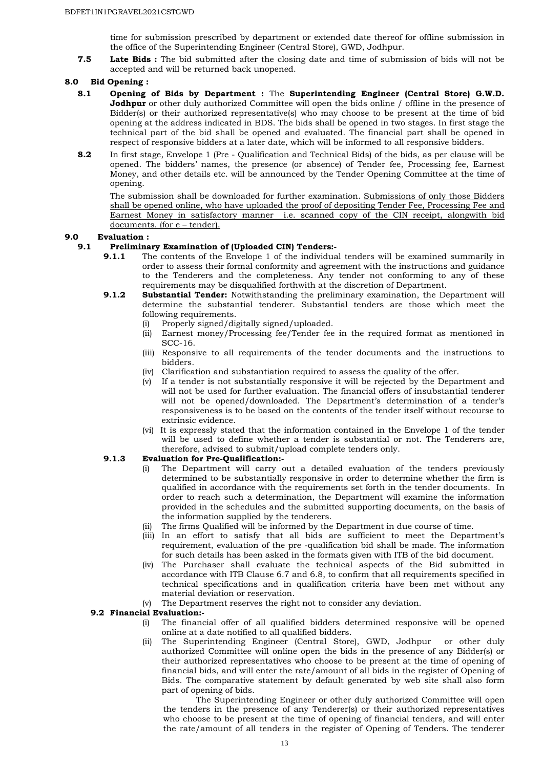time for submission prescribed by department or extended date thereof for offline submission in the office of the Superintending Engineer (Central Store), GWD, Jodhpur.

**7.5** **Late Bids :** The bid submitted after the closing date and time of submission of bids will not be accepted and will be returned back unopened.

## 8.0 Bid Opening :

**8.1** **Opening of Bids by Department :** The **Superintending Engineer (Central Store) G.W.D. Jodhpur** or other duly authorized Committee will open the bids online / offline in the presence of Bidder(s) or their authorized representative(s) who may choose to be present at the time of bid opening at the address indicated in BDS. The bids shall be opened in two stages. In first stage the technical part of the bid shall be opened and evaluated. The financial part shall be opened in respect of responsive bidders at a later date, which will be informed to all responsive bidders.

**8.2** In first stage, Envelope 1 (Pre - Qualification and Technical Bids) of the bids, as per clause will be opened. The bidders' names, the presence (or absence) of Tender fee, Processing fee, Earnest Money, and other details etc. will be announced by the Tender Opening Committee at the time of opening.

The submission shall be downloaded for further examination. Submissions of only those Bidders shall be opened online, who have uploaded the proof of depositing Tender Fee, Processing Fee and Earnest Money in satisfactory manner i.e. scanned copy of the CIN receipt, alongwith bid documents. (for e – tender).

## 9.0 Evaluation :

### 9.1 Preliminary Examination of (Uploaded CIN) Tenders:-

**9.1.1** The contents of the Envelope 1 of the individual tenders will be examined summarily in order to assess their formal conformity and agreement with the instructions and guidance to the Tenderers and the completeness. Any tender not conforming to any of these requirements may be disqualified forthwith at the discretion of Department.

**9.1.2** **Substantial Tender:** Notwithstanding the preliminary examination, the Department will determine the substantial tenderer. Substantial tenders are those which meet the following requirements.

- (i) Properly signed/digitally signed/uploaded.
- (ii) Earnest money/Processing fee/Tender fee in the required format as mentioned in SCC-16.
- (iii) Responsive to all requirements of the tender documents and the instructions to bidders.
- (iv) Clarification and substantiation required to assess the quality of the offer.
- (v) If a tender is not substantially responsive it will be rejected by the Department and will not be used for further evaluation. The financial offers of insubstantial tenderer will not be opened/downloaded. The Department's determination of a tender's responsiveness is to be based on the contents of the tender itself without recourse to extrinsic evidence.
- (vi) It is expressly stated that the information contained in the Envelope 1 of the tender will be used to define whether a tender is substantial or not. The Tenderers are, therefore, advised to submit/upload complete tenders only.

**9.1.3** **Evaluation for Pre-Qualification:-**

- (i) The Department will carry out a detailed evaluation of the tenders previously determined to be substantially responsive in order to determine whether the firm is qualified in accordance with the requirements set forth in the tender documents. In order to reach such a determination, the Department will examine the information provided in the schedules and the submitted supporting documents, on the basis of the information supplied by the tenderers.
- (ii) The firms Qualified will be informed by the Department in due course of time.
- (iii) In an effort to satisfy that all bids are sufficient to meet the Department's requirement, evaluation of the pre -qualification bid shall be made. The information for such details has been asked in the formats given with ITB of the bid document.
- (iv) The Purchaser shall evaluate the technical aspects of the Bid submitted in accordance with ITB Clause 6.7 and 6.8, to confirm that all requirements specified in technical specifications and in qualification criteria have been met without any material deviation or reservation.
- (v) The Department reserves the right not to consider any deviation.

### 9.2 Financial Evaluation:-

- (i) The financial offer of all qualified bidders determined responsive will be opened online at a date notified to all qualified bidders.
- (ii) The Superintending Engineer (Central Store), GWD, Jodhpur or other duly authorized Committee will online open the bids in the presence of any Bidder(s) or their authorized representatives who choose to be present at the time of opening of financial bids, and will enter the rate/amount of all bids in the register of Opening of Bids. The comparative statement by default generated by web site shall also form part of opening of bids.

  The Superintending Engineer or other duly authorized Committee will open the tenders in the presence of any Tenderer(s) or their authorized representatives who choose to be present at the time of opening of financial tenders, and will enter the rate/amount of all tenders in the register of Opening of Tenders. The tenderer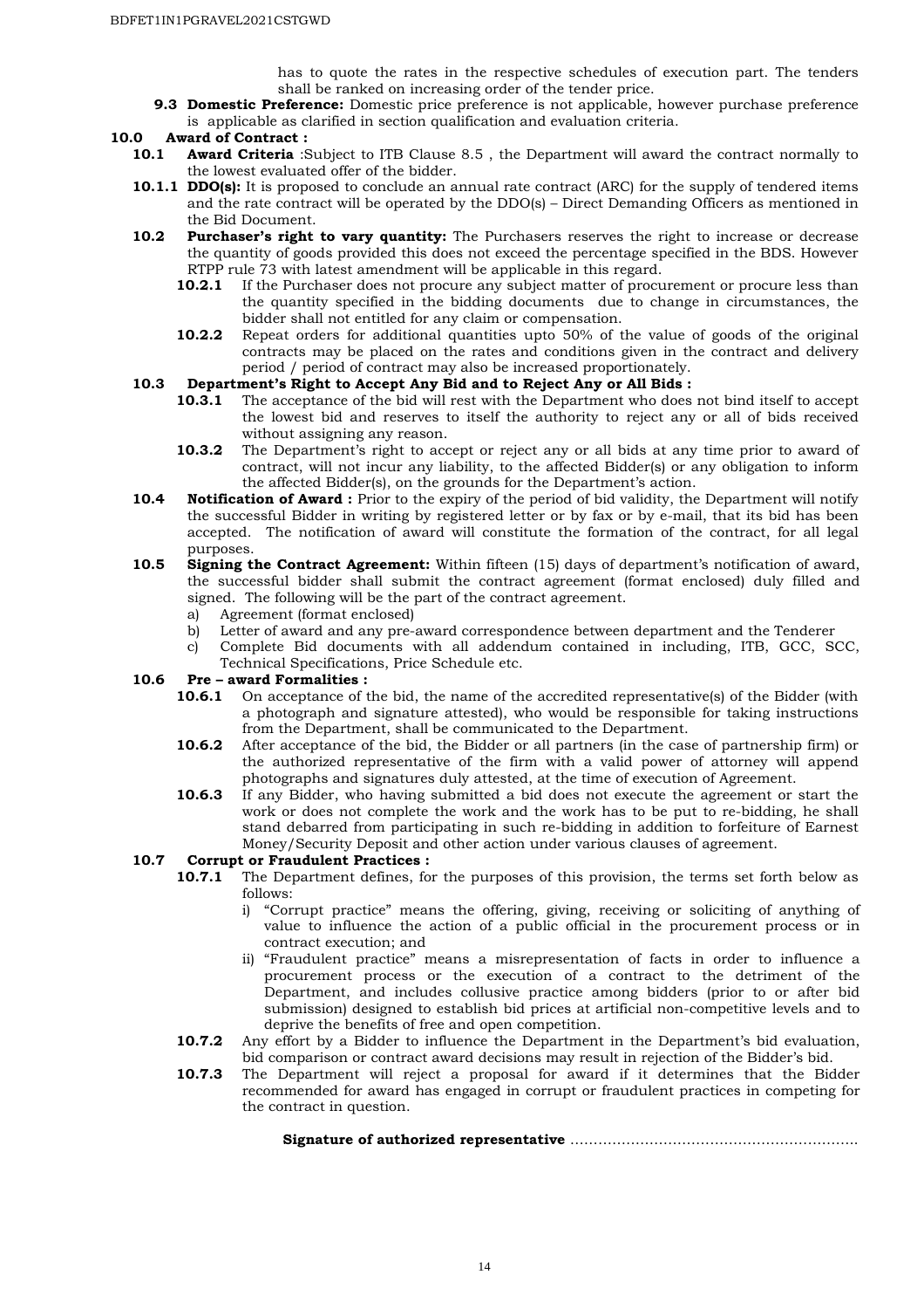has to quote the rates in the respective schedules of execution part. The tenders shall be ranked on increasing order of the tender price.

**9.3 Domestic Preference:** Domestic price preference is not applicable, however purchase preference is applicable as clarified in section qualification and evaluation criteria.

## 10.0 Award of Contract :

**10.1 Award Criteria** :Subject to ITB Clause 8.5 , the Department will award the contract normally to the lowest evaluated offer of the bidder.

**10.1.1 DDO(s):** It is proposed to conclude an annual rate contract (ARC) for the supply of tendered items and the rate contract will be operated by the DDO(s) – Direct Demanding Officers as mentioned in the Bid Document.

**10.2 Purchaser's right to vary quantity:** The Purchasers reserves the right to increase or decrease the quantity of goods provided this does not exceed the percentage specified in the BDS. However RTPP rule 73 with latest amendment will be applicable in this regard.

**10.2.1** If the Purchaser does not procure any subject matter of procurement or procure less than the quantity specified in the bidding documents due to change in circumstances, the bidder shall not entitled for any claim or compensation.

**10.2.2** Repeat orders for additional quantities upto 50% of the value of goods of the original contracts may be placed on the rates and conditions given in the contract and delivery period / period of contract may also be increased proportionately.

**10.3 Department's Right to Accept Any Bid and to Reject Any or All Bids :**

**10.3.1** The acceptance of the bid will rest with the Department who does not bind itself to accept the lowest bid and reserves to itself the authority to reject any or all of bids received without assigning any reason.

**10.3.2** The Department's right to accept or reject any or all bids at any time prior to award of contract, will not incur any liability, to the affected Bidder(s) or any obligation to inform the affected Bidder(s), on the grounds for the Department's action.

**10.4 Notification of Award :** Prior to the expiry of the period of bid validity, the Department will notify the successful Bidder in writing by registered letter or by fax or by e-mail, that its bid has been accepted. The notification of award will constitute the formation of the contract, for all legal purposes.

**10.5 Signing the Contract Agreement:** Within fifteen (15) days of department's notification of award, the successful bidder shall submit the contract agreement (format enclosed) duly filled and signed. The following will be the part of the contract agreement.

a) Agreement (format enclosed)
b) Letter of award and any pre-award correspondence between department and the Tenderer
c) Complete Bid documents with all addendum contained in including, ITB, GCC, SCC, Technical Specifications, Price Schedule etc.

**10.6 Pre – award Formalities :**

**10.6.1** On acceptance of the bid, the name of the accredited representative(s) of the Bidder (with a photograph and signature attested), who would be responsible for taking instructions from the Department, shall be communicated to the Department.

**10.6.2** After acceptance of the bid, the Bidder or all partners (in the case of partnership firm) or the authorized representative of the firm with a valid power of attorney will append photographs and signatures duly attested, at the time of execution of Agreement.

**10.6.3** If any Bidder, who having submitted a bid does not execute the agreement or start the work or does not complete the work and the work has to be put to re-bidding, he shall stand debarred from participating in such re-bidding in addition to forfeiture of Earnest Money/Security Deposit and other action under various clauses of agreement.

**10.7 Corrupt or Fraudulent Practices :**

**10.7.1** The Department defines, for the purposes of this provision, the terms set forth below as follows:

i) "Corrupt practice" means the offering, giving, receiving or soliciting of anything of value to influence the action of a public official in the procurement process or in contract execution; and

ii) "Fraudulent practice" means a misrepresentation of facts in order to influence a procurement process or the execution of a contract to the detriment of the Department, and includes collusive practice among bidders (prior to or after bid submission) designed to establish bid prices at artificial non-competitive levels and to deprive the benefits of free and open competition.

**10.7.2** Any effort by a Bidder to influence the Department in the Department's bid evaluation, bid comparison or contract award decisions may result in rejection of the Bidder's bid.

**10.7.3** The Department will reject a proposal for award if it determines that the Bidder recommended for award has engaged in corrupt or fraudulent practices in competing for the contract in question.

**Signature of authorized representative** ..............................................................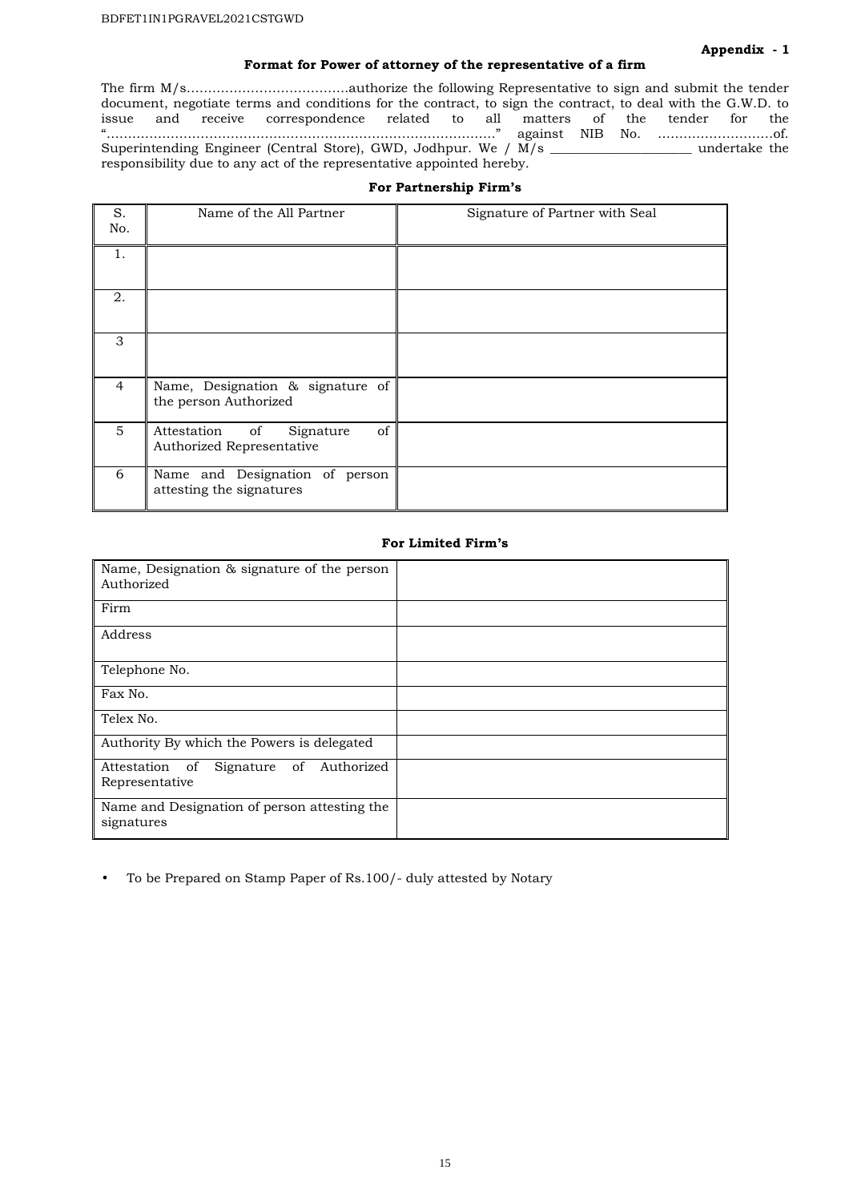**Appendix - 1**

**Format for Power of attorney of the representative of a firm**

The firm M/s……………………………….authorize the following Representative to sign and submit the tender document, negotiate terms and conditions for the contract, to sign the contract, to deal with the G.W.D. to issue and receive correspondence related to all matters of the tender for the "………………………………………………………………………………" against NIB No. ………………………of. Superintending Engineer (Central Store), GWD, Jodhpur. We / M/s ____________________ undertake the responsibility due to any act of the representative appointed hereby.

**For Partnership Firm's**

| S. No. | Name of the All Partner | Signature of Partner with Seal |
|---|---|---|
| 1. | | |
| 2. | | |
| 3 | | |
| 4 | Name, Designation & signature of the person Authorized | |
| 5 | Attestation of Signature of Authorized Representative | |
| 6 | Name and Designation of person attesting the signatures | |

**For Limited Firm's**

| | |
|---|---|
| Name, Designation & signature of the person Authorized | |
| Firm | |
| Address | |
| Telephone No. | |
| Fax No. | |
| Telex No. | |
| Authority By which the Powers is delegated | |
| Attestation of Signature of Authorized Representative | |
| Name and Designation of person attesting the signatures | |

- To be Prepared on Stamp Paper of Rs.100/- duly attested by Notary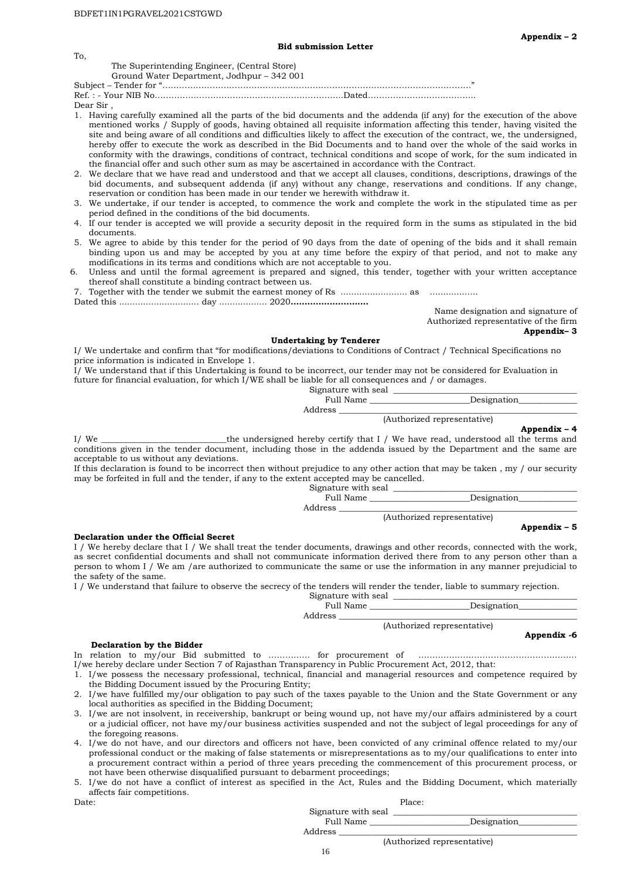**Appendix – 2**

**Bid submission Letter**

To,

The Superintending Engineer, (Central Store)
Ground Water Department, Jodhpur – 342 001

Subject – Tender for "…………………………………………………………………………………………………"

Ref. : - Your NIB No…………………………………………………………Dated…………………………………

Dear Sir ,

1. Having carefully examined all the parts of the bid documents and the addenda (if any) for the execution of the above mentioned works / Supply of goods, having obtained all requisite information affecting this tender, having visited the site and being aware of all conditions and difficulties likely to affect the execution of the contract, we, the undersigned, hereby offer to execute the work as described in the Bid Documents and to hand over the whole of the said works in conformity with the drawings, conditions of contract, technical conditions and scope of work, for the sum indicated in the financial offer and such other sum as may be ascertained in accordance with the Contract.
2. We declare that we have read and understood and that we accept all clauses, conditions, descriptions, drawings of the bid documents, and subsequent addenda (if any) without any change, reservations and conditions. If any change, reservation or condition has been made in our tender we herewith withdraw it.
3. We undertake, if our tender is accepted, to commence the work and complete the work in the stipulated time as per period defined in the conditions of the bid documents.
4. If our tender is accepted we will provide a security deposit in the required form in the sums as stipulated in the bid documents.
5. We agree to abide by this tender for the period of 90 days from the date of opening of the bids and it shall remain binding upon us and may be accepted by you at any time before the expiry of that period, and not to make any modifications in its terms and conditions which are not acceptable to you.
6. Unless and until the formal agreement is prepared and signed, this tender, together with your written acceptance thereof shall constitute a binding contract between us.
7. Together with the tender we submit the earnest money of Rs ……………………. as ………………

Dated this ………………………… day ……………… 2020**………………………**

Name designation and signature of
Authorized representative of the firm

**Appendix– 3**

**Undertaking by Tenderer**

I/ We undertake and confirm that "for modifications/deviations to Conditions of Contract / Technical Specifications no price information is indicated in Envelope 1.

I/ We understand that if this Undertaking is found to be incorrect, our tender may not be considered for Evaluation in future for financial evaluation, for which I/WE shall be liable for all consequences and / or damages.

Signature with seal ________________________________________
Full Name ______________________Designation____________
Address ________________________________________________
(Authorized representative)

**Appendix – 4**

I/ We ____________________________the undersigned hereby certify that I / We have read, understood all the terms and conditions given in the tender document, including those in the addenda issued by the Department and the same are acceptable to us without any deviations.

If this declaration is found to be incorrect then without prejudice to any other action that may be taken , my / our security may be forfeited in full and the tender, if any to the extent accepted may be cancelled.

Signature with seal ________________________________________
Full Name ______________________Designation____________
Address ________________________________________________
(Authorized representative)

**Appendix – 5**

**Declaration under the Official Secret**

I / We hereby declare that I / We shall treat the tender documents, drawings and other records, connected with the work, as secret confidential documents and shall not communicate information derived there from to any person other than a person to whom I / We am /are authorized to communicate the same or use the information in any manner prejudicial to the safety of the same.

I / We understand that failure to observe the secrecy of the tenders will render the tender, liable to summary rejection.

Signature with seal ________________________________________
Full Name ______________________Designation____________
Address ________________________________________________
(Authorized representative)

**Appendix -6**

**Declaration by the Bidder**

In relation to my/our Bid submitted to …………… for procurement of ………………………………………………… I/we hereby declare under Section 7 of Rajasthan Transparency in Public Procurement Act, 2012, that:

1. I/we possess the necessary professional, technical, financial and managerial resources and competence required by the Bidding Document issued by the Procuring Entity;
2. I/we have fulfilled my/our obligation to pay such of the taxes payable to the Union and the State Government or any local authorities as specified in the Bidding Document;
3. I/we are not insolvent, in receivership, bankrupt or being wound up, not have my/our affairs administered by a court or a judicial officer, not have my/our business activities suspended and not the subject of legal proceedings for any of the foregoing reasons.
4. I/we do not have, and our directors and officers not have, been convicted of any criminal offence related to my/our professional conduct or the making of false statements or misrepresentations as to my/our qualifications to enter into a procurement contract within a period of three years preceding the commencement of this procurement process, or not have been otherwise disqualified pursuant to debarment proceedings;
5. I/we do not have a conflict of interest as specified in the Act, Rules and the Bidding Document, which materially affects fair competitions.

Date: Place:

Signature with seal ________________________________________
Full Name ______________________Designation____________
Address ________________________________________________
(Authorized representative)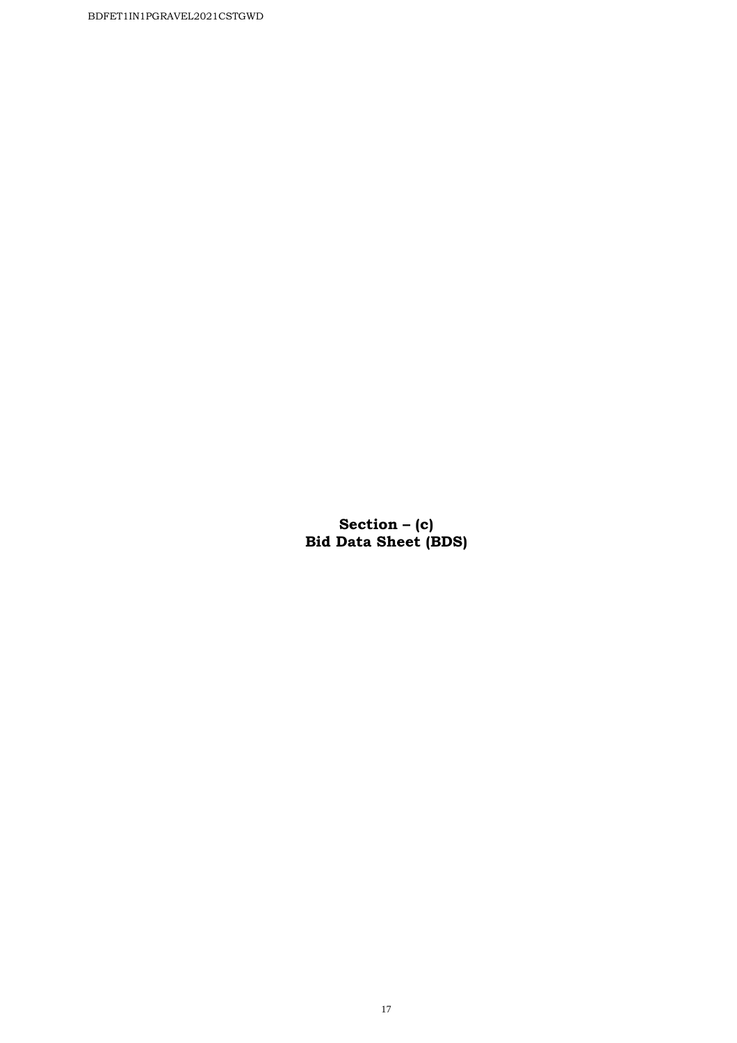# Section – (c)
# Bid Data Sheet (BDS)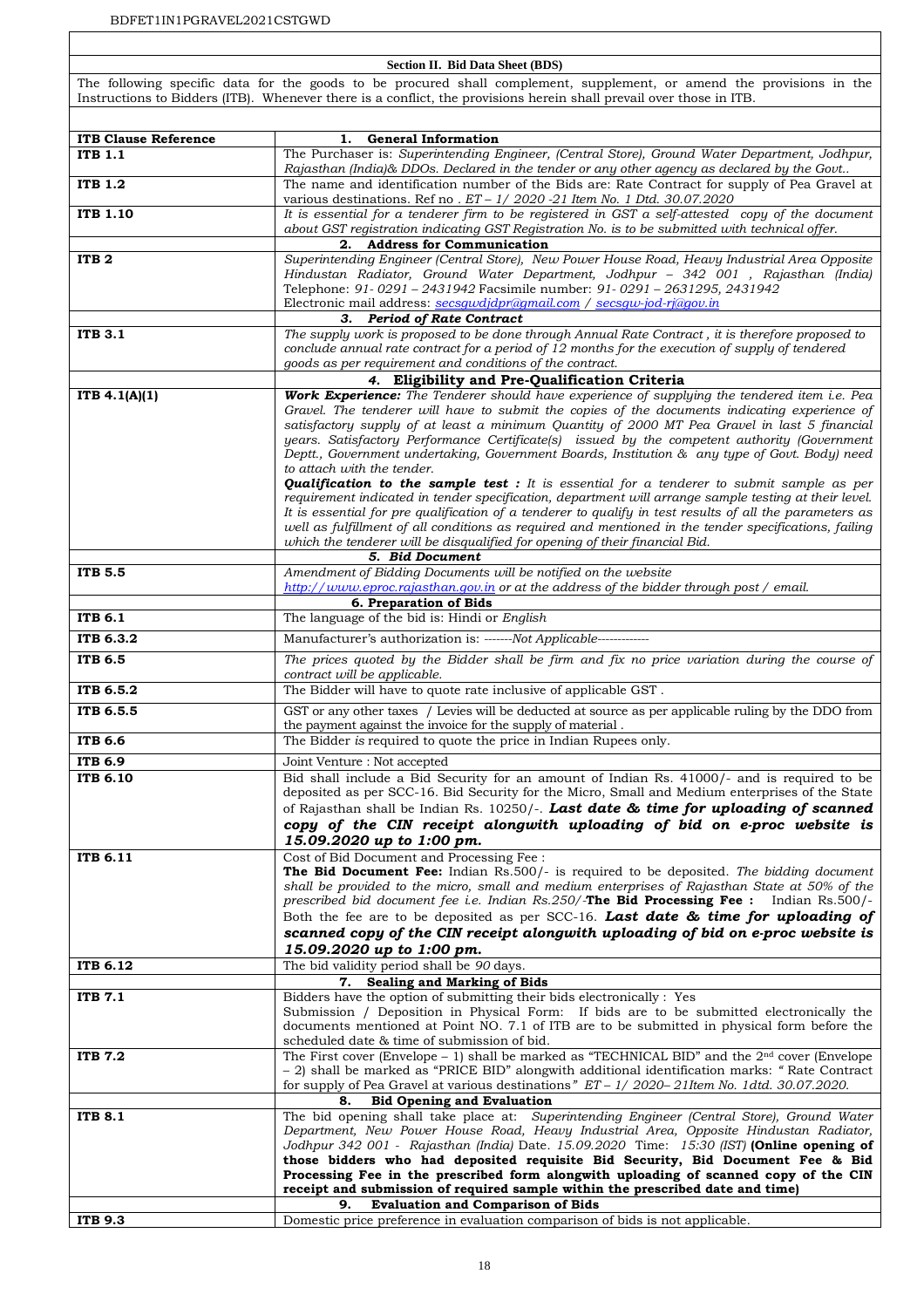## Section II. Bid Data Sheet (BDS)

The following specific data for the goods to be procured shall complement, supplement, or amend the provisions in the Instructions to Bidders (ITB). Whenever there is a conflict, the provisions herein shall prevail over those in ITB.

| ITB Clause Reference | 1. General Information |
|---|---|
| ITB 1.1 | The Purchaser is: *Superintending Engineer, (Central Store), Ground Water Department, Jodhpur, Rajasthan (India)& DDOs. Declared in the tender or any other agency as declared by the Govt..* |
| ITB 1.2 | The name and identification number of the Bids are: Rate Contract for supply of Pea Gravel at various destinations. Ref no *. ET – 1/ 2020 -21 Item No. 1 Dtd. 30.07.2020* |
| ITB 1.10 | *It is essential for a tenderer firm to be registered in GST a self-attested copy of the document about GST registration indicating GST Registration No. is to be submitted with technical offer.* |
| | **2. Address for Communication** |
| ITB 2 | *Superintending Engineer (Central Store), New Power House Road, Heavy Industrial Area Opposite Hindustan Radiator, Ground Water Department, Jodhpur – 342 001 , Rajasthan (India)* Telephone: *91- 0291 – 2431942* Facsimile number: *91- 0291 – 2631295, 2431942* Electronic mail address: *secsgwdjdpr@gmail.com / secsgw-jod-rj@gov.in* |
| | ***3. Period of Rate Contract*** |
| ITB 3.1 | *The supply work is proposed to be done through Annual Rate Contract , it is therefore proposed to conclude annual rate contract for a period of 12 months for the execution of supply of tendered goods as per requirement and conditions of the contract.* |
| | ***4. Eligibility and Pre-Qualification Criteria*** |
| ITB 4.1(A)(1) | ***Work Experience:*** *The Tenderer should have experience of supplying the tendered item i.e. Pea Gravel. The tenderer will have to submit the copies of the documents indicating experience of satisfactory supply of at least a minimum Quantity of 2000 MT Pea Gravel in last 5 financial years. Satisfactory Performance Certificate(s) issued by the competent authority (Government Deptt., Government undertaking, Government Boards, Institution & any type of Govt. Body) need to attach with the tender.* ***Qualification to the sample test :*** *It is essential for a tenderer to submit sample as per requirement indicated in tender specification, department will arrange sample testing at their level. It is essential for pre qualification of a tenderer to qualify in test results of all the parameters as well as fulfillment of all conditions as required and mentioned in the tender specifications, failing which the tenderer will be disqualified for opening of their financial Bid.* |
| | ***5. Bid Document*** |
| ITB 5.5 | *Amendment of Bidding Documents will be notified on the website http://www.eproc.rajasthan.gov.in or at the address of the bidder through post / email.* |
| | **6. Preparation of Bids** |
| ITB 6.1 | The language of the bid is: Hindi or *English* |
| ITB 6.3.2 | Manufacturer's authorization is: -------*Not Applicable*------------- |
| ITB 6.5 | *The prices quoted by the Bidder shall be firm and fix no price variation during the course of contract will be applicable.* |
| ITB 6.5.2 | The Bidder will have to quote rate inclusive of applicable GST . |
| ITB 6.5.5 | GST or any other taxes / Levies will be deducted at source as per applicable ruling by the DDO from the payment against the invoice for the supply of material . |
| ITB 6.6 | The Bidder *is* required to quote the price in Indian Rupees only. |
| ITB 6.9 | Joint Venture : Not accepted |
| ITB 6.10 | Bid shall include a Bid Security for an amount of Indian Rs. 41000/- and is required to be deposited as per SCC-16. Bid Security for the Micro, Small and Medium enterprises of the State of Rajasthan shall be Indian Rs. 10250/-. ***Last date & time for uploading of scanned copy of the CIN receipt alongwith uploading of bid on e-proc website is 15.09.2020 up to 1:00 pm.*** |
| ITB 6.11 | Cost of Bid Document and Processing Fee : **The Bid Document Fee:** Indian Rs.500/- is required to be deposited. *The bidding document shall be provided to the micro, small and medium enterprises of Rajasthan State at 50% of the prescribed bid document fee i.e. Indian Rs.250/-* **The Bid Processing Fee :** Indian Rs.500/- Both the fee are to be deposited as per SCC-16. ***Last date & time for uploading of scanned copy of the CIN receipt alongwith uploading of bid on e-proc website is 15.09.2020 up to 1:00 pm.*** |
| ITB 6.12 | The bid validity period shall be *90* days. |
| | **7. Sealing and Marking of Bids** |
| ITB 7.1 | Bidders have the option of submitting their bids electronically : Yes Submission / Deposition in Physical Form: If bids are to be submitted electronically the documents mentioned at Point NO. 7.1 of ITB are to be submitted in physical form before the scheduled date & time of submission of bid. |
| ITB 7.2 | The First cover (Envelope – 1) shall be marked as "TECHNICAL BID" and the 2nd cover (Envelope – 2) shall be marked as "PRICE BID" alongwith additional identification marks: " Rate Contract for supply of Pea Gravel at various destinations*" ET – 1/ 2020– 21Item No. 1dtd. 30.07.2020.* |
| | **8. Bid Opening and Evaluation** |
| ITB 8.1 | The bid opening shall take place at: *Superintending Engineer (Central Store), Ground Water Department, New Power House Road, Heavy Industrial Area, Opposite Hindustan Radiator, Jodhpur 342 001 - Rajasthan (India)* Date. *15.09.2020* Time: *15:30 (IST)* **(Online opening of those bidders who had deposited requisite Bid Security, Bid Document Fee & Bid Processing Fee in the prescribed form alongwith uploading of scanned copy of the CIN receipt and submission of required sample within the prescribed date and time)** |
| | **9. Evaluation and Comparison of Bids** |
| ITB 9.3 | Domestic price preference in evaluation comparison of bids is not applicable. |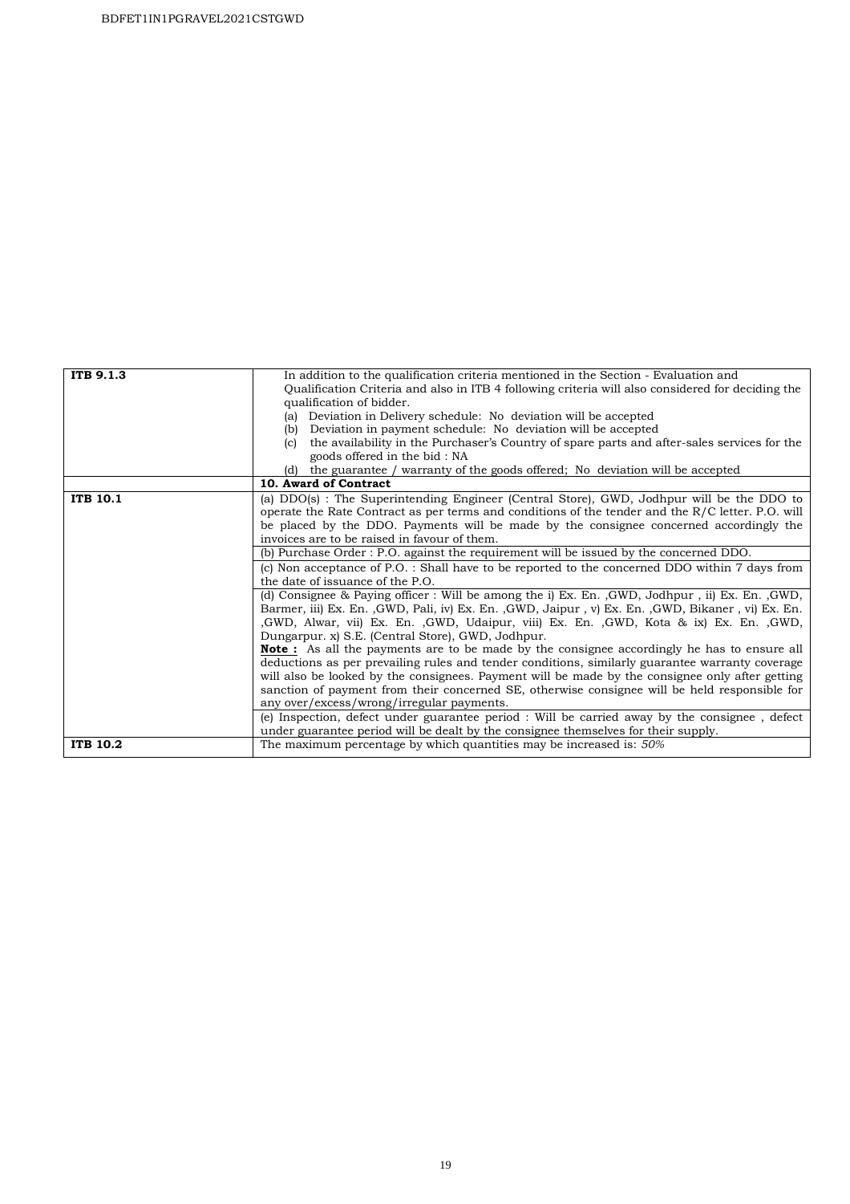| | |
|---|---|
| **ITB 9.1.3** | In addition to the qualification criteria mentioned in the Section - Evaluation and Qualification Criteria and also in ITB 4 following criteria will also considered for deciding the qualification of bidder.<br>(a) Deviation in Delivery schedule: No deviation will be accepted<br>(b) Deviation in payment schedule: No deviation will be accepted<br>(c) the availability in the Purchaser's Country of spare parts and after-sales services for the goods offered in the bid : NA<br>(d) the guarantee / warranty of the goods offered; No deviation will be accepted |
| | **10. Award of Contract** |
| **ITB 10.1** | (a) DDO(s) : The Superintending Engineer (Central Store), GWD, Jodhpur will be the DDO to operate the Rate Contract as per terms and conditions of the tender and the R/C letter. P.O. will be placed by the DDO. Payments will be made by the consignee concerned accordingly the invoices are to be raised in favour of them. |
| | (b) Purchase Order : P.O. against the requirement will be issued by the concerned DDO. |
| | (c) Non acceptance of P.O. : Shall have to be reported to the concerned DDO within 7 days from the date of issuance of the P.O. |
| | (d) Consignee & Paying officer : Will be among the i) Ex. En. ,GWD, Jodhpur , ii) Ex. En. ,GWD, Barmer, iii) Ex. En. ,GWD, Pali, iv) Ex. En. ,GWD, Jaipur , v) Ex. En. ,GWD, Bikaner , vi) Ex. En. ,GWD, Alwar, vii) Ex. En. ,GWD, Udaipur, viii) Ex. En. ,GWD, Kota & ix) Ex. En. ,GWD, Dungarpur. x) S.E. (Central Store), GWD, Jodhpur.<br>**Note :** As all the payments are to be made by the consignee accordingly he has to ensure all deductions as per prevailing rules and tender conditions, similarly guarantee warranty coverage will also be looked by the consignees. Payment will be made by the consignee only after getting sanction of payment from their concerned SE, otherwise consignee will be held responsible for any over/excess/wrong/irregular payments. |
| | (e) Inspection, defect under guarantee period : Will be carried away by the consignee , defect under guarantee period will be dealt by the consignee themselves for their supply. |
| **ITB 10.2** | The maximum percentage by which quantities may be increased is: *50%* |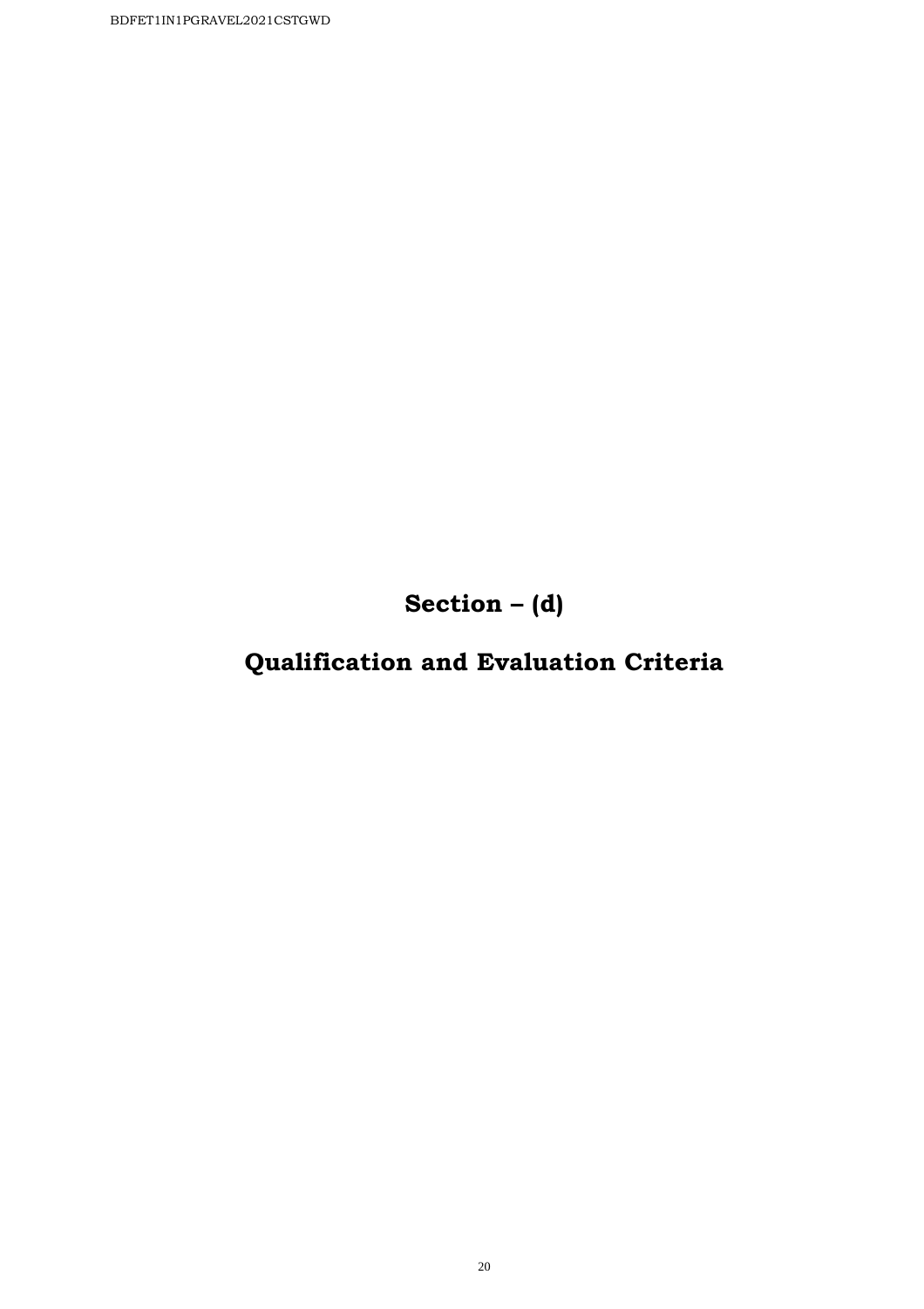# Section – (d)

# Qualification and Evaluation Criteria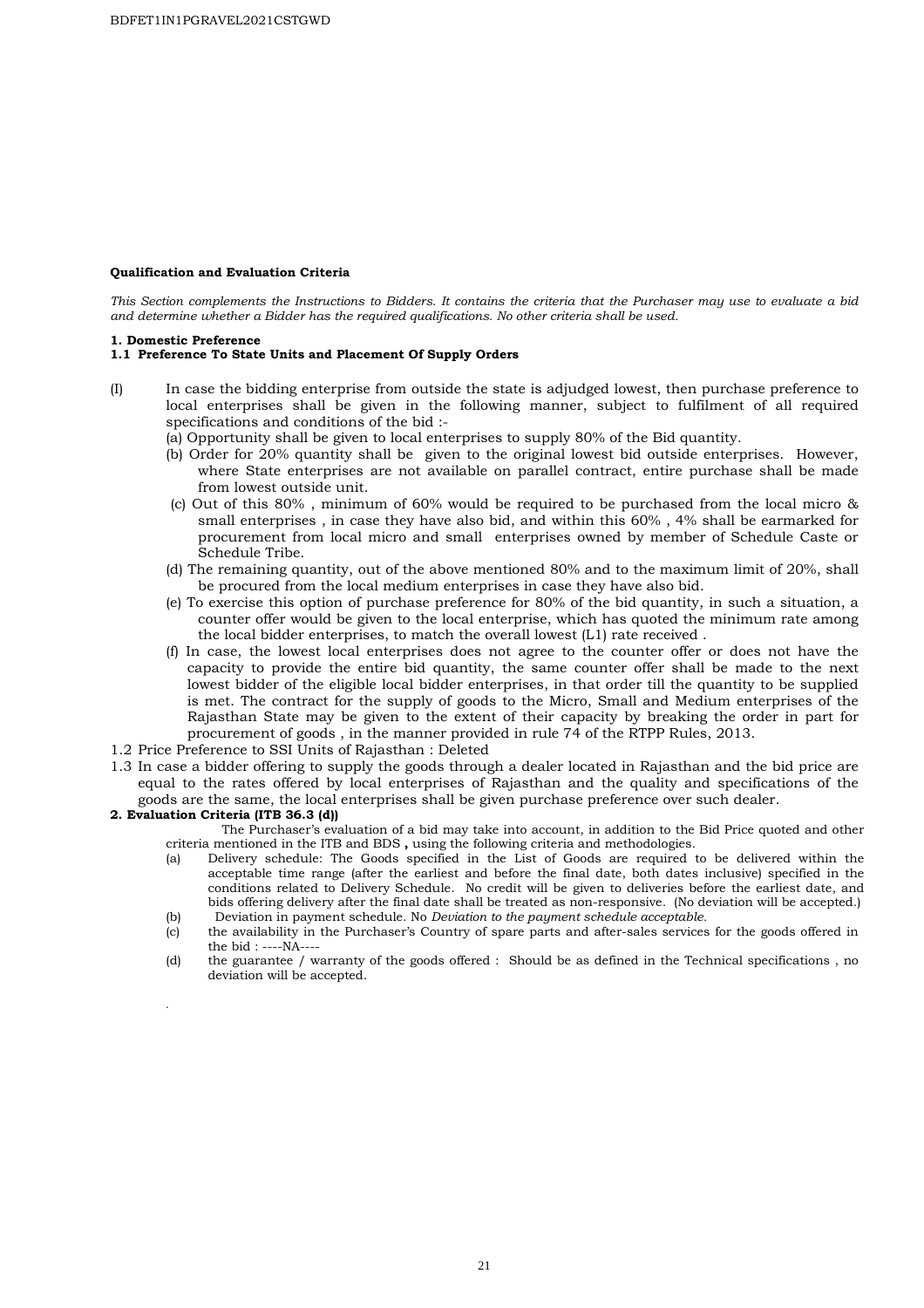**Qualification and Evaluation Criteria**

*This Section complements the Instructions to Bidders. It contains the criteria that the Purchaser may use to evaluate a bid and determine whether a Bidder has the required qualifications. No other criteria shall be used.*

**1. Domestic Preference**

**1.1 Preference To State Units and Placement Of Supply Orders**

(I) In case the bidding enterprise from outside the state is adjudged lowest, then purchase preference to local enterprises shall be given in the following manner, subject to fulfilment of all required specifications and conditions of the bid :-

(a) Opportunity shall be given to local enterprises to supply 80% of the Bid quantity.

(b) Order for 20% quantity shall be given to the original lowest bid outside enterprises. However, where State enterprises are not available on parallel contract, entire purchase shall be made from lowest outside unit.

(c) Out of this 80% , minimum of 60% would be required to be purchased from the local micro & small enterprises , in case they have also bid, and within this 60% , 4% shall be earmarked for procurement from local micro and small enterprises owned by member of Schedule Caste or Schedule Tribe.

(d) The remaining quantity, out of the above mentioned 80% and to the maximum limit of 20%, shall be procured from the local medium enterprises in case they have also bid.

(e) To exercise this option of purchase preference for 80% of the bid quantity, in such a situation, a counter offer would be given to the local enterprise, which has quoted the minimum rate among the local bidder enterprises, to match the overall lowest (L1) rate received .

(f) In case, the lowest local enterprises does not agree to the counter offer or does not have the capacity to provide the entire bid quantity, the same counter offer shall be made to the next lowest bidder of the eligible local bidder enterprises, in that order till the quantity to be supplied is met. The contract for the supply of goods to the Micro, Small and Medium enterprises of the Rajasthan State may be given to the extent of their capacity by breaking the order in part for procurement of goods , in the manner provided in rule 74 of the RTPP Rules, 2013.

1.2 Price Preference to SSI Units of Rajasthan : Deleted

1.3 In case a bidder offering to supply the goods through a dealer located in Rajasthan and the bid price are equal to the rates offered by local enterprises of Rajasthan and the quality and specifications of the goods are the same, the local enterprises shall be given purchase preference over such dealer.

**2. Evaluation Criteria (ITB 36.3 (d))**

The Purchaser's evaluation of a bid may take into account, in addition to the Bid Price quoted and other criteria mentioned in the ITB and BDS **,** using the following criteria and methodologies.

(a) Delivery schedule: The Goods specified in the List of Goods are required to be delivered within the acceptable time range (after the earliest and before the final date, both dates inclusive) specified in the conditions related to Delivery Schedule. No credit will be given to deliveries before the earliest date, and bids offering delivery after the final date shall be treated as non-responsive. (No deviation will be accepted.)

(b) Deviation in payment schedule. No *Deviation to the payment schedule acceptable.*

(c) the availability in the Purchaser's Country of spare parts and after-sales services for the goods offered in the bid : ----NA----

(d) the guarantee / warranty of the goods offered : Should be as defined in the Technical specifications , no deviation will be accepted.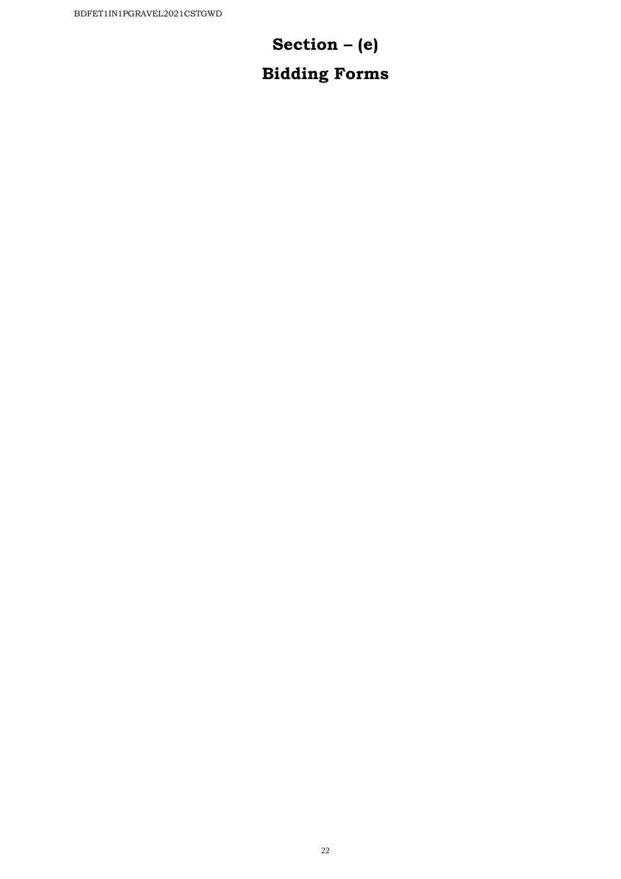# Section – (e)

# Bidding Forms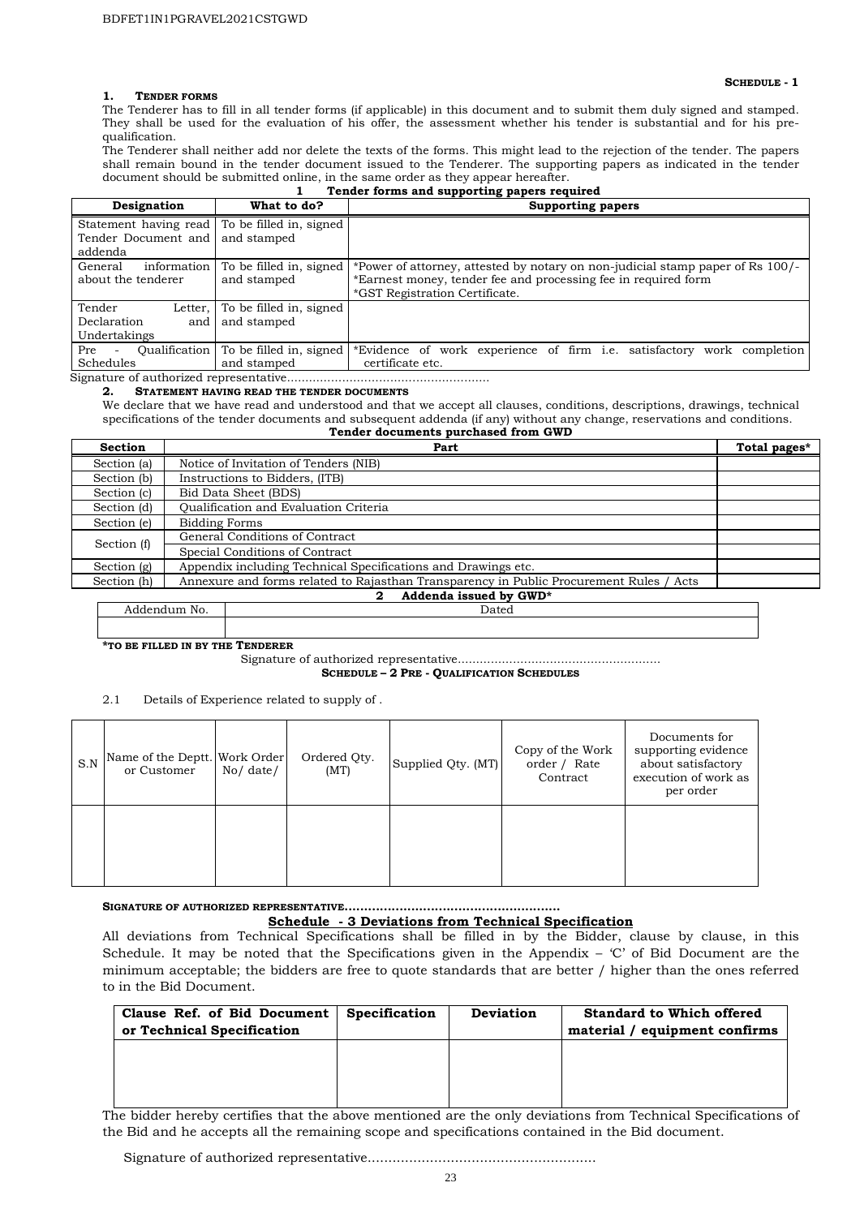**SCHEDULE - 1**

## 1. TENDER FORMS

The Tenderer has to fill in all tender forms (if applicable) in this document and to submit them duly signed and stamped. They shall be used for the evaluation of his offer, the assessment whether his tender is substantial and for his pre-qualification.

The Tenderer shall neither add nor delete the texts of the forms. This might lead to the rejection of the tender. The papers shall remain bound in the tender document issued to the Tenderer. The supporting papers as indicated in the tender document should be submitted online, in the same order as they appear hereafter.

**1 Tender forms and supporting papers required**

| Designation | What to do? | Supporting papers |
|---|---|---|
| Statement having read Tender Document and addenda | To be filled in, signed and stamped | |
| General information about the tenderer | To be filled in, signed and stamped | *Power of attorney, attested by notary on non-judicial stamp paper of Rs 100/-<br>*Earnest money, tender fee and processing fee in required form<br>*GST Registration Certificate. |
| Tender Letter, Declaration and Undertakings | To be filled in, signed and stamped | |
| Pre - Qualification Schedules | To be filled in, signed and stamped | *Evidence of work experience of firm i.e. satisfactory work completion certificate etc. |

Signature of authorized representative......................................................

## 2. STATEMENT HAVING READ THE TENDER DOCUMENTS

We declare that we have read and understood and that we accept all clauses, conditions, descriptions, drawings, technical specifications of the tender documents and subsequent addenda (if any) without any change, reservations and conditions.

**Tender documents purchased from GWD**

| Section | Part | Total pages* |
|---|---|---|
| Section (a) | Notice of Invitation of Tenders (NIB) | |
| Section (b) | Instructions to Bidders, (ITB) | |
| Section (c) | Bid Data Sheet (BDS) | |
| Section (d) | Qualification and Evaluation Criteria | |
| Section (e) | Bidding Forms | |
| Section (f) | General Conditions of Contract | |
| | Special Conditions of Contract | |
| Section (g) | Appendix including Technical Specifications and Drawings etc. | |
| Section (h) | Annexure and forms related to Rajasthan Transparency in Public Procurement Rules / Acts | |

**2 Addenda issued by GWD***

| Addendum No. | Dated |
|---|---|
| | |

***TO BE FILLED IN BY THE TENDERER**

Signature of authorized representative......................................................

**SCHEDULE – 2 PRE - QUALIFICATION SCHEDULES**

2.1 Details of Experience related to supply of .

| S.N | Name of the Deptt. or Customer | Work Order No/ date/ | Ordered Qty. (MT) | Supplied Qty. (MT) | Copy of the Work order / Rate Contract | Documents for supporting evidence about satisfactory execution of work as per order |
|---|---|---|---|---|---|---|
| | | | | | | |

**SIGNATURE OF AUTHORIZED REPRESENTATIVE......................................................**

## Schedule - 3 Deviations from Technical Specification

All deviations from Technical Specifications shall be filled in by the Bidder, clause by clause, in this Schedule. It may be noted that the Specifications given in the Appendix – 'C' of Bid Document are the minimum acceptable; the bidders are free to quote standards that are better / higher than the ones referred to in the Bid Document.

| Clause Ref. of Bid Document or Technical Specification | Specification | Deviation | Standard to Which offered material / equipment confirms |
|---|---|---|---|
| | | | |

The bidder hereby certifies that the above mentioned are the only deviations from Technical Specifications of the Bid and he accepts all the remaining scope and specifications contained in the Bid document.

Signature of authorized representative......................................................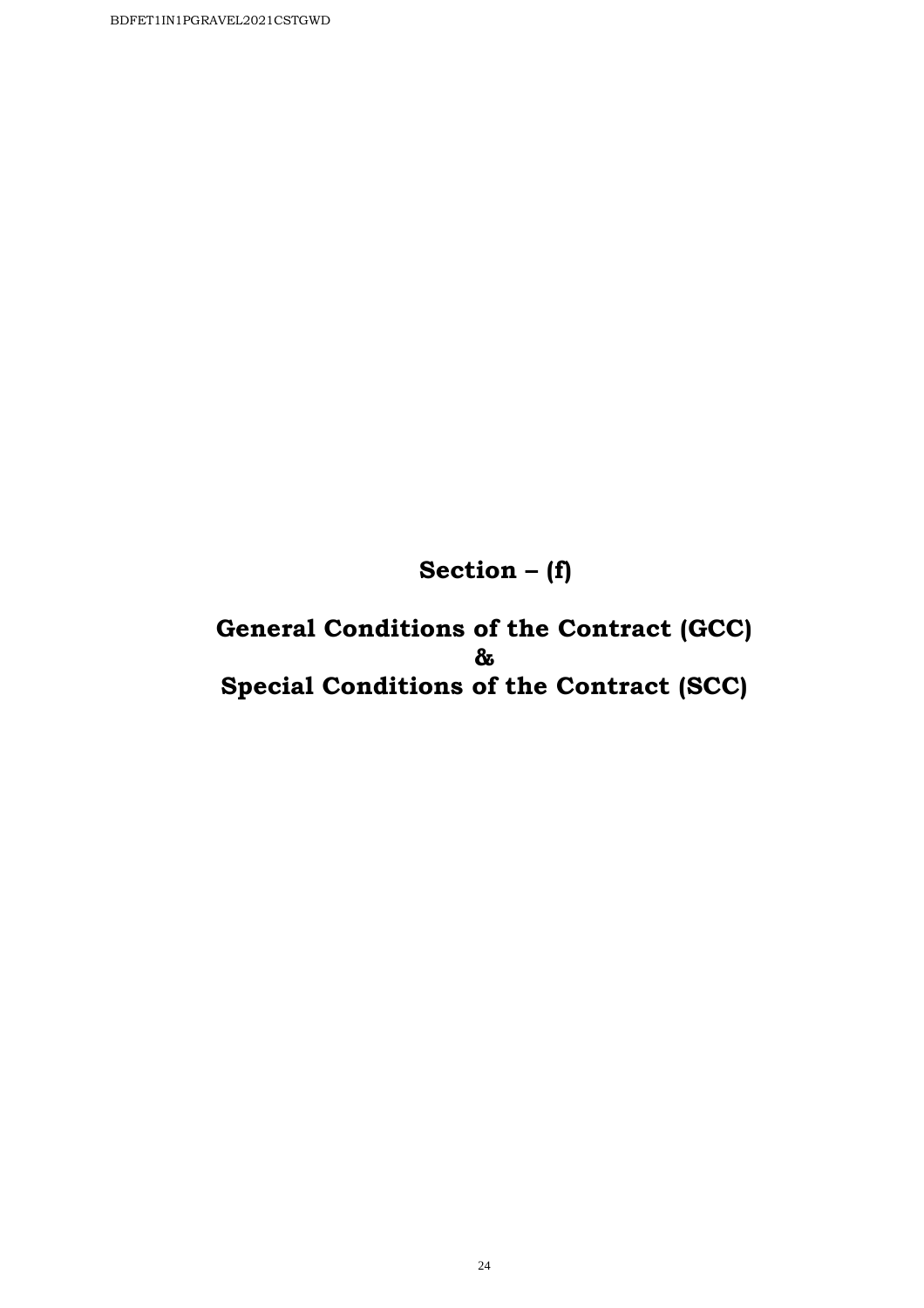# Section – (f)

# General Conditions of the Contract (GCC)
# &
# Special Conditions of the Contract (SCC)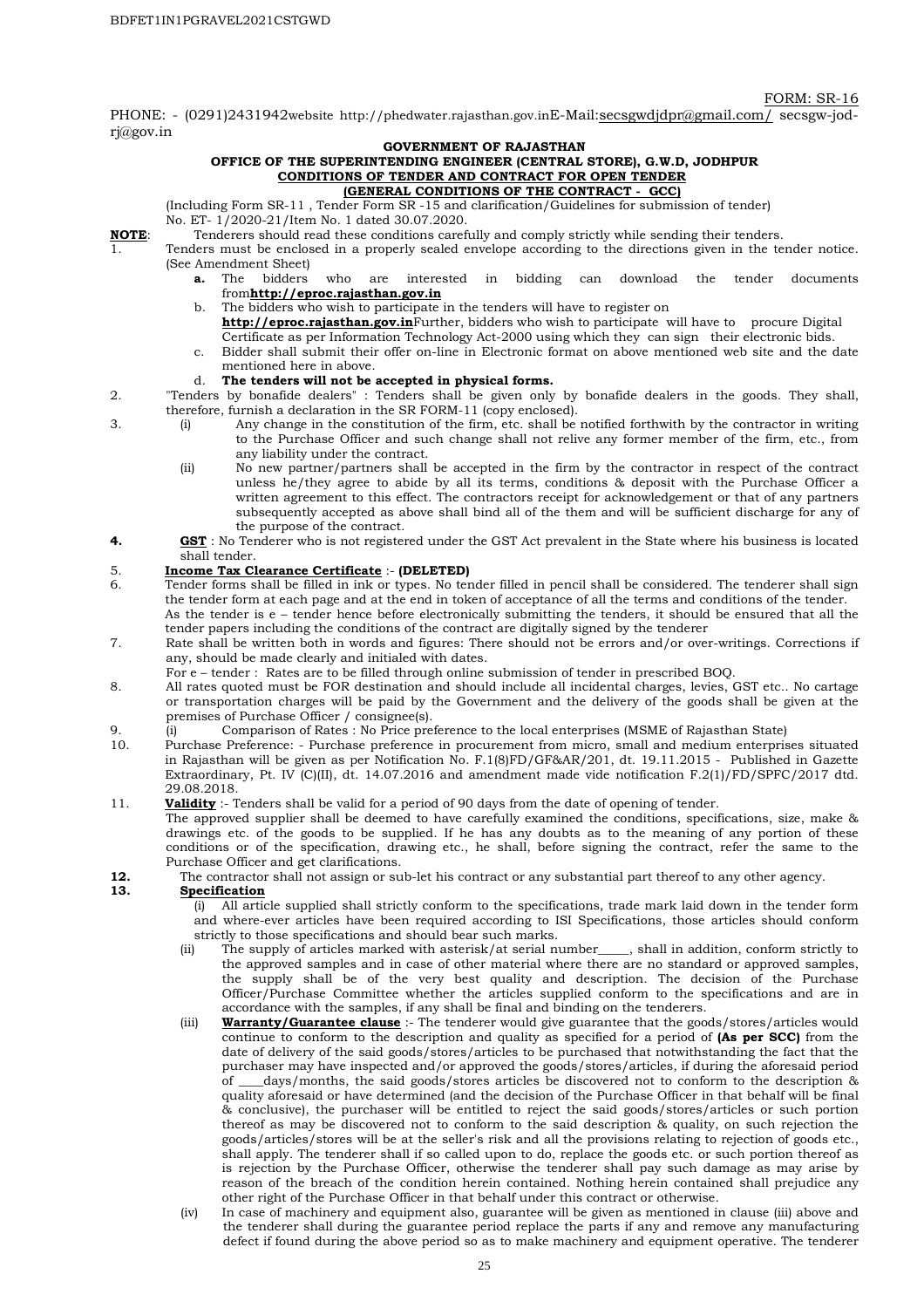FORM: SR-16

PHONE: - (0291)2431942website http://phedwater.rajasthan.gov.inE-Mail:secsgwdjdpr@gmail.com/ secsgw-jod-rj@gov.in

**GOVERNMENT OF RAJASTHAN**

**OFFICE OF THE SUPERINTENDING ENGINEER (CENTRAL STORE), G.W.D, JODHPUR**

**CONDITIONS OF TENDER AND CONTRACT FOR OPEN TENDER**

**(GENERAL CONDITIONS OF THE CONTRACT - GCC)**

(Including Form SR-11 , Tender Form SR -15 and clarification/Guidelines for submission of tender) No. ET- 1/2020-21/Item No. 1 dated 30.07.2020.

**NOTE**: Tenderers should read these conditions carefully and comply strictly while sending their tenders.

1. Tenders must be enclosed in a properly sealed envelope according to the directions given in the tender notice. (See Amendment Sheet)
   - **a.** The bidders who are interested in bidding can download the tender documents from**http://eproc.rajasthan.gov.in**
   - b. The bidders who wish to participate in the tenders will have to register on **http://eproc.rajasthan.gov.in**Further, bidders who wish to participate will have to procure Digital Certificate as per Information Technology Act-2000 using which they can sign their electronic bids.
   - c. Bidder shall submit their offer on-line in Electronic format on above mentioned web site and the date mentioned here in above.
   - d. **The tenders will not be accepted in physical forms.**
2. "Tenders by bonafide dealers" : Tenders shall be given only by bonafide dealers in the goods. They shall, therefore, furnish a declaration in the SR FORM-11 (copy enclosed).
3. (i) Any change in the constitution of the firm, etc. shall be notified forthwith by the contractor in writing to the Purchase Officer and such change shall not relive any former member of the firm, etc., from any liability under the contract.

   (ii) No new partner/partners shall be accepted in the firm by the contractor in respect of the contract unless he/they agree to abide by all its terms, conditions & deposit with the Purchase Officer a written agreement to this effect. The contractors receipt for acknowledgement or that of any partners subsequently accepted as above shall bind all of the them and will be sufficient discharge for any of the purpose of the contract.
4. **GST** : No Tenderer who is not registered under the GST Act prevalent in the State where his business is located shall tender.
5. **Income Tax Clearance Certificate** :- **(DELETED)**
6. Tender forms shall be filled in ink or types. No tender filled in pencil shall be considered. The tenderer shall sign the tender form at each page and at the end in token of acceptance of all the terms and conditions of the tender. As the tender is e – tender hence before electronically submitting the tenders, it should be ensured that all the tender papers including the conditions of the contract are digitally signed by the tenderer
7. Rate shall be written both in words and figures: There should not be errors and/or over-writings. Corrections if any, should be made clearly and initialed with dates.

   For e – tender : Rates are to be filled through online submission of tender in prescribed BOQ.
8. All rates quoted must be FOR destination and should include all incidental charges, levies, GST etc.. No cartage or transportation charges will be paid by the Government and the delivery of the goods shall be given at the premises of Purchase Officer / consignee(s).
9. (i) Comparison of Rates : No Price preference to the local enterprises (MSME of Rajasthan State)
10. Purchase Preference: - Purchase preference in procurement from micro, small and medium enterprises situated in Rajasthan will be given as per Notification No. F.1(8)FD/GF&AR/201, dt. 19.11.2015 - Published in Gazette Extraordinary, Pt. IV (C)(II), dt. 14.07.2016 and amendment made vide notification F.2(1)/FD/SPFC/2017 dtd. 29.08.2018.
11. **Validity** :- Tenders shall be valid for a period of 90 days from the date of opening of tender.

   The approved supplier shall be deemed to have carefully examined the conditions, specifications, size, make & drawings etc. of the goods to be supplied. If he has any doubts as to the meaning of any portion of these conditions or of the specification, drawing etc., he shall, before signing the contract, refer the same to the Purchase Officer and get clarifications.
12. The contractor shall not assign or sub-let his contract or any substantial part thereof to any other agency.
13. **Specification**

   (i) All article supplied shall strictly conform to the specifications, trade mark laid down in the tender form and where-ever articles have been required according to ISI Specifications, those articles should conform strictly to those specifications and should bear such marks.

   (ii) The supply of articles marked with asterisk/at serial number_____, shall in addition, conform strictly to the approved samples and in case of other material where there are no standard or approved samples, the supply shall be of the very best quality and description. The decision of the Purchase Officer/Purchase Committee whether the articles supplied conform to the specifications and are in accordance with the samples, if any shall be final and binding on the tenderers.

   (iii) **Warranty/Guarantee clause** :- The tenderer would give guarantee that the goods/stores/articles would continue to conform to the description and quality as specified for a period of **(As per SCC)** from the date of delivery of the said goods/stores/articles to be purchased that notwithstanding the fact that the purchaser may have inspected and/or approved the goods/stores/articles, if during the aforesaid period of ____days/months, the said goods/stores articles be discovered not to conform to the description & quality aforesaid or have determined (and the decision of the Purchase Officer in that behalf will be final & conclusive), the purchaser will be entitled to reject the said goods/stores/articles or such portion thereof as may be discovered not to conform to the said description & quality, on such rejection the goods/articles/stores will be at the seller's risk and all the provisions relating to rejection of goods etc., shall apply. The tenderer shall if so called upon to do, replace the goods etc. or such portion thereof as is rejection by the Purchase Officer, otherwise the tenderer shall pay such damage as may arise by reason of the breach of the condition herein contained. Nothing herein contained shall prejudice any other right of the Purchase Officer in that behalf under this contract or otherwise.

   (iv) In case of machinery and equipment also, guarantee will be given as mentioned in clause (iii) above and the tenderer shall during the guarantee period replace the parts if any and remove any manufacturing defect if found during the above period so as to make machinery and equipment operative. The tenderer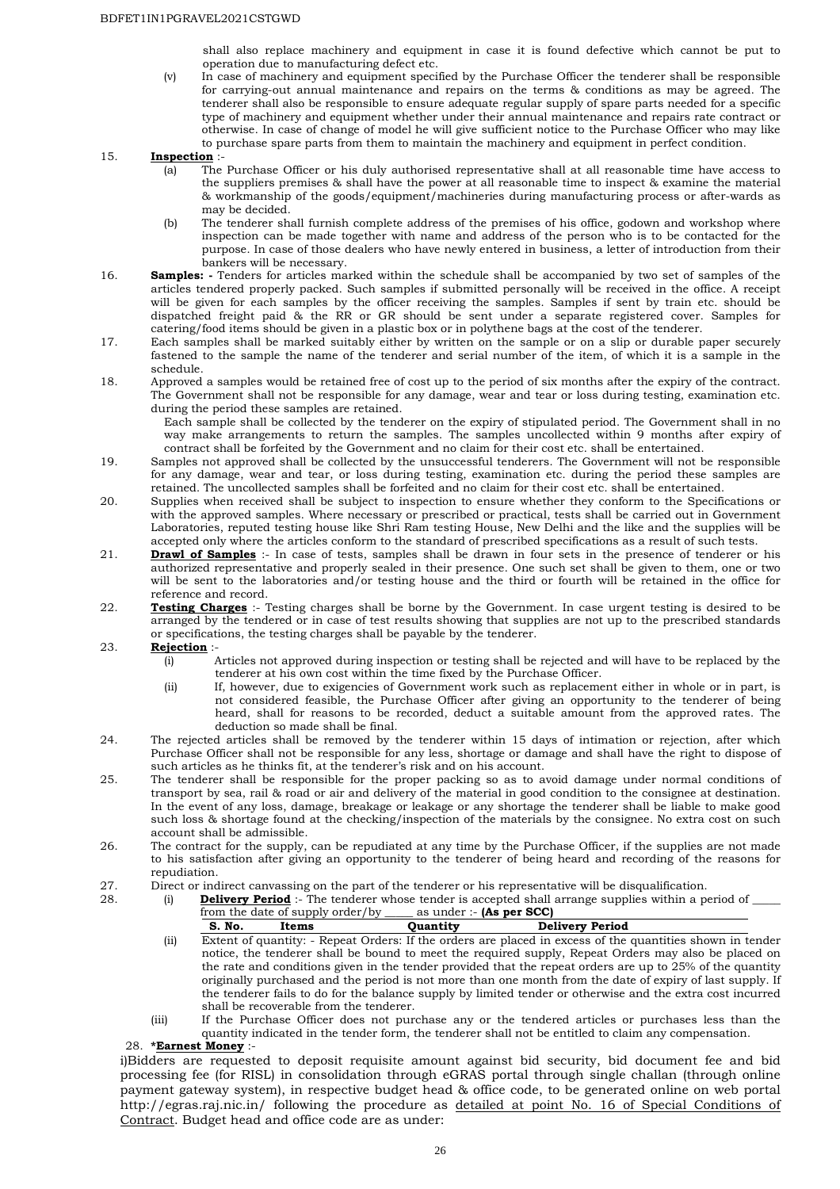shall also replace machinery and equipment in case it is found defective which cannot be put to operation due to manufacturing defect etc.

(v) In case of machinery and equipment specified by the Purchase Officer the tenderer shall be responsible for carrying-out annual maintenance and repairs on the terms & conditions as may be agreed. The tenderer shall also be responsible to ensure adequate regular supply of spare parts needed for a specific type of machinery and equipment whether under their annual maintenance and repairs rate contract or otherwise. In case of change of model he will give sufficient notice to the Purchase Officer who may like to purchase spare parts from them to maintain the machinery and equipment in perfect condition.

15. **Inspection** :-

(a) The Purchase Officer or his duly authorised representative shall at all reasonable time have access to the suppliers premises & shall have the power at all reasonable time to inspect & examine the material & workmanship of the goods/equipment/machineries during manufacturing process or after-wards as may be decided.

(b) The tenderer shall furnish complete address of the premises of his office, godown and workshop where inspection can be made together with name and address of the person who is to be contacted for the purpose. In case of those dealers who have newly entered in business, a letter of introduction from their bankers will be necessary.

16. **Samples: -** Tenders for articles marked within the schedule shall be accompanied by two set of samples of the articles tendered properly packed. Such samples if submitted personally will be received in the office. A receipt will be given for each samples by the officer receiving the samples. Samples if sent by train etc. should be dispatched freight paid & the RR or GR should be sent under a separate registered cover. Samples for catering/food items should be given in a plastic box or in polythene bags at the cost of the tenderer.

17. Each samples shall be marked suitably either by written on the sample or on a slip or durable paper securely fastened to the sample the name of the tenderer and serial number of the item, of which it is a sample in the schedule.

18. Approved a samples would be retained free of cost up to the period of six months after the expiry of the contract. The Government shall not be responsible for any damage, wear and tear or loss during testing, examination etc. during the period these samples are retained.

Each sample shall be collected by the tenderer on the expiry of stipulated period. The Government shall in no way make arrangements to return the samples. The samples uncollected within 9 months after expiry of contract shall be forfeited by the Government and no claim for their cost etc. shall be entertained.

19. Samples not approved shall be collected by the unsuccessful tenderers. The Government will not be responsible for any damage, wear and tear, or loss during testing, examination etc. during the period these samples are retained. The uncollected samples shall be forfeited and no claim for their cost etc. shall be entertained.

20. Supplies when received shall be subject to inspection to ensure whether they conform to the Specifications or with the approved samples. Where necessary or prescribed or practical, tests shall be carried out in Government Laboratories, reputed testing house like Shri Ram testing House, New Delhi and the like and the supplies will be accepted only where the articles conform to the standard of prescribed specifications as a result of such tests.

21. **Drawl of Samples** :- In case of tests, samples shall be drawn in four sets in the presence of tenderer or his authorized representative and properly sealed in their presence. One such set shall be given to them, one or two will be sent to the laboratories and/or testing house and the third or fourth will be retained in the office for reference and record.

22. **Testing Charges** :- Testing charges shall be borne by the Government. In case urgent testing is desired to be arranged by the tendered or in case of test results showing that supplies are not up to the prescribed standards or specifications, the testing charges shall be payable by the tenderer.

23. **Rejection** :-

(i) Articles not approved during inspection or testing shall be rejected and will have to be replaced by the tenderer at his own cost within the time fixed by the Purchase Officer.

(ii) If, however, due to exigencies of Government work such as replacement either in whole or in part, is not considered feasible, the Purchase Officer after giving an opportunity to the tenderer of being heard, shall for reasons to be recorded, deduct a suitable amount from the approved rates. The deduction so made shall be final.

24. The rejected articles shall be removed by the tenderer within 15 days of intimation or rejection, after which Purchase Officer shall not be responsible for any less, shortage or damage and shall have the right to dispose of such articles as he thinks fit, at the tenderer's risk and on his account.

25. The tenderer shall be responsible for the proper packing so as to avoid damage under normal conditions of transport by sea, rail & road or air and delivery of the material in good condition to the consignee at destination. In the event of any loss, damage, breakage or leakage or any shortage the tenderer shall be liable to make good such loss & shortage found at the checking/inspection of the materials by the consignee. No extra cost on such account shall be admissible.

26. The contract for the supply, can be repudiated at any time by the Purchase Officer, if the supplies are not made to his satisfaction after giving an opportunity to the tenderer of being heard and recording of the reasons for repudiation.

27. Direct or indirect canvassing on the part of the tenderer or his representative will be disqualification.

28. (i) **Delivery Period** :- The tenderer whose tender is accepted shall arrange supplies within a period of _____ from the date of supply order/by _____ as under :- **(As per SCC)**

| S. No. | Items | Quantity | Delivery Period |
|---|---|---|---|

(ii) Extent of quantity: - Repeat Orders: If the orders are placed in excess of the quantities shown in tender notice, the tenderer shall be bound to meet the required supply, Repeat Orders may also be placed on the rate and conditions given in the tender provided that the repeat orders are up to 25% of the quantity originally purchased and the period is not more than one month from the date of expiry of last supply. If the tenderer fails to do for the balance supply by limited tender or otherwise and the extra cost incurred shall be recoverable from the tenderer.

(iii) If the Purchase Officer does not purchase any or the tendered articles or purchases less than the quantity indicated in the tender form, the tenderer shall not be entitled to claim any compensation.

28. ***Earnest Money** :-

i)Bidders are requested to deposit requisite amount against bid security, bid document fee and bid processing fee (for RISL) in consolidation through eGRAS portal through single challan (through online payment gateway system), in respective budget head & office code, to be generated online on web portal http://egras.raj.nic.in/ following the procedure as <u>detailed at point No. 16 of Special Conditions of Contract</u>. Budget head and office code are as under: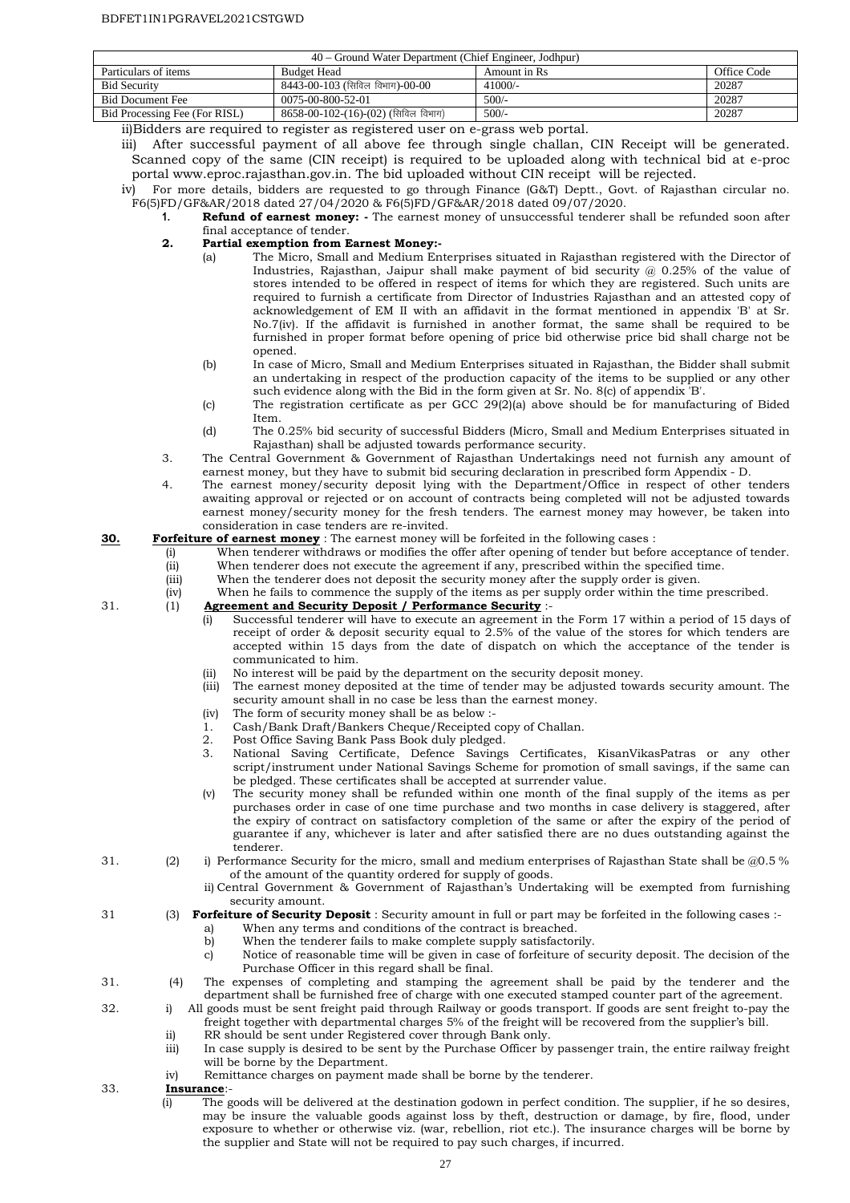| 40 – Ground Water Department (Chief Engineer, Jodhpur) | | | |
|---|---|---|---|
| Particulars of items | Budget Head | Amount in Rs | Office Code |
| Bid Security | 8443-00-103 (सिविल विभाग)-00-00 | 41000/- | 20287 |
| Bid Document Fee | 0075-00-800-52-01 | 500/- | 20287 |
| Bid Processing Fee (For RISL) | 8658-00-102-(16)-(02) (सिविल विभाग) | 500/- | 20287 |

ii) Bidders are required to register as registered user on e-grass web portal.

iii) After successful payment of all above fee through single challan, CIN Receipt will be generated. Scanned copy of the same (CIN receipt) is required to be uploaded along with technical bid at e-proc portal www.eproc.rajasthan.gov.in. The bid uploaded without CIN receipt will be rejected.

iv) For more details, bidders are requested to go through Finance (G&T) Deptt., Govt. of Rajasthan circular no. F6(5)FD/GF&AR/2018 dated 27/04/2020 & F6(5)FD/GF&AR/2018 dated 09/07/2020.

1. **Refund of earnest money: -** The earnest money of unsuccessful tenderer shall be refunded soon after final acceptance of tender.

2. **Partial exemption from Earnest Money:-**
   - (a) The Micro, Small and Medium Enterprises situated in Rajasthan registered with the Director of Industries, Rajasthan, Jaipur shall make payment of bid security @ 0.25% of the value of stores intended to be offered in respect of items for which they are registered. Such units are required to furnish a certificate from Director of Industries Rajasthan and an attested copy of acknowledgement of EM II with an affidavit in the format mentioned in appendix 'B' at Sr. No.7(iv). If the affidavit is furnished in another format, the same shall be required to be furnished in proper format before opening of price bid otherwise price bid shall charge not be opened.
   - (b) In case of Micro, Small and Medium Enterprises situated in Rajasthan, the Bidder shall submit an undertaking in respect of the production capacity of the items to be supplied or any other such evidence along with the Bid in the form given at Sr. No. 8(c) of appendix 'B'.
   - (c) The registration certificate as per GCC 29(2)(a) above should be for manufacturing of Bided Item.
   - (d) The 0.25% bid security of successful Bidders (Micro, Small and Medium Enterprises situated in Rajasthan) shall be adjusted towards performance security.

3. The Central Government & Government of Rajasthan Undertakings need not furnish any amount of earnest money, but they have to submit bid securing declaration in prescribed form Appendix - D.

4. The earnest money/security deposit lying with the Department/Office in respect of other tenders awaiting approval or rejected or on account of contracts being completed will not be adjusted towards earnest money/security money for the fresh tenders. The earnest money may however, be taken into consideration in case tenders are re-invited.

**30.** **Forfeiture of earnest money** : The earnest money will be forfeited in the following cases :
- (i) When tenderer withdraws or modifies the offer after opening of tender but before acceptance of tender.
- (ii) When tenderer does not execute the agreement if any, prescribed within the specified time.
- (iii) When the tenderer does not deposit the security money after the supply order is given.
- (iv) When he fails to commence the supply of the items as per supply order within the time prescribed.

31. (1) **Agreement and Security Deposit / Performance Security** :-
- (i) Successful tenderer will have to execute an agreement in the Form 17 within a period of 15 days of receipt of order & deposit security equal to 2.5% of the value of the stores for which tenders are accepted within 15 days from the date of dispatch on which the acceptance of the tender is communicated to him.
- (ii) No interest will be paid by the department on the security deposit money.
- (iii) The earnest money deposited at the time of tender may be adjusted towards security amount. The security amount shall in no case be less than the earnest money.
- (iv) The form of security money shall be as below :-
  1. Cash/Bank Draft/Bankers Cheque/Receipted copy of Challan.
  2. Post Office Saving Bank Pass Book duly pledged.
  3. National Saving Certificate, Defence Savings Certificates, KisanVikasPatras or any other script/instrument under National Savings Scheme for promotion of small savings, if the same can be pledged. These certificates shall be accepted at surrender value.
- (v) The security money shall be refunded within one month of the final supply of the items as per purchases order in case of one time purchase and two months in case delivery is staggered, after the expiry of contract on satisfactory completion of the same or after the expiry of the period of guarantee if any, whichever is later and after satisfied there are no dues outstanding against the tenderer.

31. (2)
- i) Performance Security for the micro, small and medium enterprises of Rajasthan State shall be @0.5 % of the amount of the quantity ordered for supply of goods.
- ii) Central Government & Government of Rajasthan's Undertaking will be exempted from furnishing security amount.

31 (3) **Forfeiture of Security Deposit** : Security amount in full or part may be forfeited in the following cases :-
- a) When any terms and conditions of the contract is breached.
- b) When the tenderer fails to make complete supply satisfactorily.
- c) Notice of reasonable time will be given in case of forfeiture of security deposit. The decision of the Purchase Officer in this regard shall be final.

31. (4) The expenses of completing and stamping the agreement shall be paid by the tenderer and the department shall be furnished free of charge with one executed stamped counter part of the agreement.

32.
- i) All goods must be sent freight paid through Railway or goods transport. If goods are sent freight to-pay the freight together with departmental charges 5% of the freight will be recovered from the supplier's bill.
- ii) RR should be sent under Registered cover through Bank only.
- iii) In case supply is desired to be sent by the Purchase Officer by passenger train, the entire railway freight will be borne by the Department.
- iv) Remittance charges on payment made shall be borne by the tenderer.

33. **Insurance**:-
- (i) The goods will be delivered at the destination godown in perfect condition. The supplier, if he so desires, may be insure the valuable goods against loss by theft, destruction or damage, by fire, flood, under exposure to whether or otherwise viz. (war, rebellion, riot etc.). The insurance charges will be borne by the supplier and State will not be required to pay such charges, if incurred.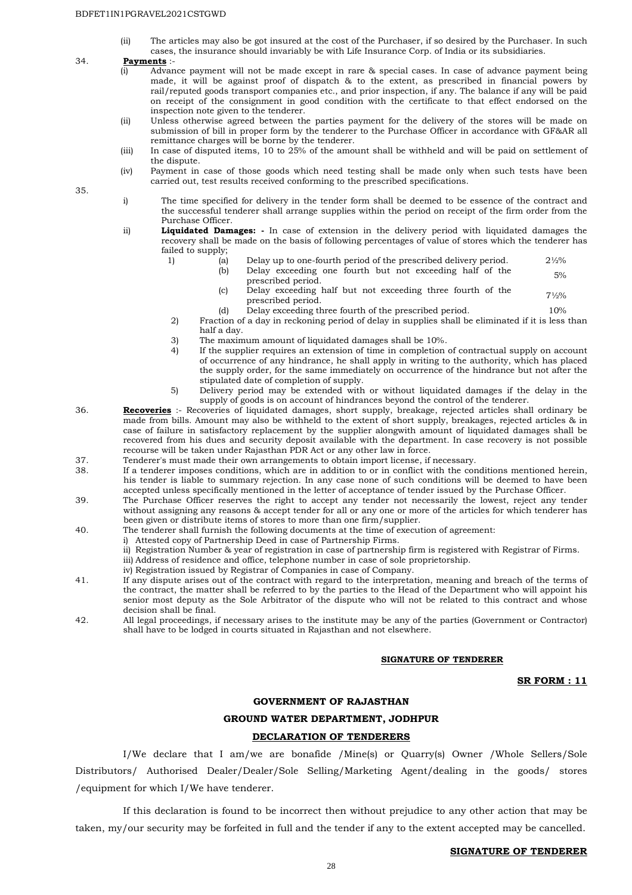(ii) The articles may also be got insured at the cost of the Purchaser, if so desired by the Purchaser. In such cases, the insurance should invariably be with Life Insurance Corp. of India or its subsidiaries.

34. **Payments** :-

(i) Advance payment will not be made except in rare & special cases. In case of advance payment being made, it will be against proof of dispatch & to the extent, as prescribed in financial powers by rail/reputed goods transport companies etc., and prior inspection, if any. The balance if any will be paid on receipt of the consignment in good condition with the certificate to that effect endorsed on the inspection note given to the tenderer.

(ii) Unless otherwise agreed between the parties payment for the delivery of the stores will be made on submission of bill in proper form by the tenderer to the Purchase Officer in accordance with GF&AR all remittance charges will be borne by the tenderer.

(iii) In case of disputed items, 10 to 25% of the amount shall be withheld and will be paid on settlement of the dispute.

(iv) Payment in case of those goods which need testing shall be made only when such tests have been carried out, test results received conforming to the prescribed specifications.

35.

i) The time specified for delivery in the tender form shall be deemed to be essence of the contract and the successful tenderer shall arrange supplies within the period on receipt of the firm order from the Purchase Officer.

ii) **Liquidated Damages: -** In case of extension in the delivery period with liquidated damages the recovery shall be made on the basis of following percentages of value of stores which the tenderer has failed to supply;

1) (a) Delay up to one-fourth period of the prescribed delivery period. 2½%

(b) Delay exceeding one fourth but not exceeding half of the prescribed period. 5%

(c) Delay exceeding half but not exceeding three fourth of the prescribed period. 7½%

(d) Delay exceeding three fourth of the prescribed period. 10%

2) Fraction of a day in reckoning period of delay in supplies shall be eliminated if it is less than half a day.

3) The maximum amount of liquidated damages shall be 10%.

4) If the supplier requires an extension of time in completion of contractual supply on account of occurrence of any hindrance, he shall apply in writing to the authority, which has placed the supply order, for the same immediately on occurrence of the hindrance but not after the stipulated date of completion of supply.

5) Delivery period may be extended with or without liquidated damages if the delay in the supply of goods is on account of hindrances beyond the control of the tenderer.

36. **Recoveries** :- Recoveries of liquidated damages, short supply, breakage, rejected articles shall ordinary be made from bills. Amount may also be withheld to the extent of short supply, breakages, rejected articles & in case of failure in satisfactory replacement by the supplier alongwith amount of liquidated damages shall be recovered from his dues and security deposit available with the department. In case recovery is not possible recourse will be taken under Rajasthan PDR Act or any other law in force.

37. Tenderer's must made their own arrangements to obtain import license, if necessary.

38. If a tenderer imposes conditions, which are in addition to or in conflict with the conditions mentioned herein, his tender is liable to summary rejection. In any case none of such conditions will be deemed to have been accepted unless specifically mentioned in the letter of acceptance of tender issued by the Purchase Officer.

39. The Purchase Officer reserves the right to accept any tender not necessarily the lowest, reject any tender without assigning any reasons & accept tender for all or any one or more of the articles for which tenderer has been given or distribute items of stores to more than one firm/supplier.

40. The tenderer shall furnish the following documents at the time of execution of agreement:

i) Attested copy of Partnership Deed in case of Partnership Firms.
ii) Registration Number & year of registration in case of partnership firm is registered with Registrar of Firms.
iii) Address of residence and office, telephone number in case of sole proprietorship.
iv) Registration issued by Registrar of Companies in case of Company.

41. If any dispute arises out of the contract with regard to the interpretation, meaning and breach of the terms of the contract, the matter shall be referred to by the parties to the Head of the Department who will appoint his senior most deputy as the Sole Arbitrator of the dispute who will not be related to this contract and whose decision shall be final.

42. All legal proceedings, if necessary arises to the institute may be any of the parties (Government or Contractor) shall have to be lodged in courts situated in Rajasthan and not elsewhere.

**SIGNATURE OF TENDERER**

**SR FORM : 11**

**GOVERNMENT OF RAJASTHAN**

**GROUND WATER DEPARTMENT, JODHPUR**

**DECLARATION OF TENDERERS**

I/We declare that I am/we are bonafide /Mine(s) or Quarry(s) Owner /Whole Sellers/Sole Distributors/ Authorised Dealer/Dealer/Sole Selling/Marketing Agent/dealing in the goods/ stores /equipment for which I/We have tenderer.

If this declaration is found to be incorrect then without prejudice to any other action that may be taken, my/our security may be forfeited in full and the tender if any to the extent accepted may be cancelled.

**SIGNATURE OF TENDERER**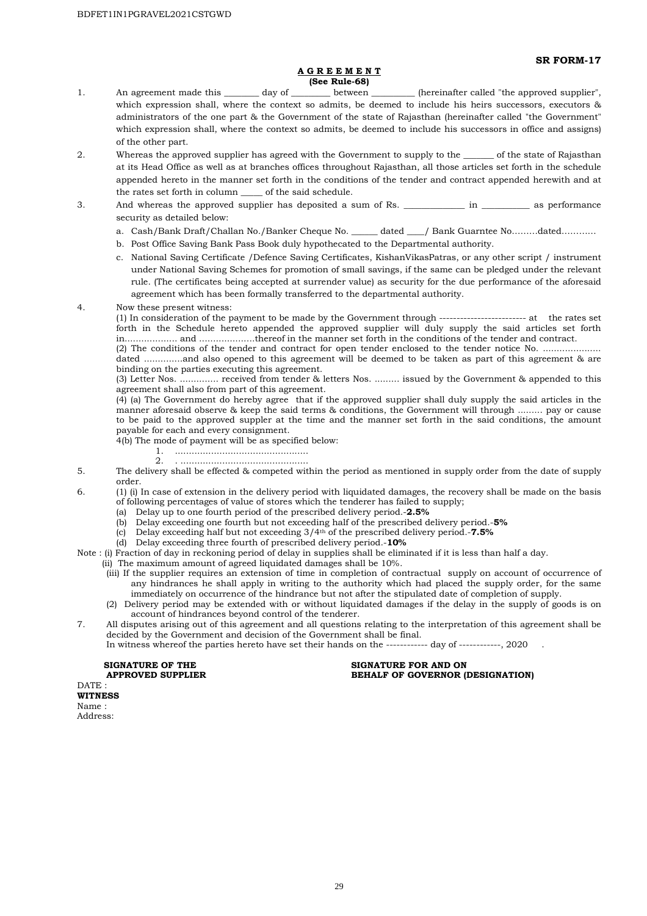**SR FORM-17**

**A G R E E M E N T**
**(See Rule-68)**

1. An agreement made this ________ day of _________ between __________ (hereinafter called "the approved supplier", which expression shall, where the context so admits, be deemed to include his heirs successors, executors & administrators of the one part & the Government of the state of Rajasthan (hereinafter called "the Government" which expression shall, where the context so admits, be deemed to include his successors in office and assigns) of the other part.
2. Whereas the approved supplier has agreed with the Government to supply to the _______ of the state of Rajasthan at its Head Office as well as at branches offices throughout Rajasthan, all those articles set forth in the schedule appended hereto in the manner set forth in the conditions of the tender and contract appended herewith and at the rates set forth in column _____ of the said schedule.
3. And whereas the approved supplier has deposited a sum of Rs. _____________ in __________ as performance security as detailed below:
   a. Cash/Bank Draft/Challan No./Banker Cheque No. ______ dated ____/ Bank Guarntee No………dated…………
   b. Post Office Saving Bank Pass Book duly hypothecated to the Departmental authority.
   c. National Saving Certificate /Defence Saving Certificates, KishanVikasPatras, or any other script / instrument under National Saving Schemes for promotion of small savings, if the same can be pledged under the relevant rule. (The certificates being accepted at surrender value) as security for the due performance of the aforesaid agreement which has been formally transferred to the departmental authority.
4. Now these present witness:
   (1) In consideration of the payment to be made by the Government through ------------------------- at the rates set forth in the Schedule hereto appended the approved supplier will duly supply the said articles set forth in................... and ....................thereof in the manner set forth in the conditions of the tender and contract.
   (2) The conditions of the tender and contract for open tender enclosed to the tender notice No. ..................... dated ..............and also opened to this agreement will be deemed to be taken as part of this agreement & are binding on the parties executing this agreement.
   (3) Letter Nos. .............. received from tender & letters Nos. ......... issued by the Government & appended to this agreement shall also from part of this agreement.
   (4) (a) The Government do hereby agree that if the approved supplier shall duly supply the said articles in the manner aforesaid observe & keep the said terms & conditions, the Government will through ......... pay or cause to be paid to the approved suppler at the time and the manner set forth in the said conditions, the amount payable for each and every consignment.
   4(b) The mode of payment will be as specified below:
      1. ................................................
      2. . ..............................................
5. The delivery shall be effected & competed within the period as mentioned in supply order from the date of supply order.
6. (1) (i) In case of extension in the delivery period with liquidated damages, the recovery shall be made on the basis of following percentages of value of stores which the tenderer has failed to supply;
   (a) Delay up to one fourth period of the prescribed delivery period.-**2.5%**
   (b) Delay exceeding one fourth but not exceeding half of the prescribed delivery period.-**5%**
   (c) Delay exceeding half but not exceeding 3/4th of the prescribed delivery period.-**7.5%**
   (d) Delay exceeding three fourth of prescribed delivery period.-**10%**

Note : (i) Fraction of day in reckoning period of delay in supplies shall be eliminated if it is less than half a day.
(ii) The maximum amount of agreed liquidated damages shall be 10%.
(iii) If the supplier requires an extension of time in completion of contractual supply on account of occurrence of any hindrances he shall apply in writing to the authority which had placed the supply order, for the same immediately on occurrence of the hindrance but not after the stipulated date of completion of supply.
(2) Delivery period may be extended with or without liquidated damages if the delay in the supply of goods is on account of hindrances beyond control of the tenderer.

7. All disputes arising out of this agreement and all questions relating to the interpretation of this agreement shall be decided by the Government and decision of the Government shall be final.
   In witness whereof the parties hereto have set their hands on the ------------ day of ------------, 2020 .

**SIGNATURE OF THE APPROVED SUPPLIER**

**SIGNATURE FOR AND ON BEHALF OF GOVERNOR (DESIGNATION)**

DATE :
**WITNESS**
Name :
Address: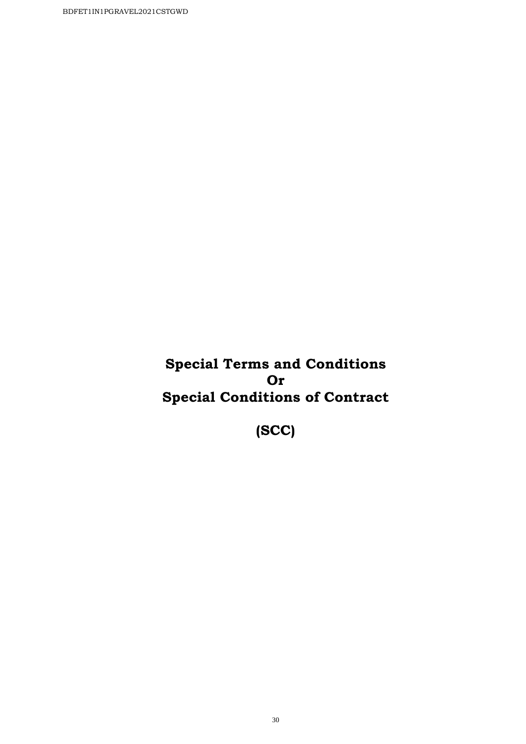# Special Terms and Conditions
# Or
# Special Conditions of Contract

# (SCC)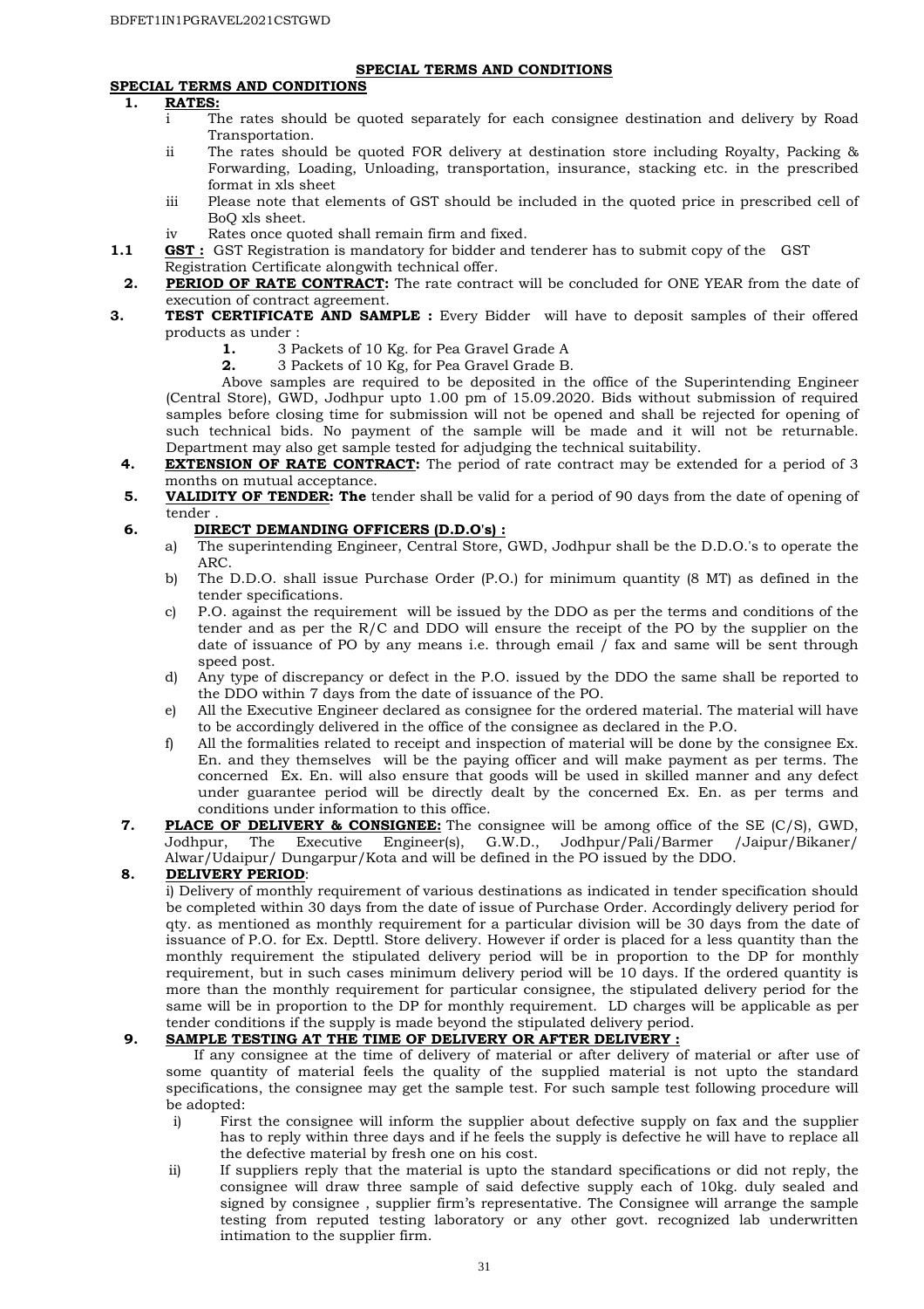## SPECIAL TERMS AND CONDITIONS

### SPECIAL TERMS AND CONDITIONS

**1. RATES:**

- i The rates should be quoted separately for each consignee destination and delivery by Road Transportation.
- ii The rates should be quoted FOR delivery at destination store including Royalty, Packing & Forwarding, Loading, Unloading, transportation, insurance, stacking etc. in the prescribed format in xls sheet
- iii Please note that elements of GST should be included in the quoted price in prescribed cell of BoQ xls sheet.
- iv Rates once quoted shall remain firm and fixed.

**1.1 GST :** GST Registration is mandatory for bidder and tenderer has to submit copy of the GST Registration Certificate alongwith technical offer.

**2. PERIOD OF RATE CONTRACT:** The rate contract will be concluded for ONE YEAR from the date of execution of contract agreement.

**3. TEST CERTIFICATE AND SAMPLE :** Every Bidder will have to deposit samples of their offered products as under :

1. 3 Packets of 10 Kg. for Pea Gravel Grade A
2. 3 Packets of 10 Kg, for Pea Gravel Grade B.

Above samples are required to be deposited in the office of the Superintending Engineer (Central Store), GWD, Jodhpur upto 1.00 pm of 15.09.2020. Bids without submission of required samples before closing time for submission will not be opened and shall be rejected for opening of such technical bids. No payment of the sample will be made and it will not be returnable. Department may also get sample tested for adjudging the technical suitability.

**4. EXTENSION OF RATE CONTRACT:** The period of rate contract may be extended for a period of 3 months on mutual acceptance.

**5. VALIDITY OF TENDER: The** tender shall be valid for a period of 90 days from the date of opening of tender .

**6. DIRECT DEMANDING OFFICERS (D.D.O's) :**

- a) The superintending Engineer, Central Store, GWD, Jodhpur shall be the D.D.O.'s to operate the ARC.
- b) The D.D.O. shall issue Purchase Order (P.O.) for minimum quantity (8 MT) as defined in the tender specifications.
- c) P.O. against the requirement will be issued by the DDO as per the terms and conditions of the tender and as per the R/C and DDO will ensure the receipt of the PO by the supplier on the date of issuance of PO by any means i.e. through email / fax and same will be sent through speed post.
- d) Any type of discrepancy or defect in the P.O. issued by the DDO the same shall be reported to the DDO within 7 days from the date of issuance of the PO.
- e) All the Executive Engineer declared as consignee for the ordered material. The material will have to be accordingly delivered in the office of the consignee as declared in the P.O.
- f) All the formalities related to receipt and inspection of material will be done by the consignee Ex. En. and they themselves will be the paying officer and will make payment as per terms. The concerned Ex. En. will also ensure that goods will be used in skilled manner and any defect under guarantee period will be directly dealt by the concerned Ex. En. as per terms and conditions under information to this office.

**7. PLACE OF DELIVERY & CONSIGNEE:** The consignee will be among office of the SE (C/S), GWD, Jodhpur, The Executive Engineer(s), G.W.D., Jodhpur/Pali/Barmer /Jaipur/Bikaner/ Alwar/Udaipur/ Dungarpur/Kota and will be defined in the PO issued by the DDO.

**8. DELIVERY PERIOD**:

i) Delivery of monthly requirement of various destinations as indicated in tender specification should be completed within 30 days from the date of issue of Purchase Order. Accordingly delivery period for qty. as mentioned as monthly requirement for a particular division will be 30 days from the date of issuance of P.O. for Ex. Depttl. Store delivery. However if order is placed for a less quantity than the monthly requirement the stipulated delivery period will be in proportion to the DP for monthly requirement, but in such cases minimum delivery period will be 10 days. If the ordered quantity is more than the monthly requirement for particular consignee, the stipulated delivery period for the same will be in proportion to the DP for monthly requirement. LD charges will be applicable as per tender conditions if the supply is made beyond the stipulated delivery period.

**9. SAMPLE TESTING AT THE TIME OF DELIVERY OR AFTER DELIVERY :**

If any consignee at the time of delivery of material or after delivery of material or after use of some quantity of material feels the quality of the supplied material is not upto the standard specifications, the consignee may get the sample test. For such sample test following procedure will be adopted:

- i) First the consignee will inform the supplier about defective supply on fax and the supplier has to reply within three days and if he feels the supply is defective he will have to replace all the defective material by fresh one on his cost.
- ii) If suppliers reply that the material is upto the standard specifications or did not reply, the consignee will draw three sample of said defective supply each of 10kg. duly sealed and signed by consignee , supplier firm's representative. The Consignee will arrange the sample testing from reputed testing laboratory or any other govt. recognized lab underwritten intimation to the supplier firm.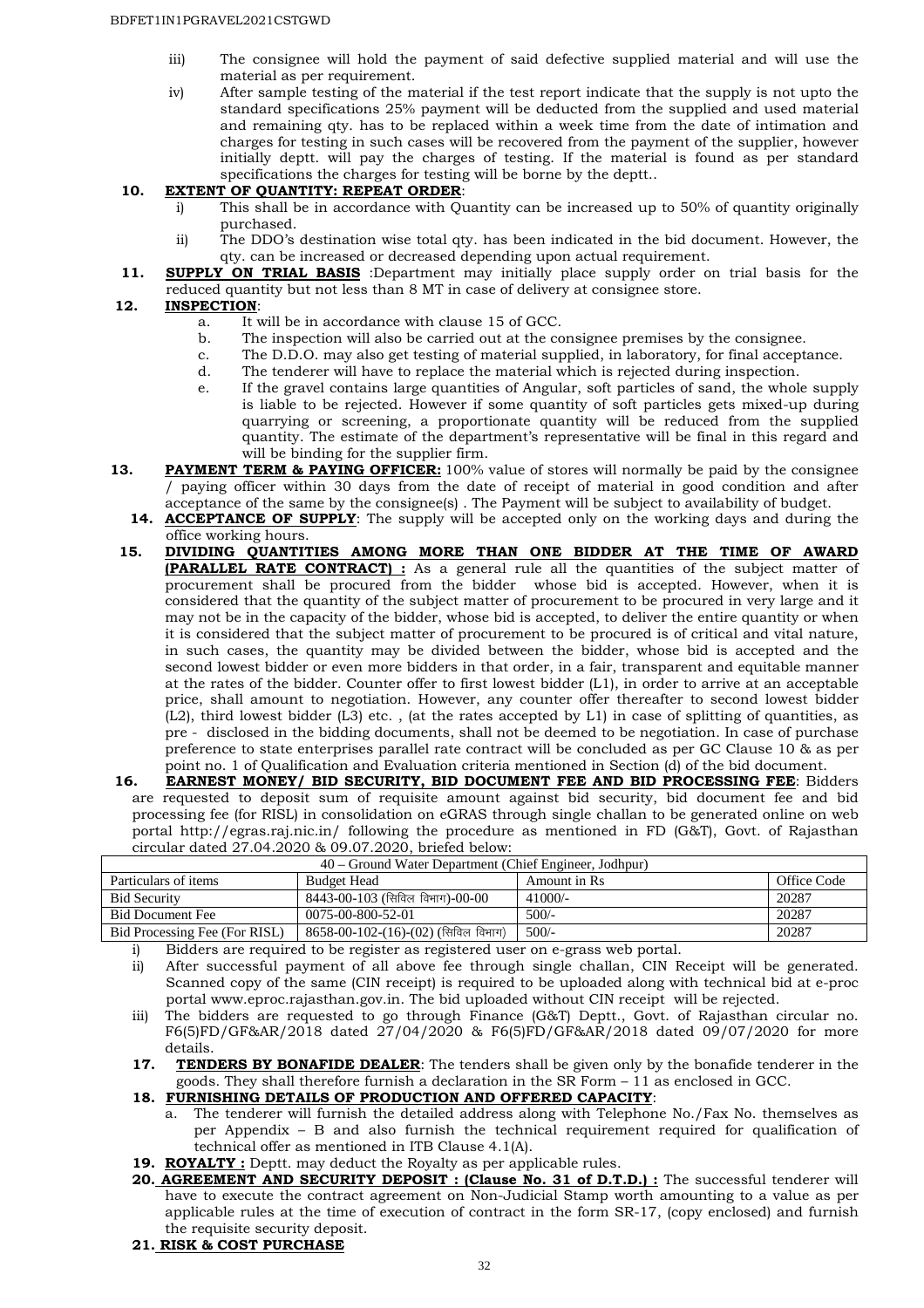iii) The consignee will hold the payment of said defective supplied material and will use the material as per requirement.

iv) After sample testing of the material if the test report indicate that the supply is not upto the standard specifications 25% payment will be deducted from the supplied and used material and remaining qty. has to be replaced within a week time from the date of intimation and charges for testing in such cases will be recovered from the payment of the supplier, however initially deptt. will pay the charges of testing. If the material is found as per standard specifications the charges for testing will be borne by the deptt..

**10. EXTENT OF QUANTITY: REPEAT ORDER**:

i) This shall be in accordance with Quantity can be increased up to 50% of quantity originally purchased.

ii) The DDO's destination wise total qty. has been indicated in the bid document. However, the qty. can be increased or decreased depending upon actual requirement.

**11. SUPPLY ON TRIAL BASIS** :Department may initially place supply order on trial basis for the reduced quantity but not less than 8 MT in case of delivery at consignee store.

**12. INSPECTION**:

a. It will be in accordance with clause 15 of GCC.

b. The inspection will also be carried out at the consignee premises by the consignee.

c. The D.D.O. may also get testing of material supplied, in laboratory, for final acceptance.

d. The tenderer will have to replace the material which is rejected during inspection.

e. If the gravel contains large quantities of Angular, soft particles of sand, the whole supply is liable to be rejected. However if some quantity of soft particles gets mixed-up during quarrying or screening, a proportionate quantity will be reduced from the supplied quantity. The estimate of the department's representative will be final in this regard and will be binding for the supplier firm.

**13. PAYMENT TERM & PAYING OFFICER:** 100% value of stores will normally be paid by the consignee / paying officer within 30 days from the date of receipt of material in good condition and after acceptance of the same by the consignee(s) . The Payment will be subject to availability of budget.

**14. ACCEPTANCE OF SUPPLY**: The supply will be accepted only on the working days and during the office working hours.

**15. DIVIDING QUANTITIES AMONG MORE THAN ONE BIDDER AT THE TIME OF AWARD (PARALLEL RATE CONTRACT) :** As a general rule all the quantities of the subject matter of procurement shall be procured from the bidder whose bid is accepted. However, when it is considered that the quantity of the subject matter of procurement to be procured in very large and it may not be in the capacity of the bidder, whose bid is accepted, to deliver the entire quantity or when it is considered that the subject matter of procurement to be procured is of critical and vital nature, in such cases, the quantity may be divided between the bidder, whose bid is accepted and the second lowest bidder or even more bidders in that order, in a fair, transparent and equitable manner at the rates of the bidder. Counter offer to first lowest bidder (L1), in order to arrive at an acceptable price, shall amount to negotiation. However, any counter offer thereafter to second lowest bidder (L2), third lowest bidder (L3) etc. , (at the rates accepted by L1) in case of splitting of quantities, as pre - disclosed in the bidding documents, shall not be deemed to be negotiation. In case of purchase preference to state enterprises parallel rate contract will be concluded as per GC Clause 10 & as per point no. 1 of Qualification and Evaluation criteria mentioned in Section (d) of the bid document.

**16. EARNEST MONEY/ BID SECURITY, BID DOCUMENT FEE AND BID PROCESSING FEE**: Bidders are requested to deposit sum of requisite amount against bid security, bid document fee and bid processing fee (for RISL) in consolidation on eGRAS through single challan to be generated online on web portal http://egras.raj.nic.in/ following the procedure as mentioned in FD (G&T), Govt. of Rajasthan circular dated 27.04.2020 & 09.07.2020, briefed below:

| 40 – Ground Water Department (Chief Engineer, Jodhpur) | | | |
|---|---|---|---|
| Particulars of items | Budget Head | Amount in Rs | Office Code |
| Bid Security | 8443-00-103 (सिविल विभाग)-00-00 | 41000/- | 20287 |
| Bid Document Fee | 0075-00-800-52-01 | 500/- | 20287 |
| Bid Processing Fee (For RISL) | 8658-00-102-(16)-(02) (सिविल विभाग) | 500/- | 20287 |

i) Bidders are required to be register as registered user on e-grass web portal.

ii) After successful payment of all above fee through single challan, CIN Receipt will be generated. Scanned copy of the same (CIN receipt) is required to be uploaded along with technical bid at e-proc portal www.eproc.rajasthan.gov.in. The bid uploaded without CIN receipt will be rejected.

iii) The bidders are requested to go through Finance (G&T) Deptt., Govt. of Rajasthan circular no. F6(5)FD/GF&AR/2018 dated 27/04/2020 & F6(5)FD/GF&AR/2018 dated 09/07/2020 for more details.

**17. TENDERS BY BONAFIDE DEALER**: The tenders shall be given only by the bonafide tenderer in the goods. They shall therefore furnish a declaration in the SR Form – 11 as enclosed in GCC.

**18. FURNISHING DETAILS OF PRODUCTION AND OFFERED CAPACITY**:

a. The tenderer will furnish the detailed address along with Telephone No./Fax No. themselves as per Appendix – B and also furnish the technical requirement required for qualification of technical offer as mentioned in ITB Clause 4.1(A).

**19. ROYALTY :** Deptt. may deduct the Royalty as per applicable rules.

**20. AGREEMENT AND SECURITY DEPOSIT : (Clause No. 31 of D.T.D.) :** The successful tenderer will have to execute the contract agreement on Non-Judicial Stamp worth amounting to a value as per applicable rules at the time of execution of contract in the form SR-17, (copy enclosed) and furnish the requisite security deposit.

**21. RISK & COST PURCHASE**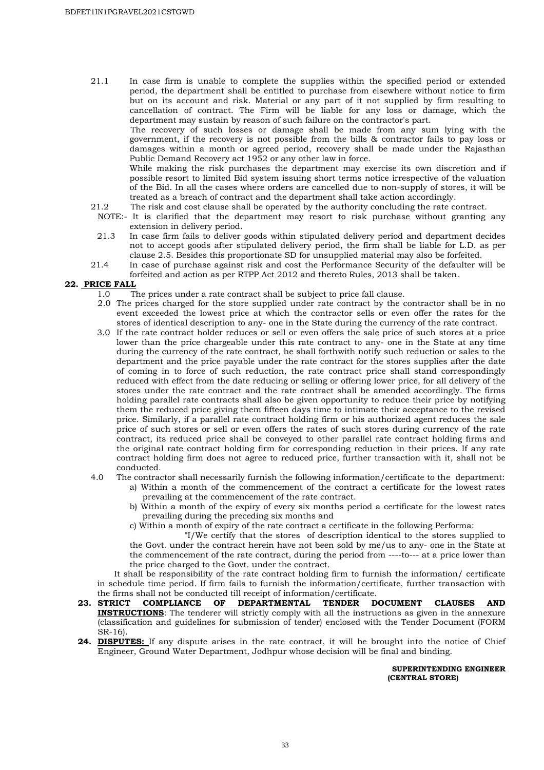21.1 In case firm is unable to complete the supplies within the specified period or extended period, the department shall be entitled to purchase from elsewhere without notice to firm but on its account and risk. Material or any part of it not supplied by firm resulting to cancellation of contract. The Firm will be liable for any loss or damage, which the department may sustain by reason of such failure on the contractor's part.

The recovery of such losses or damage shall be made from any sum lying with the government, if the recovery is not possible from the bills & contractor fails to pay loss or damages within a month or agreed period, recovery shall be made under the Rajasthan Public Demand Recovery act 1952 or any other law in force.

While making the risk purchases the department may exercise its own discretion and if possible resort to limited Bid system issuing short terms notice irrespective of the valuation of the Bid. In all the cases where orders are cancelled due to non-supply of stores, it will be treated as a breach of contract and the department shall take action accordingly.

21.2 The risk and cost clause shall be operated by the authority concluding the rate contract.

NOTE:- It is clarified that the department may resort to risk purchase without granting any extension in delivery period.

21.3 In case firm fails to deliver goods within stipulated delivery period and department decides not to accept goods after stipulated delivery period, the firm shall be liable for L.D. as per clause 2.5. Besides this proportionate SD for unsupplied material may also be forfeited.

21.4 In case of purchase against risk and cost the Performance Security of the defaulter will be forfeited and action as per RTPP Act 2012 and thereto Rules, 2013 shall be taken.

**22. PRICE FALL**

1.0 The prices under a rate contract shall be subject to price fall clause.

2.0 The prices charged for the store supplied under rate contract by the contractor shall be in no event exceeded the lowest price at which the contractor sells or even offer the rates for the stores of identical description to any- one in the State during the currency of the rate contract.

3.0 If the rate contract holder reduces or sell or even offers the sale price of such stores at a price lower than the price chargeable under this rate contract to any- one in the State at any time during the currency of the rate contract, he shall forthwith notify such reduction or sales to the department and the price payable under the rate contract for the stores supplies after the date of coming in to force of such reduction, the rate contract price shall stand correspondingly reduced with effect from the date reducing or selling or offering lower price, for all delivery of the stores under the rate contract and the rate contract shall be amended accordingly. The firms holding parallel rate contracts shall also be given opportunity to reduce their price by notifying them the reduced price giving them fifteen days time to intimate their acceptance to the revised price. Similarly, if a parallel rate contract holding firm or his authorized agent reduces the sale price of such stores or sell or even offers the rates of such stores during currency of the rate contract, its reduced price shall be conveyed to other parallel rate contract holding firms and the original rate contract holding firm for corresponding reduction in their prices. If any rate contract holding firm does not agree to reduced price, further transaction with it, shall not be conducted.

4.0 The contractor shall necessarily furnish the following information/certificate to the department:

a) Within a month of the commencement of the contract a certificate for the lowest rates prevailing at the commencement of the rate contract.

b) Within a month of the expiry of every six months period a certificate for the lowest rates prevailing during the preceding six months and

c) Within a month of expiry of the rate contract a certificate in the following Performa:

"I/We certify that the stores of description identical to the stores supplied to the Govt. under the contract herein have not been sold by me/us to any- one in the State at the commencement of the rate contract, during the period from ----to--- at a price lower than the price charged to the Govt. under the contract.

It shall be responsibility of the rate contract holding firm to furnish the information/ certificate in schedule time period. If firm fails to furnish the information/certificate, further transaction with the firms shall not be conducted till receipt of information/certificate.

**23. STRICT COMPLIANCE OF DEPARTMENTAL TENDER DOCUMENT CLAUSES AND INSTRUCTIONS**: The tenderer will strictly comply with all the instructions as given in the annexure (classification and guidelines for submission of tender) enclosed with the Tender Document (FORM SR-16).

**24. DISPUTES:** If any dispute arises in the rate contract, it will be brought into the notice of Chief Engineer, Ground Water Department, Jodhpur whose decision will be final and binding.

**SUPERINTENDING ENGINEER**
**(CENTRAL STORE)**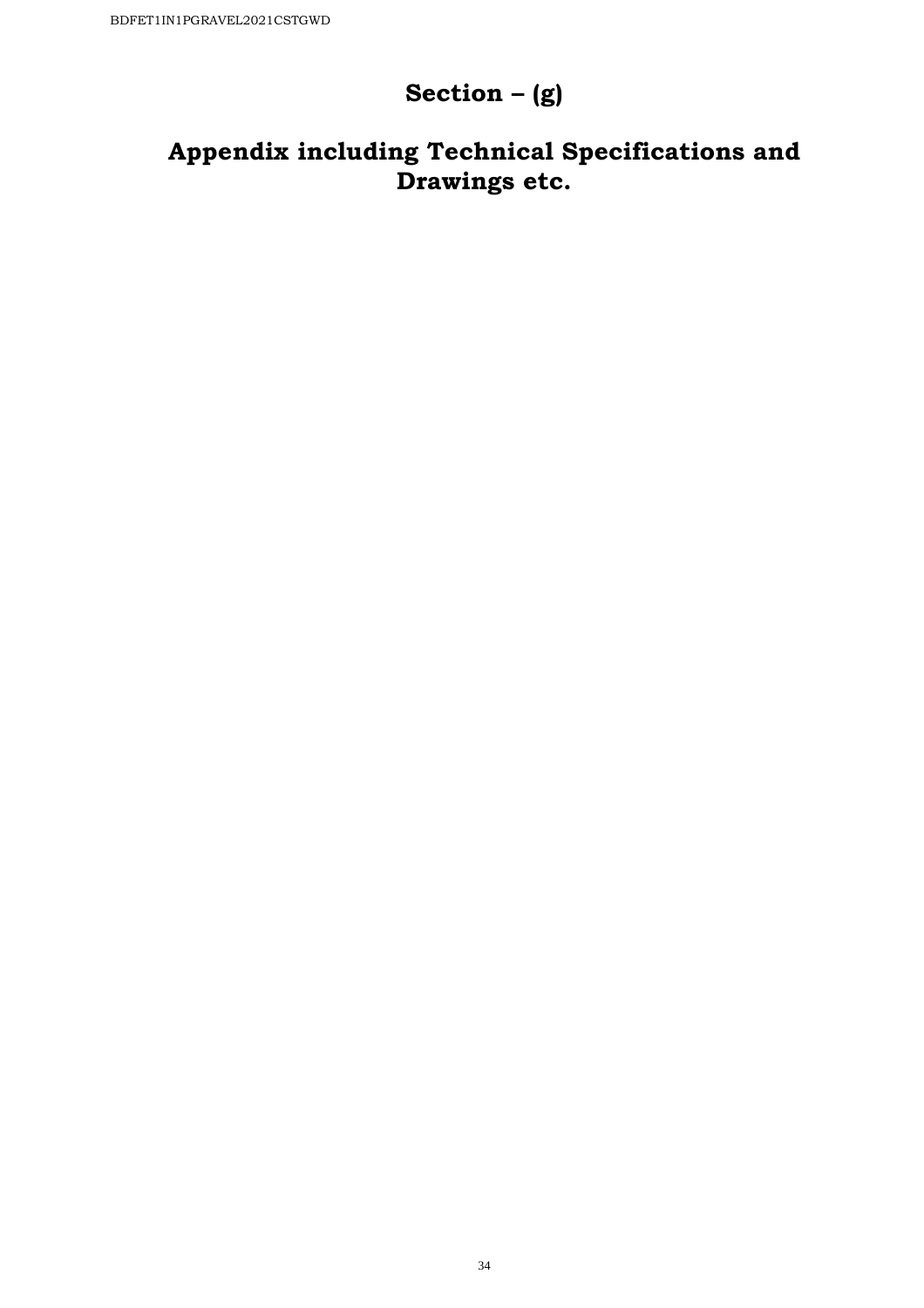# Section – (g)

## Appendix including Technical Specifications and Drawings etc.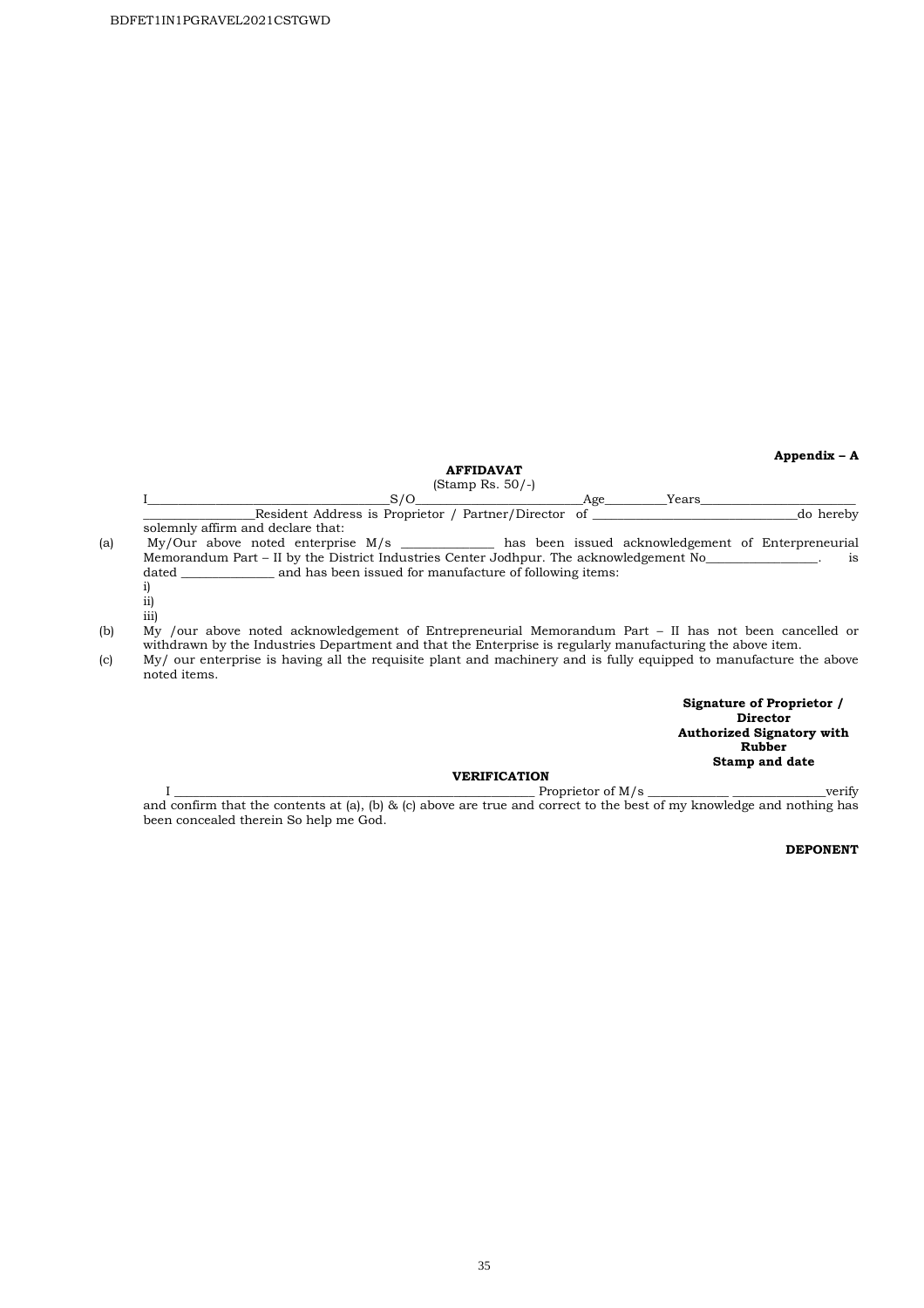**Appendix – A**

**AFFIDAVAT**

(Stamp Rs. 50/-)

I_____________________________________S/O_________________________Age_________Years________________________ _________________Resident Address is Proprietor / Partner/Director of _______________________________do hereby solemnly affirm and declare that:

(a) My/Our above noted enterprise M/s ______________ has been issued acknowledgement of Enterpreneurial Memorandum Part – II by the District Industries Center Jodhpur. The acknowledgement No_________________. is dated ______________ and has been issued for manufacture of following items:

i)

ii)

iii)

(b) My /our above noted acknowledgement of Entrepreneurial Memorandum Part – II has not been cancelled or withdrawn by the Industries Department and that the Enterprise is regularly manufacturing the above item.

(c) My/ our enterprise is having all the requisite plant and machinery and is fully equipped to manufacture the above noted items.

**Signature of Proprietor / Director**
**Authorized Signatory with Rubber Stamp and date**

**VERIFICATION**

I _________________________________________________________ Proprietor of M/s _____________ ______________verify and confirm that the contents at (a), (b) & (c) above are true and correct to the best of my knowledge and nothing has been concealed therein So help me God.

**DEPONENT**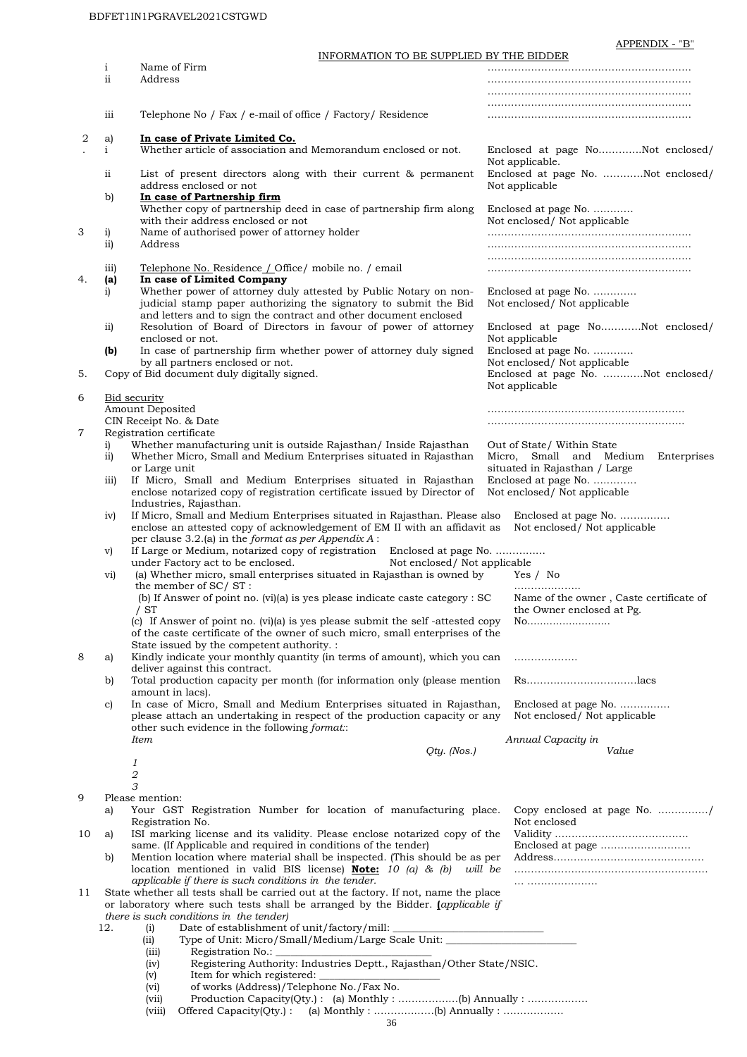APPENDIX - "B"

INFORMATION TO BE SUPPLIED BY THE BIDDER

| | | | |
|---|---|---|---|
| | i | Name of Firm | ………………………………………………… |
| | ii | Address | ………………………………………………… ………………………………………………… ………………………………………………… |
| | iii | Telephone No / Fax / e-mail of office / Factory/ Residence | ………………………………………………… |
| 2. | a) | **In case of Private Limited Co.** | |
| | i | Whether article of association and Memorandum enclosed or not. | Enclosed at page No…………Not enclosed/ Not applicable. |
| | ii | List of present directors along with their current & permanent address enclosed or not | Enclosed at page No. …………Not enclosed/ Not applicable |
| | b) | **In case of Partnership firm** Whether copy of partnership deed in case of partnership firm along with their address enclosed or not | Enclosed at page No. ………… Not enclosed/ Not applicable |
| 3 | i) | Name of authorised power of attorney holder | ………………………………………………… |
| | ii) | Address | ………………………………………………… ………………………………………………… |
| | iii) | Telephone No. Residence / Office/ mobile no. / email | ………………………………………………… |
| 4. | **(a)** | **In case of Limited Company** | |
| | i) | Whether power of attorney duly attested by Public Notary on non-judicial stamp paper authorizing the signatory to submit the Bid and letters and to sign the contract and other document enclosed | Enclosed at page No. …………. Not enclosed/ Not applicable |
| | ii) | Resolution of Board of Directors in favour of power of attorney enclosed or not. | Enclosed at page No…………Not enclosed/ Not applicable |
| | **(b)** | In case of partnership firm whether power of attorney duly signed by all partners enclosed or not. | Enclosed at page No. ………… Not enclosed/ Not applicable |
| 5. | | Copy of Bid document duly digitally signed. | Enclosed at page No. …………Not enclosed/ Not applicable |
| 6 | | Bid security Amount Deposited CIN Receipt No. & Date | ……………………………………………… ……………………………………………… |
| 7 | | Registration certificate | |
| | i) | Whether manufacturing unit is outside Rajasthan/ Inside Rajasthan | Out of State/ Within State |
| | ii) | Whether Micro, Small and Medium Enterprises situated in Rajasthan or Large unit | Micro, Small and Medium Enterprises situated in Rajasthan / Large |
| | iii) | If Micro, Small and Medium Enterprises situated in Rajasthan enclose notarized copy of registration certificate issued by Director of Industries, Rajasthan. | Enclosed at page No. …………. Not enclosed/ Not applicable |
| | iv) | If Micro, Small and Medium Enterprises situated in Rajasthan. Please also enclose an attested copy of acknowledgement of EM II with an affidavit as per clause 3.2.(a) in the *format as per Appendix A* : | Enclosed at page No. …………… Not enclosed/ Not applicable |
| | v) | If Large or Medium, notarized copy of registration under Factory act to be enclosed. | Enclosed at page No. …………… Not enclosed/ Not applicable |
| | vi) | (a) Whether micro, small enterprises situated in Rajasthan is owned by the member of SC/ ST : | Yes / No ……………….. |
| | | (b) If Answer of point no. (vi)(a) is yes please indicate caste category : SC / ST | Name of the owner , Caste certificate of the Owner enclosed at Pg. |
| | | (c) If Answer of point no. (vi)(a) is yes please submit the self -attested copy of the caste certificate of the owner of such micro, small enterprises of the State issued by the competent authority. : | No…………………… |
| 8 | a) | Kindly indicate your monthly quantity (in terms of amount), which you can deliver against this contract. | ………………. |
| | b) | Total production capacity per month (for information only (please mention amount in lacs). | Rs……………………………lacs |
| | c) | In case of Micro, Small and Medium Enterprises situated in Rajasthan, please attach an undertaking in respect of the production capacity or any other such evidence in the following *format:*: | Enclosed at page No. …………… Not enclosed/ Not applicable |

| *Item* | *Annual Capacity in Qty. (Nos.)* | *Value* |
|---|---|---|
| *1* | | |
| *2* | | |
| *3* | | |

| | | | |
|---|---|---|---|
| 9 | | Please mention: | |
| | a) | Your GST Registration Number for location of manufacturing place. Registration No. | Copy enclosed at page No. ……………/ Not enclosed |
| 10 | a) | ISI marking license and its validity. Please enclose notarized copy of the same. (If Applicable and required in conditions of the tender) | Validity ………………………………… Enclosed at page ……………………… |
| | b) | Mention location where material shall be inspected. (This should be as per location mentioned in valid BIS license) **Note:** *10 (a) & (b) will be applicable if there is such conditions in the tender.* | Address……………………………………… ………………………………………………… … ………………… |
| 11 | | State whether all tests shall be carried out at the factory. If not, name the place or laboratory where such tests shall be arranged by the Bidder. *(applicable if there is such conditions in the tender)* | |

12.
- (i) Date of establishment of unit/factory/mill: ____________________________
- (ii) Type of Unit: Micro/Small/Medium/Large Scale Unit: ________________________
- (iii) Registration No.: ______________________________
- (iv) Registering Authority: Industries Deptt., Rajasthan/Other State/NSIC.
- (v) Item for which registered: _______________________
- (vi) of works (Address)/Telephone No./Fax No.
- (vii) Production Capacity(Qty.) : (a) Monthly : ………………(b) Annually : ………………
- (viii) Offered Capacity(Qty.) : (a) Monthly : ………………(b) Annually : ………………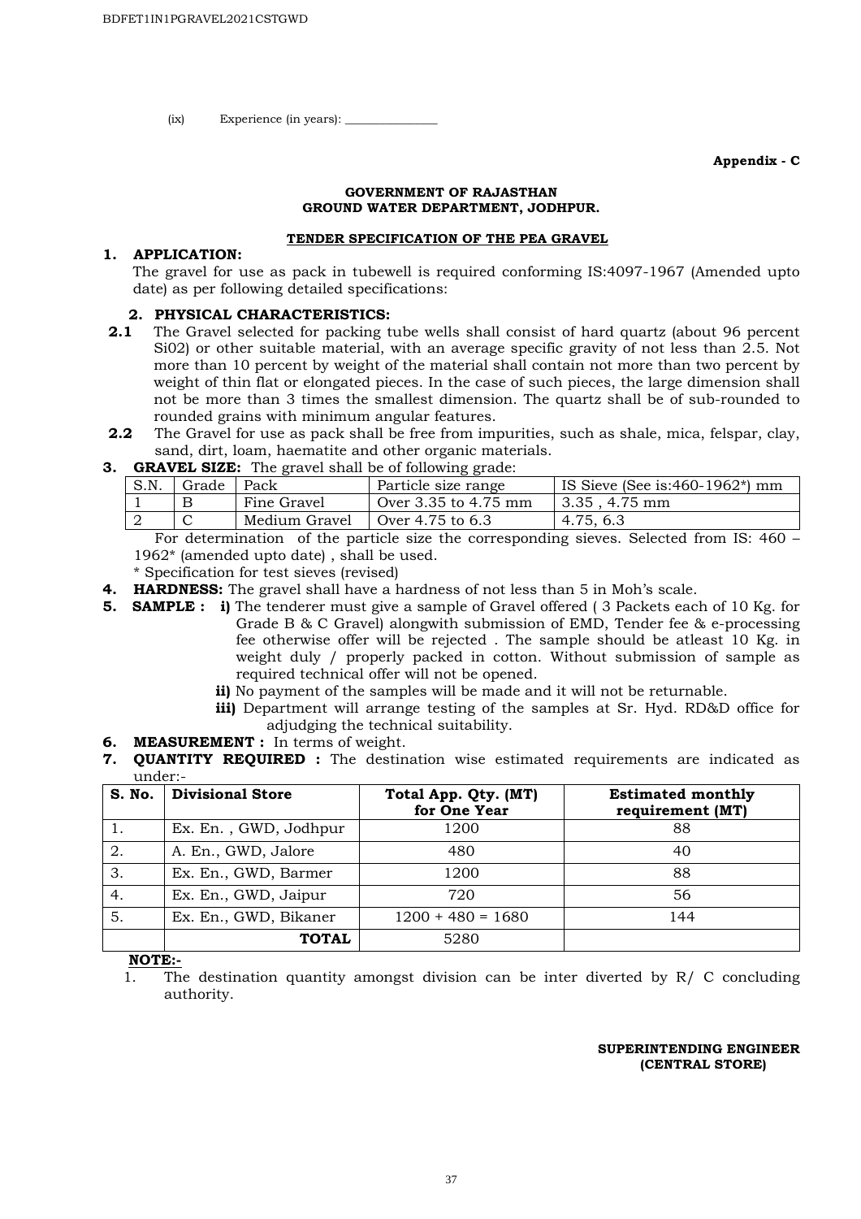(ix) Experience (in years): _______________

**Appendix - C**

**GOVERNMENT OF RAJASTHAN**
**GROUND WATER DEPARTMENT, JODHPUR.**

**TENDER SPECIFICATION OF THE PEA GRAVEL**

**1. APPLICATION:**

The gravel for use as pack in tubewell is required conforming IS:4097-1967 (Amended upto date) as per following detailed specifications:

**2. PHYSICAL CHARACTERISTICS:**

**2.1** The Gravel selected for packing tube wells shall consist of hard quartz (about 96 percent Si02) or other suitable material, with an average specific gravity of not less than 2.5. Not more than 10 percent by weight of the material shall contain not more than two percent by weight of thin flat or elongated pieces. In the case of such pieces, the large dimension shall not be more than 3 times the smallest dimension. The quartz shall be of sub-rounded to rounded grains with minimum angular features.

**2.2** The Gravel for use as pack shall be free from impurities, such as shale, mica, felspar, clay, sand, dirt, loam, haematite and other organic materials.

**3. GRAVEL SIZE:** The gravel shall be of following grade:

| S.N. | Grade | Pack | Particle size range | IS Sieve (See is:460-1962*) mm |
|---|---|---|---|---|
| 1 | B | Fine Gravel | Over 3.35 to 4.75 mm | 3.35 , 4.75 mm |
| 2 | C | Medium Gravel | Over 4.75 to 6.3 | 4.75, 6.3 |

For determination of the particle size the corresponding sieves. Selected from IS: 460 – 1962* (amended upto date) , shall be used.

* Specification for test sieves (revised)

**4. HARDNESS:** The gravel shall have a hardness of not less than 5 in Moh's scale.

**5. SAMPLE :** **i)** The tenderer must give a sample of Gravel offered ( 3 Packets each of 10 Kg. for Grade B & C Gravel) alongwith submission of EMD, Tender fee & e-processing fee otherwise offer will be rejected . The sample should be atleast 10 Kg. in weight duly / properly packed in cotton. Without submission of sample as required technical offer will not be opened.

**ii)** No payment of the samples will be made and it will not be returnable.

**iii)** Department will arrange testing of the samples at Sr. Hyd. RD&D office for adjudging the technical suitability.

**6. MEASUREMENT :** In terms of weight.

**7. QUANTITY REQUIRED :** The destination wise estimated requirements are indicated as under:-

| S. No. | Divisional Store | Total App. Qty. (MT) for One Year | Estimated monthly requirement (MT) |
|---|---|---|---|
| 1. | Ex. En. , GWD, Jodhpur | 1200 | 88 |
| 2. | A. En., GWD, Jalore | 480 | 40 |
| 3. | Ex. En., GWD, Barmer | 1200 | 88 |
| 4. | Ex. En., GWD, Jaipur | 720 | 56 |
| 5. | Ex. En., GWD, Bikaner | 1200 + 480 = 1680 | 144 |
| | **TOTAL** | 5280 | |

**NOTE:-**

1. The destination quantity amongst division can be inter diverted by R/ C concluding authority.

**SUPERINTENDING ENGINEER**
**(CENTRAL STORE)**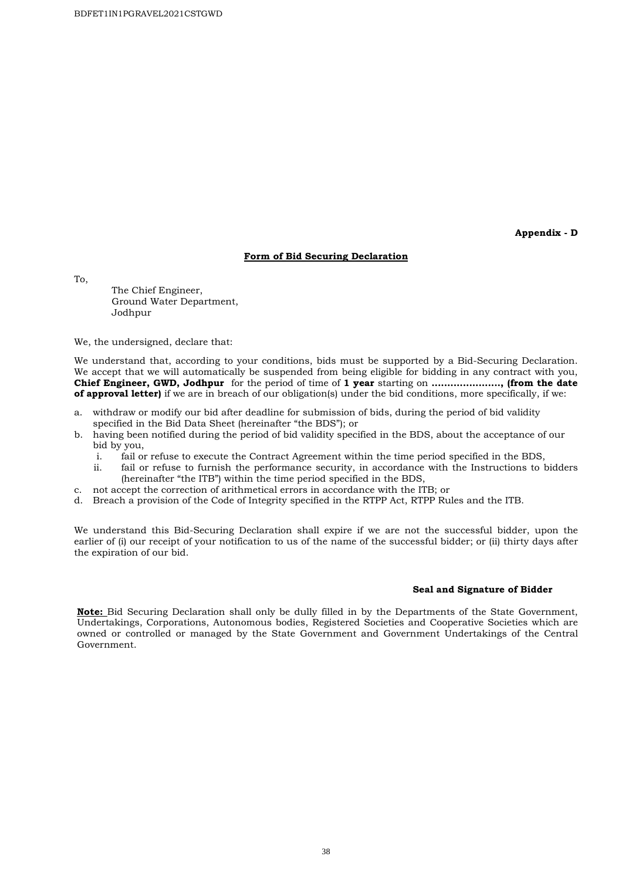**Appendix - D**

## Form of Bid Securing Declaration

To,

The Chief Engineer,
Ground Water Department,
Jodhpur

We, the undersigned, declare that:

We understand that, according to your conditions, bids must be supported by a Bid-Securing Declaration. We accept that we will automatically be suspended from being eligible for bidding in any contract with you, **Chief Engineer, GWD, Jodhpur** for the period of time of **1 year** starting on **…………………., (from the date of approval letter)** if we are in breach of our obligation(s) under the bid conditions, more specifically, if we:

a. withdraw or modify our bid after deadline for submission of bids, during the period of bid validity specified in the Bid Data Sheet (hereinafter "the BDS"); or
b. having been notified during the period of bid validity specified in the BDS, about the acceptance of our bid by you,
   i. fail or refuse to execute the Contract Agreement within the time period specified in the BDS,
   ii. fail or refuse to furnish the performance security, in accordance with the Instructions to bidders (hereinafter "the ITB") within the time period specified in the BDS,
c. not accept the correction of arithmetical errors in accordance with the ITB; or
d. Breach a provision of the Code of Integrity specified in the RTPP Act, RTPP Rules and the ITB.

We understand this Bid-Securing Declaration shall expire if we are not the successful bidder, upon the earlier of (i) our receipt of your notification to us of the name of the successful bidder; or (ii) thirty days after the expiration of our bid.

**Seal and Signature of Bidder**

**Note:** Bid Securing Declaration shall only be dully filled in by the Departments of the State Government, Undertakings, Corporations, Autonomous bodies, Registered Societies and Cooperative Societies which are owned or controlled or managed by the State Government and Government Undertakings of the Central Government.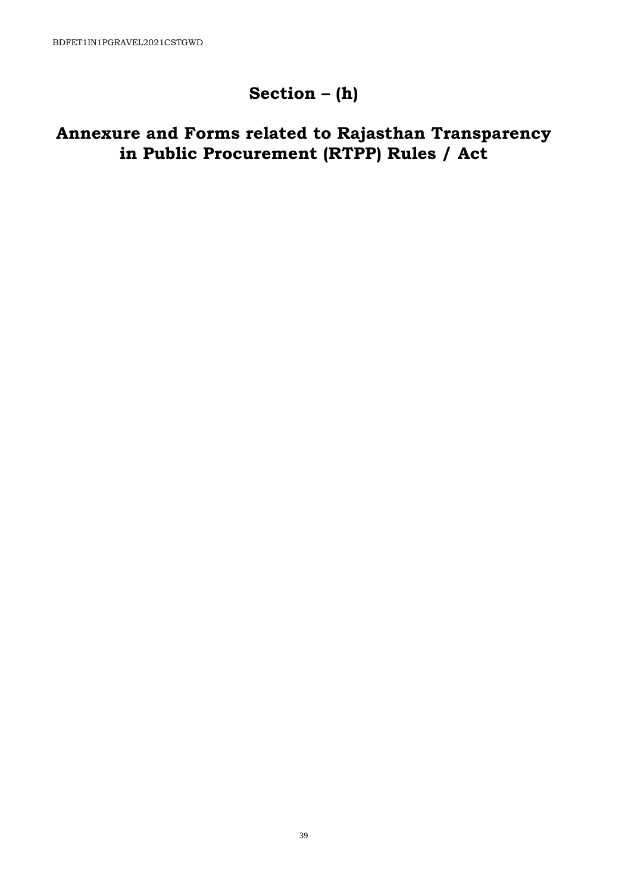# Section – (h)

# Annexure and Forms related to Rajasthan Transparency in Public Procurement (RTPP) Rules / Act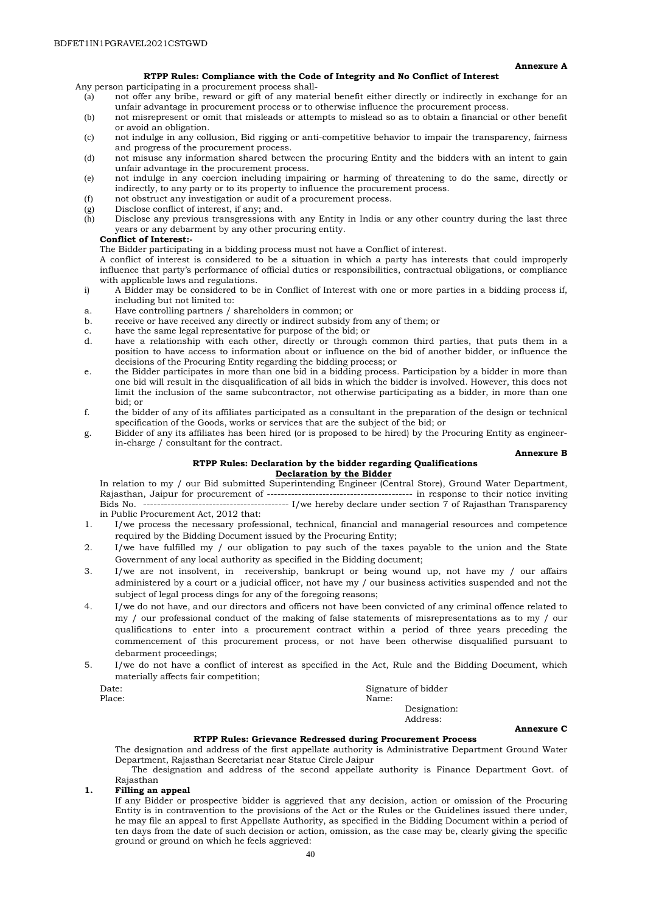**Annexure A**

**RTPP Rules: Compliance with the Code of Integrity and No Conflict of Interest**

Any person participating in a procurement process shall-

(a) not offer any bribe, reward or gift of any material benefit either directly or indirectly in exchange for an unfair advantage in procurement process or to otherwise influence the procurement process.
(b) not misrepresent or omit that misleads or attempts to mislead so as to obtain a financial or other benefit or avoid an obligation.
(c) not indulge in any collusion, Bid rigging or anti-competitive behavior to impair the transparency, fairness and progress of the procurement process.
(d) not misuse any information shared between the procuring Entity and the bidders with an intent to gain unfair advantage in the procurement process.
(e) not indulge in any coercion including impairing or harming of threatening to do the same, directly or indirectly, to any party or to its property to influence the procurement process.
(f) not obstruct any investigation or audit of a procurement process.
(g) Disclose conflict of interest, if any; and.
(h) Disclose any previous transgressions with any Entity in India or any other country during the last three years or any debarment by any other procuring entity.

**Conflict of Interest:-**

The Bidder participating in a bidding process must not have a Conflict of interest.

A conflict of interest is considered to be a situation in which a party has interests that could improperly influence that party's performance of official duties or responsibilities, contractual obligations, or compliance with applicable laws and regulations.

i) A Bidder may be considered to be in Conflict of Interest with one or more parties in a bidding process if, including but not limited to:

a. Have controlling partners / shareholders in common; or
b. receive or have received any directly or indirect subsidy from any of them; or
c. have the same legal representative for purpose of the bid; or
d. have a relationship with each other, directly or through common third parties, that puts them in a position to have access to information about or influence on the bid of another bidder, or influence the decisions of the Procuring Entity regarding the bidding process; or
e. the Bidder participates in more than one bid in a bidding process. Participation by a bidder in more than one bid will result in the disqualification of all bids in which the bidder is involved. However, this does not limit the inclusion of the same subcontractor, not otherwise participating as a bidder, in more than one bid; or
f. the bidder of any of its affiliates participated as a consultant in the preparation of the design or technical specification of the Goods, works or services that are the subject of the bid; or
g. Bidder of any its affiliates has been hired (or is proposed to be hired) by the Procuring Entity as engineer-in-charge / consultant for the contract.

**Annexure B**

**RTPP Rules: Declaration by the bidder regarding Qualifications**

**<u>Declaration by the Bidder</u>**

In relation to my / our Bid submitted Superintending Engineer (Central Store), Ground Water Department, Rajasthan, Jaipur for procurement of ------------------------------------------ in response to their notice inviting Bids No. ------------------------------------------ I/we hereby declare under section 7 of Rajasthan Transparency in Public Procurement Act, 2012 that:

1. I/we process the necessary professional, technical, financial and managerial resources and competence required by the Bidding Document issued by the Procuring Entity;
2. I/we have fulfilled my / our obligation to pay such of the taxes payable to the union and the State Government of any local authority as specified in the Bidding document;
3. I/we are not insolvent, in receivership, bankrupt or being wound up, not have my / our affairs administered by a court or a judicial officer, not have my / our business activities suspended and not the subject of legal process dings for any of the foregoing reasons;
4. I/we do not have, and our directors and officers not have been convicted of any criminal offence related to my / our professional conduct of the making of false statements of misrepresentations as to my / our qualifications to enter into a procurement contract within a period of three years preceding the commencement of this procurement process, or not have been otherwise disqualified pursuant to debarment proceedings;
5. I/we do not have a conflict of interest as specified in the Act, Rule and the Bidding Document, which materially affects fair competition;

Date:
Place:

Signature of bidder
Name:
Designation:
Address:

**Annexure C**

**RTPP Rules: Grievance Redressed during Procurement Process**

The designation and address of the first appellate authority is Administrative Department Ground Water Department, Rajasthan Secretariat near Statue Circle Jaipur

The designation and address of the second appellate authority is Finance Department Govt. of Rajasthan

**1. Filling an appeal**

If any Bidder or prospective bidder is aggrieved that any decision, action or omission of the Procuring Entity is in contravention to the provisions of the Act or the Rules or the Guidelines issued there under, he may file an appeal to first Appellate Authority, as specified in the Bidding Document within a period of ten days from the date of such decision or action, omission, as the case may be, clearly giving the specific ground or ground on which he feels aggrieved: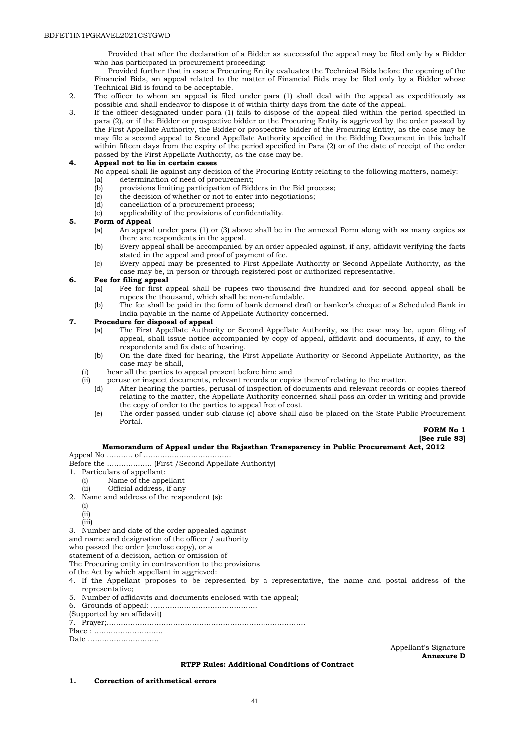Provided that after the declaration of a Bidder as successful the appeal may be filed only by a Bidder who has participated in procurement proceeding:

Provided further that in case a Procuring Entity evaluates the Technical Bids before the opening of the Financial Bids, an appeal related to the matter of Financial Bids may be filed only by a Bidder whose Technical Bid is found to be acceptable.

2. The officer to whom an appeal is filed under para (1) shall deal with the appeal as expeditiously as possible and shall endeavor to dispose it of within thirty days from the date of the appeal.
3. If the officer designated under para (1) fails to dispose of the appeal filed within the period specified in para (2), or if the Bidder or prospective bidder or the Procuring Entity is aggrieved by the order passed by the First Appellate Authority, the Bidder or prospective bidder of the Procuring Entity, as the case may be may file a second appeal to Second Appellate Authority specified in the Bidding Document in this behalf within fifteen days from the expiry of the period specified in Para (2) or of the date of receipt of the order passed by the First Appellate Authority, as the case may be.

**4. Appeal not to lie in certain cases**

No appeal shall lie against any decision of the Procuring Entity relating to the following matters, namely:-

(a) determination of need of procurement;
(b) provisions limiting participation of Bidders in the Bid process;
(c) the decision of whether or not to enter into negotiations;
(d) cancellation of a procurement process;
(e) applicability of the provisions of confidentiality.

**5. Form of Appeal**

(a) An appeal under para (1) or (3) above shall be in the annexed Form along with as many copies as there are respondents in the appeal.
(b) Every appeal shall be accompanied by an order appealed against, if any, affidavit verifying the facts stated in the appeal and proof of payment of fee.
(c) Every appeal may be presented to First Appellate Authority or Second Appellate Authority, as the case may be, in person or through registered post or authorized representative.

**6. Fee for filing appeal**

(a) Fee for first appeal shall be rupees two thousand five hundred and for second appeal shall be rupees the thousand, which shall be non-refundable.
(b) The fee shall be paid in the form of bank demand draft or banker's cheque of a Scheduled Bank in India payable in the name of Appellate Authority concerned.

**7. Procedure for disposal of appeal**

(a) The First Appellate Authority or Second Appellate Authority, as the case may be, upon filing of appeal, shall issue notice accompanied by copy of appeal, affidavit and documents, if any, to the respondents and fix date of hearing.
(b) On the date fixed for hearing, the First Appellate Authority or Second Appellate Authority, as the case may be shall,-
   (i) hear all the parties to appeal present before him; and
   (ii) peruse or inspect documents, relevant records or copies thereof relating to the matter.
(d) After hearing the parties, perusal of inspection of documents and relevant records or copies thereof relating to the matter, the Appellate Authority concerned shall pass an order in writing and provide the copy of order to the parties to appeal free of cost.
(e) The order passed under sub-clause (c) above shall also be placed on the State Public Procurement Portal.

**FORM No 1**
**[See rule 83]**

**Memorandum of Appeal under the Rajasthan Transparency in Public Procurement Act, 2012**

Appeal No ……….. of ……………………………….

Before the ………………. (First /Second Appellate Authority)

1. Particulars of appellant:
   (i) Name of the appellant
   (ii) Official address, if any
2. Name and address of the respondent (s):
   (i)
   (ii)
   (iii)
3. Number and date of the order appealed against and name and designation of the officer / authority who passed the order (enclose copy), or a statement of a decision, action or omission of The Procuring entity in contravention to the provisions of the Act by which appellant in aggrieved:
4. If the Appellant proposes to be represented by a representative, the name and postal address of the representative;
5. Number of affidavits and documents enclosed with the appeal;
6. Grounds of appeal: ……………………………………… (Supported by an affidavit)
7. Prayer;…………………………………………………………………………

Place : ………………………..

Date …………………………

Appellant's Signature

**Annexure D**

**RTPP Rules: Additional Conditions of Contract**

**1. Correction of arithmetical errors**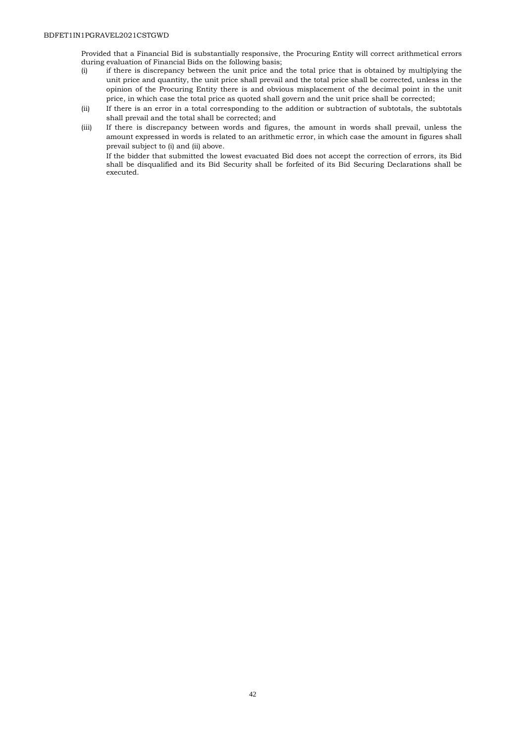Provided that a Financial Bid is substantially responsive, the Procuring Entity will correct arithmetical errors during evaluation of Financial Bids on the following basis;

(i) if there is discrepancy between the unit price and the total price that is obtained by multiplying the unit price and quantity, the unit price shall prevail and the total price shall be corrected, unless in the opinion of the Procuring Entity there is and obvious misplacement of the decimal point in the unit price, in which case the total price as quoted shall govern and the unit price shall be corrected;

(ii) If there is an error in a total corresponding to the addition or subtraction of subtotals, the subtotals shall prevail and the total shall be corrected; and

(iii) If there is discrepancy between words and figures, the amount in words shall prevail, unless the amount expressed in words is related to an arithmetic error, in which case the amount in figures shall prevail subject to (i) and (ii) above.

If the bidder that submitted the lowest evacuated Bid does not accept the correction of errors, its Bid shall be disqualified and its Bid Security shall be forfeited of its Bid Securing Declarations shall be executed.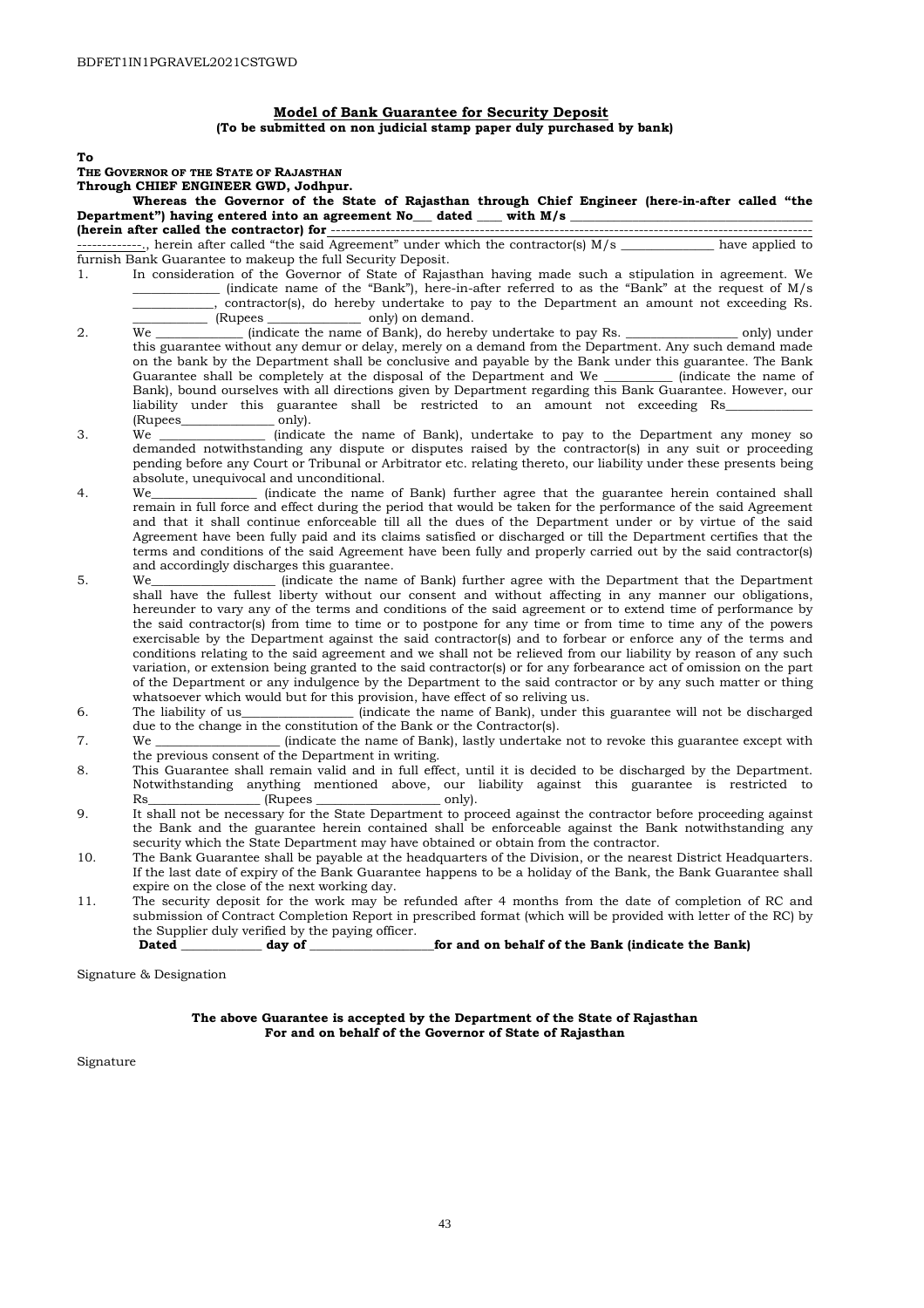## Model of Bank Guarantee for Security Deposit

**(To be submitted on non judicial stamp paper duly purchased by bank)**

**To**
**THE GOVERNOR OF THE STATE OF RAJASTHAN**
**Through CHIEF ENGINEER GWD, Jodhpur.**

**Whereas the Governor of the State of Rajasthan through Chief Engineer (here-in-after called "the Department") having entered into an agreement No___ dated ____ with M/s ____________________________________ (herein after called the contractor) for** -------------------------------------------------------------------------------------------------------------., herein after called "the said Agreement" under which the contractor(s) M/s ______________ have applied to furnish Bank Guarantee to makeup the full Security Deposit.

1. In consideration of the Governor of State of Rajasthan having made such a stipulation in agreement. We _____________ (indicate name of the "Bank"), here-in-after referred to as the "Bank" at the request of M/s ____________, contractor(s), do hereby undertake to pay to the Department an amount not exceeding Rs. ___________ (Rupees ______________ only) on demand.
2. We _____________ (indicate the name of Bank), do hereby undertake to pay Rs. _________________ only) under this guarantee without any demur or delay, merely on a demand from the Department. Any such demand made on the bank by the Department shall be conclusive and payable by the Bank under this guarantee. The Bank Guarantee shall be completely at the disposal of the Department and We __________ (indicate the name of Bank), bound ourselves with all directions given by Department regarding this Bank Guarantee. However, our liability under this guarantee shall be restricted to an amount not exceeding Rs_____________ (Rupees______________ only).
3. We ________________ (indicate the name of Bank), undertake to pay to the Department any money so demanded notwithstanding any dispute or disputes raised by the contractor(s) in any suit or proceeding pending before any Court or Tribunal or Arbitrator etc. relating thereto, our liability under these presents being absolute, unequivocal and unconditional.
4. We________________ (indicate the name of Bank) further agree that the guarantee herein contained shall remain in full force and effect during the period that would be taken for the performance of the said Agreement and that it shall continue enforceable till all the dues of the Department under or by virtue of the said Agreement have been fully paid and its claims satisfied or discharged or till the Department certifies that the terms and conditions of the said Agreement have been fully and properly carried out by the said contractor(s) and accordingly discharges this guarantee.
5. We___________________ (indicate the name of Bank) further agree with the Department that the Department shall have the fullest liberty without our consent and without affecting in any manner our obligations, hereunder to vary any of the terms and conditions of the said agreement or to extend time of performance by the said contractor(s) from time to time or to postpone for any time or from time to time any of the powers exercisable by the Department against the said contractor(s) and to forbear or enforce any of the terms and conditions relating to the said agreement and we shall not be relieved from our liability by reason of any such variation, or extension being granted to the said contractor(s) or for any forbearance act of omission on the part of the Department or any indulgence by the Department to the said contractor or by any such matter or thing whatsoever which would but for this provision, have effect of so reliving us.
6. The liability of us_________________ (indicate the name of Bank), under this guarantee will not be discharged due to the change in the constitution of the Bank or the Contractor(s).
7. We ___________________ (indicate the name of Bank), lastly undertake not to revoke this guarantee except with the previous consent of the Department in writing.
8. This Guarantee shall remain valid and in full effect, until it is decided to be discharged by the Department. Notwithstanding anything mentioned above, our liability against this guarantee is restricted to Rs_________________ (Rupees ___________________ only).
9. It shall not be necessary for the State Department to proceed against the contractor before proceeding against the Bank and the guarantee herein contained shall be enforceable against the Bank notwithstanding any security which the State Department may have obtained or obtain from the contractor.
10. The Bank Guarantee shall be payable at the headquarters of the Division, or the nearest District Headquarters. If the last date of expiry of the Bank Guarantee happens to be a holiday of the Bank, the Bank Guarantee shall expire on the close of the next working day.
11. The security deposit for the work may be refunded after 4 months from the date of completion of RC and submission of Contract Completion Report in prescribed format (which will be provided with letter of the RC) by the Supplier duly verified by the paying officer.

**Dated ____________ day of ___________________for and on behalf of the Bank (indicate the Bank)**

Signature & Designation

**The above Guarantee is accepted by the Department of the State of Rajasthan**
**For and on behalf of the Governor of State of Rajasthan**

Signature